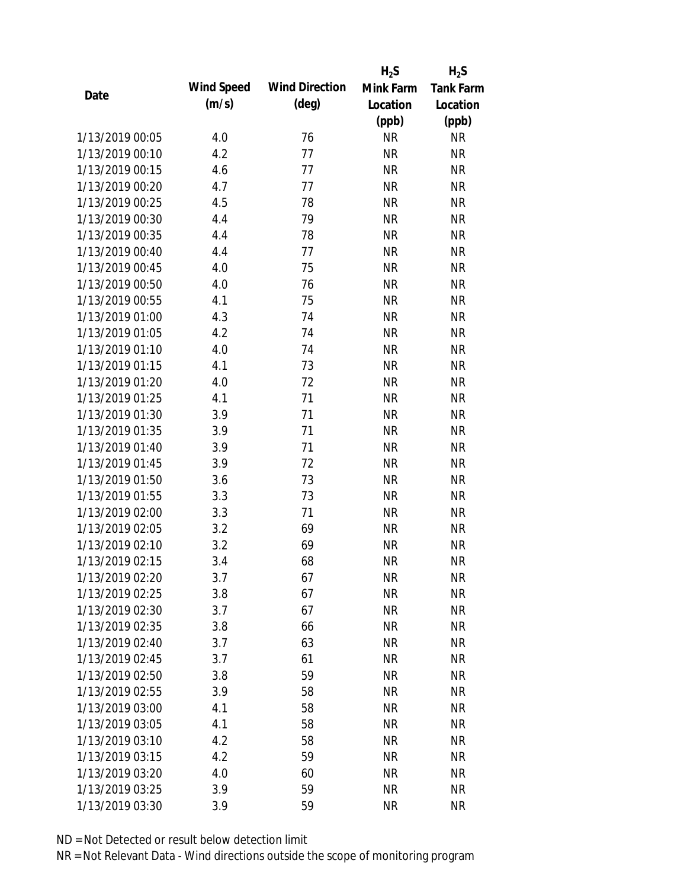| Date | Wind Speed (m/s) | Wind Direction (deg) | $H_2S$ Mink Farm Location (ppb) | $H_2S$ Tank Farm Location (ppb) |
|---|---|---|---|---|
| 1/13/2019 00:05 | 4.0 | 76 | NR | NR |
| 1/13/2019 00:10 | 4.2 | 77 | NR | NR |
| 1/13/2019 00:15 | 4.6 | 77 | NR | NR |
| 1/13/2019 00:20 | 4.7 | 77 | NR | NR |
| 1/13/2019 00:25 | 4.5 | 78 | NR | NR |
| 1/13/2019 00:30 | 4.4 | 79 | NR | NR |
| 1/13/2019 00:35 | 4.4 | 78 | NR | NR |
| 1/13/2019 00:40 | 4.4 | 77 | NR | NR |
| 1/13/2019 00:45 | 4.0 | 75 | NR | NR |
| 1/13/2019 00:50 | 4.0 | 76 | NR | NR |
| 1/13/2019 00:55 | 4.1 | 75 | NR | NR |
| 1/13/2019 01:00 | 4.3 | 74 | NR | NR |
| 1/13/2019 01:05 | 4.2 | 74 | NR | NR |
| 1/13/2019 01:10 | 4.0 | 74 | NR | NR |
| 1/13/2019 01:15 | 4.1 | 73 | NR | NR |
| 1/13/2019 01:20 | 4.0 | 72 | NR | NR |
| 1/13/2019 01:25 | 4.1 | 71 | NR | NR |
| 1/13/2019 01:30 | 3.9 | 71 | NR | NR |
| 1/13/2019 01:35 | 3.9 | 71 | NR | NR |
| 1/13/2019 01:40 | 3.9 | 71 | NR | NR |
| 1/13/2019 01:45 | 3.9 | 72 | NR | NR |
| 1/13/2019 01:50 | 3.6 | 73 | NR | NR |
| 1/13/2019 01:55 | 3.3 | 73 | NR | NR |
| 1/13/2019 02:00 | 3.3 | 71 | NR | NR |
| 1/13/2019 02:05 | 3.2 | 69 | NR | NR |
| 1/13/2019 02:10 | 3.2 | 69 | NR | NR |
| 1/13/2019 02:15 | 3.4 | 68 | NR | NR |
| 1/13/2019 02:20 | 3.7 | 67 | NR | NR |
| 1/13/2019 02:25 | 3.8 | 67 | NR | NR |
| 1/13/2019 02:30 | 3.7 | 67 | NR | NR |
| 1/13/2019 02:35 | 3.8 | 66 | NR | NR |
| 1/13/2019 02:40 | 3.7 | 63 | NR | NR |
| 1/13/2019 02:45 | 3.7 | 61 | NR | NR |
| 1/13/2019 02:50 | 3.8 | 59 | NR | NR |
| 1/13/2019 02:55 | 3.9 | 58 | NR | NR |
| 1/13/2019 03:00 | 4.1 | 58 | NR | NR |
| 1/13/2019 03:05 | 4.1 | 58 | NR | NR |
| 1/13/2019 03:10 | 4.2 | 58 | NR | NR |
| 1/13/2019 03:15 | 4.2 | 59 | NR | NR |
| 1/13/2019 03:20 | 4.0 | 60 | NR | NR |
| 1/13/2019 03:25 | 3.9 | 59 | NR | NR |
| 1/13/2019 03:30 | 3.9 | 59 | NR | NR |

ND = Not Detected or result below detection limit

NR = Not Relevant Data - Wind directions outside the scope of monitoring program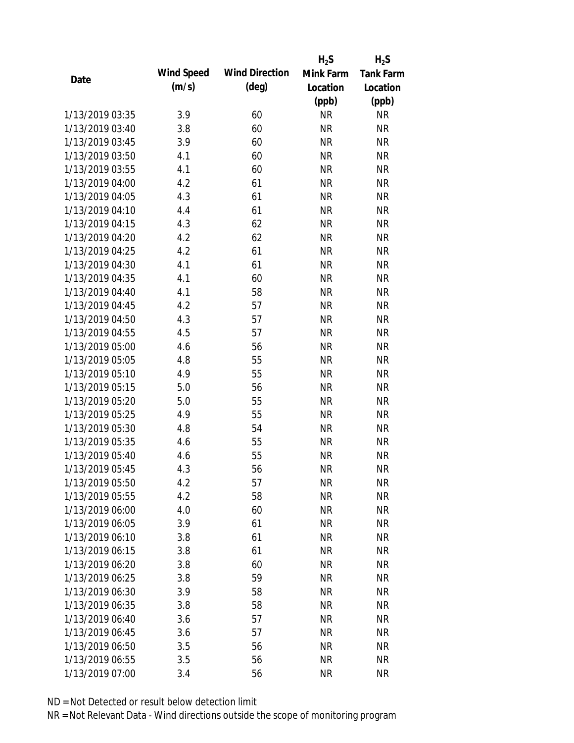| Date | Wind Speed (m/s) | Wind Direction (deg) | $H_2S$ Mink Farm Location (ppb) | $H_2S$ Tank Farm Location (ppb) |
|---|---|---|---|---|
| 1/13/2019 03:35 | 3.9 | 60 | NR | NR |
| 1/13/2019 03:40 | 3.8 | 60 | NR | NR |
| 1/13/2019 03:45 | 3.9 | 60 | NR | NR |
| 1/13/2019 03:50 | 4.1 | 60 | NR | NR |
| 1/13/2019 03:55 | 4.1 | 60 | NR | NR |
| 1/13/2019 04:00 | 4.2 | 61 | NR | NR |
| 1/13/2019 04:05 | 4.3 | 61 | NR | NR |
| 1/13/2019 04:10 | 4.4 | 61 | NR | NR |
| 1/13/2019 04:15 | 4.3 | 62 | NR | NR |
| 1/13/2019 04:20 | 4.2 | 62 | NR | NR |
| 1/13/2019 04:25 | 4.2 | 61 | NR | NR |
| 1/13/2019 04:30 | 4.1 | 61 | NR | NR |
| 1/13/2019 04:35 | 4.1 | 60 | NR | NR |
| 1/13/2019 04:40 | 4.1 | 58 | NR | NR |
| 1/13/2019 04:45 | 4.2 | 57 | NR | NR |
| 1/13/2019 04:50 | 4.3 | 57 | NR | NR |
| 1/13/2019 04:55 | 4.5 | 57 | NR | NR |
| 1/13/2019 05:00 | 4.6 | 56 | NR | NR |
| 1/13/2019 05:05 | 4.8 | 55 | NR | NR |
| 1/13/2019 05:10 | 4.9 | 55 | NR | NR |
| 1/13/2019 05:15 | 5.0 | 56 | NR | NR |
| 1/13/2019 05:20 | 5.0 | 55 | NR | NR |
| 1/13/2019 05:25 | 4.9 | 55 | NR | NR |
| 1/13/2019 05:30 | 4.8 | 54 | NR | NR |
| 1/13/2019 05:35 | 4.6 | 55 | NR | NR |
| 1/13/2019 05:40 | 4.6 | 55 | NR | NR |
| 1/13/2019 05:45 | 4.3 | 56 | NR | NR |
| 1/13/2019 05:50 | 4.2 | 57 | NR | NR |
| 1/13/2019 05:55 | 4.2 | 58 | NR | NR |
| 1/13/2019 06:00 | 4.0 | 60 | NR | NR |
| 1/13/2019 06:05 | 3.9 | 61 | NR | NR |
| 1/13/2019 06:10 | 3.8 | 61 | NR | NR |
| 1/13/2019 06:15 | 3.8 | 61 | NR | NR |
| 1/13/2019 06:20 | 3.8 | 60 | NR | NR |
| 1/13/2019 06:25 | 3.8 | 59 | NR | NR |
| 1/13/2019 06:30 | 3.9 | 58 | NR | NR |
| 1/13/2019 06:35 | 3.8 | 58 | NR | NR |
| 1/13/2019 06:40 | 3.6 | 57 | NR | NR |
| 1/13/2019 06:45 | 3.6 | 57 | NR | NR |
| 1/13/2019 06:50 | 3.5 | 56 | NR | NR |
| 1/13/2019 06:55 | 3.5 | 56 | NR | NR |
| 1/13/2019 07:00 | 3.4 | 56 | NR | NR |

ND = Not Detected or result below detection limit

NR = Not Relevant Data - Wind directions outside the scope of monitoring program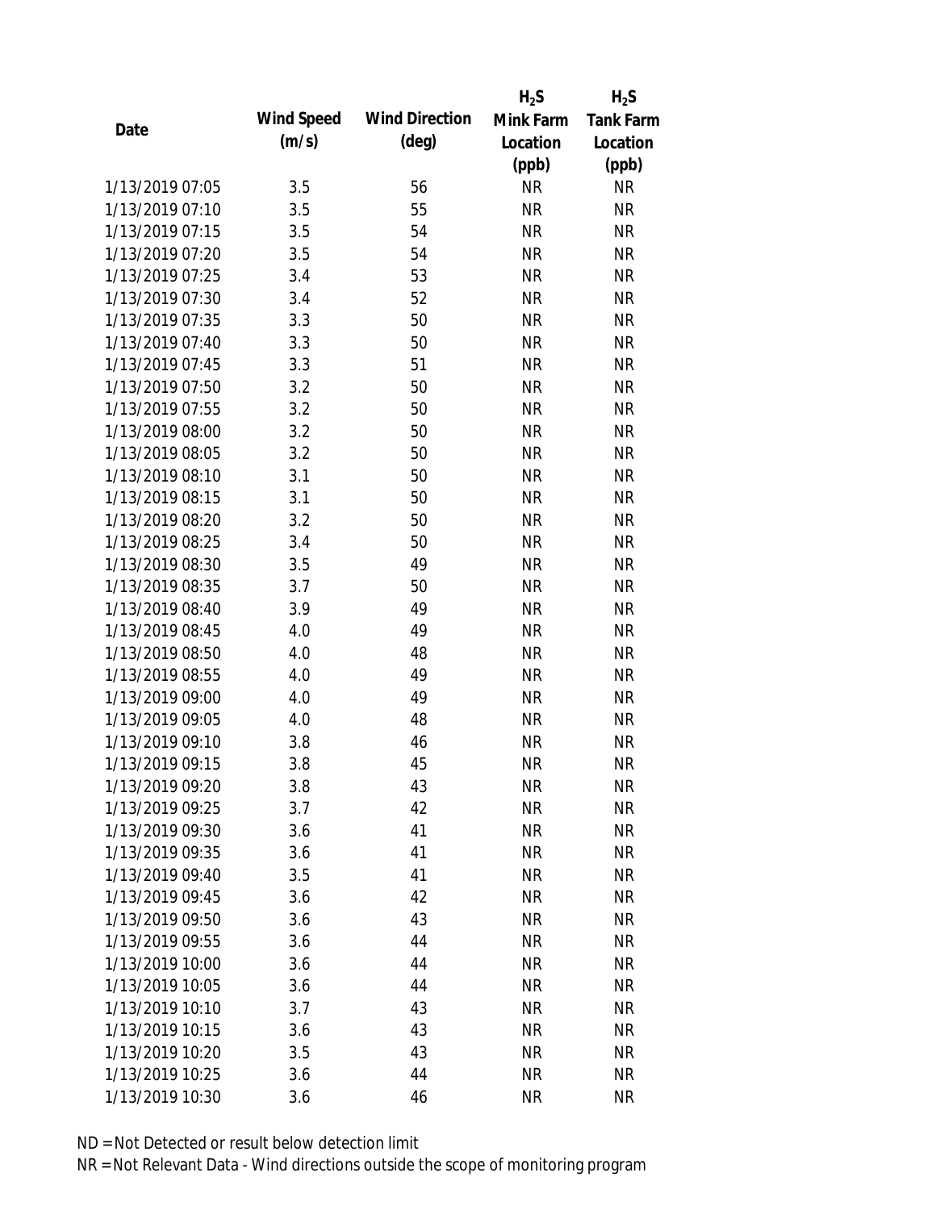| Date | Wind Speed (m/s) | Wind Direction (deg) | $H_2S$ Mink Farm Location (ppb) | $H_2S$ Tank Farm Location (ppb) |
|---|---|---|---|---|
| 1/13/2019 07:05 | 3.5 | 56 | NR | NR |
| 1/13/2019 07:10 | 3.5 | 55 | NR | NR |
| 1/13/2019 07:15 | 3.5 | 54 | NR | NR |
| 1/13/2019 07:20 | 3.5 | 54 | NR | NR |
| 1/13/2019 07:25 | 3.4 | 53 | NR | NR |
| 1/13/2019 07:30 | 3.4 | 52 | NR | NR |
| 1/13/2019 07:35 | 3.3 | 50 | NR | NR |
| 1/13/2019 07:40 | 3.3 | 50 | NR | NR |
| 1/13/2019 07:45 | 3.3 | 51 | NR | NR |
| 1/13/2019 07:50 | 3.2 | 50 | NR | NR |
| 1/13/2019 07:55 | 3.2 | 50 | NR | NR |
| 1/13/2019 08:00 | 3.2 | 50 | NR | NR |
| 1/13/2019 08:05 | 3.2 | 50 | NR | NR |
| 1/13/2019 08:10 | 3.1 | 50 | NR | NR |
| 1/13/2019 08:15 | 3.1 | 50 | NR | NR |
| 1/13/2019 08:20 | 3.2 | 50 | NR | NR |
| 1/13/2019 08:25 | 3.4 | 50 | NR | NR |
| 1/13/2019 08:30 | 3.5 | 49 | NR | NR |
| 1/13/2019 08:35 | 3.7 | 50 | NR | NR |
| 1/13/2019 08:40 | 3.9 | 49 | NR | NR |
| 1/13/2019 08:45 | 4.0 | 49 | NR | NR |
| 1/13/2019 08:50 | 4.0 | 48 | NR | NR |
| 1/13/2019 08:55 | 4.0 | 49 | NR | NR |
| 1/13/2019 09:00 | 4.0 | 49 | NR | NR |
| 1/13/2019 09:05 | 4.0 | 48 | NR | NR |
| 1/13/2019 09:10 | 3.8 | 46 | NR | NR |
| 1/13/2019 09:15 | 3.8 | 45 | NR | NR |
| 1/13/2019 09:20 | 3.8 | 43 | NR | NR |
| 1/13/2019 09:25 | 3.7 | 42 | NR | NR |
| 1/13/2019 09:30 | 3.6 | 41 | NR | NR |
| 1/13/2019 09:35 | 3.6 | 41 | NR | NR |
| 1/13/2019 09:40 | 3.5 | 41 | NR | NR |
| 1/13/2019 09:45 | 3.6 | 42 | NR | NR |
| 1/13/2019 09:50 | 3.6 | 43 | NR | NR |
| 1/13/2019 09:55 | 3.6 | 44 | NR | NR |
| 1/13/2019 10:00 | 3.6 | 44 | NR | NR |
| 1/13/2019 10:05 | 3.6 | 44 | NR | NR |
| 1/13/2019 10:10 | 3.7 | 43 | NR | NR |
| 1/13/2019 10:15 | 3.6 | 43 | NR | NR |
| 1/13/2019 10:20 | 3.5 | 43 | NR | NR |
| 1/13/2019 10:25 | 3.6 | 44 | NR | NR |
| 1/13/2019 10:30 | 3.6 | 46 | NR | NR |

ND = Not Detected or result below detection limit

NR = Not Relevant Data - Wind directions outside the scope of monitoring program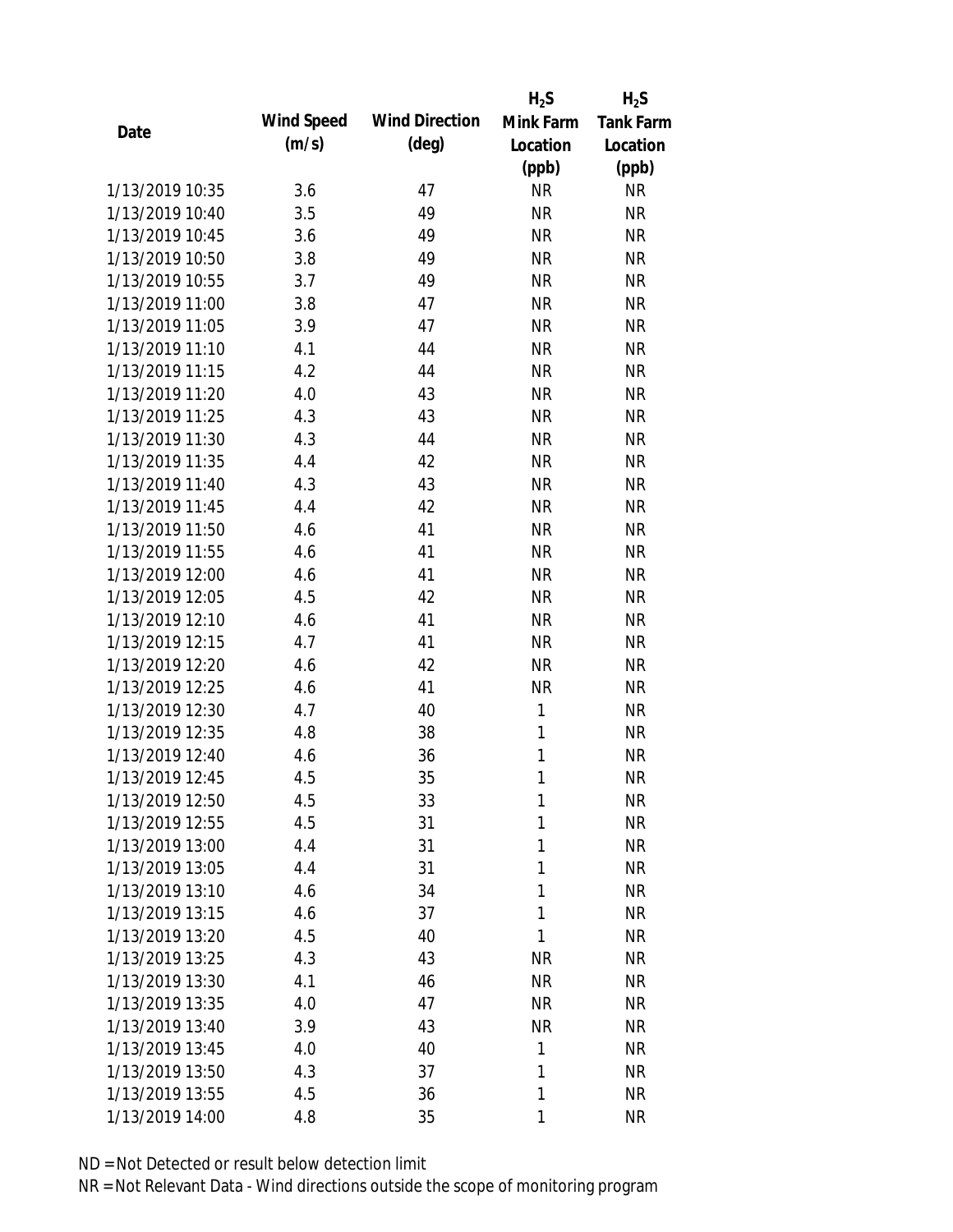| Date | Wind Speed (m/s) | Wind Direction (deg) | $H_2S$ Mink Farm Location (ppb) | $H_2S$ Tank Farm Location (ppb) |
|---|---|---|---|---|
| 1/13/2019 10:35 | 3.6 | 47 | NR | NR |
| 1/13/2019 10:40 | 3.5 | 49 | NR | NR |
| 1/13/2019 10:45 | 3.6 | 49 | NR | NR |
| 1/13/2019 10:50 | 3.8 | 49 | NR | NR |
| 1/13/2019 10:55 | 3.7 | 49 | NR | NR |
| 1/13/2019 11:00 | 3.8 | 47 | NR | NR |
| 1/13/2019 11:05 | 3.9 | 47 | NR | NR |
| 1/13/2019 11:10 | 4.1 | 44 | NR | NR |
| 1/13/2019 11:15 | 4.2 | 44 | NR | NR |
| 1/13/2019 11:20 | 4.0 | 43 | NR | NR |
| 1/13/2019 11:25 | 4.3 | 43 | NR | NR |
| 1/13/2019 11:30 | 4.3 | 44 | NR | NR |
| 1/13/2019 11:35 | 4.4 | 42 | NR | NR |
| 1/13/2019 11:40 | 4.3 | 43 | NR | NR |
| 1/13/2019 11:45 | 4.4 | 42 | NR | NR |
| 1/13/2019 11:50 | 4.6 | 41 | NR | NR |
| 1/13/2019 11:55 | 4.6 | 41 | NR | NR |
| 1/13/2019 12:00 | 4.6 | 41 | NR | NR |
| 1/13/2019 12:05 | 4.5 | 42 | NR | NR |
| 1/13/2019 12:10 | 4.6 | 41 | NR | NR |
| 1/13/2019 12:15 | 4.7 | 41 | NR | NR |
| 1/13/2019 12:20 | 4.6 | 42 | NR | NR |
| 1/13/2019 12:25 | 4.6 | 41 | NR | NR |
| 1/13/2019 12:30 | 4.7 | 40 | 1 | NR |
| 1/13/2019 12:35 | 4.8 | 38 | 1 | NR |
| 1/13/2019 12:40 | 4.6 | 36 | 1 | NR |
| 1/13/2019 12:45 | 4.5 | 35 | 1 | NR |
| 1/13/2019 12:50 | 4.5 | 33 | 1 | NR |
| 1/13/2019 12:55 | 4.5 | 31 | 1 | NR |
| 1/13/2019 13:00 | 4.4 | 31 | 1 | NR |
| 1/13/2019 13:05 | 4.4 | 31 | 1 | NR |
| 1/13/2019 13:10 | 4.6 | 34 | 1 | NR |
| 1/13/2019 13:15 | 4.6 | 37 | 1 | NR |
| 1/13/2019 13:20 | 4.5 | 40 | 1 | NR |
| 1/13/2019 13:25 | 4.3 | 43 | NR | NR |
| 1/13/2019 13:30 | 4.1 | 46 | NR | NR |
| 1/13/2019 13:35 | 4.0 | 47 | NR | NR |
| 1/13/2019 13:40 | 3.9 | 43 | NR | NR |
| 1/13/2019 13:45 | 4.0 | 40 | 1 | NR |
| 1/13/2019 13:50 | 4.3 | 37 | 1 | NR |
| 1/13/2019 13:55 | 4.5 | 36 | 1 | NR |
| 1/13/2019 14:00 | 4.8 | 35 | 1 | NR |

ND = Not Detected or result below detection limit

NR = Not Relevant Data - Wind directions outside the scope of monitoring program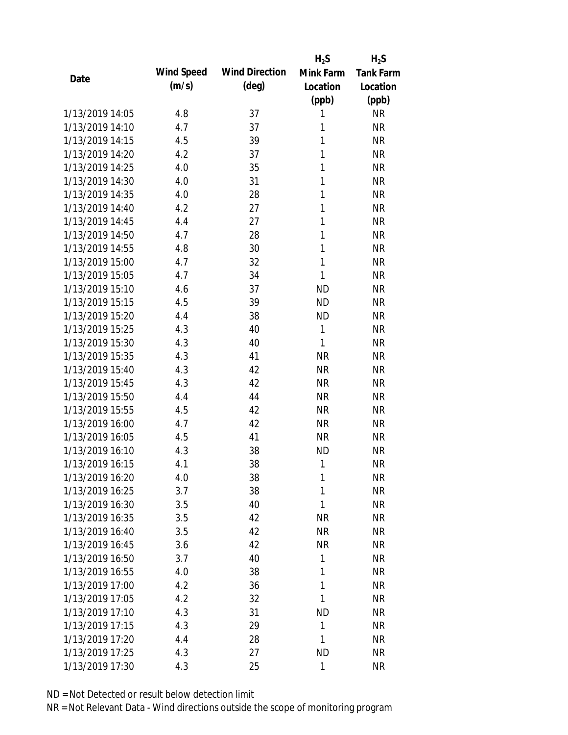| Date | Wind Speed (m/s) | Wind Direction (deg) | $H_2S$ Mink Farm Location (ppb) | $H_2S$ Tank Farm Location (ppb) |
|---|---|---|---|---|
| 1/13/2019 14:05 | 4.8 | 37 | 1 | NR |
| 1/13/2019 14:10 | 4.7 | 37 | 1 | NR |
| 1/13/2019 14:15 | 4.5 | 39 | 1 | NR |
| 1/13/2019 14:20 | 4.2 | 37 | 1 | NR |
| 1/13/2019 14:25 | 4.0 | 35 | 1 | NR |
| 1/13/2019 14:30 | 4.0 | 31 | 1 | NR |
| 1/13/2019 14:35 | 4.0 | 28 | 1 | NR |
| 1/13/2019 14:40 | 4.2 | 27 | 1 | NR |
| 1/13/2019 14:45 | 4.4 | 27 | 1 | NR |
| 1/13/2019 14:50 | 4.7 | 28 | 1 | NR |
| 1/13/2019 14:55 | 4.8 | 30 | 1 | NR |
| 1/13/2019 15:00 | 4.7 | 32 | 1 | NR |
| 1/13/2019 15:05 | 4.7 | 34 | 1 | NR |
| 1/13/2019 15:10 | 4.6 | 37 | ND | NR |
| 1/13/2019 15:15 | 4.5 | 39 | ND | NR |
| 1/13/2019 15:20 | 4.4 | 38 | ND | NR |
| 1/13/2019 15:25 | 4.3 | 40 | 1 | NR |
| 1/13/2019 15:30 | 4.3 | 40 | 1 | NR |
| 1/13/2019 15:35 | 4.3 | 41 | NR | NR |
| 1/13/2019 15:40 | 4.3 | 42 | NR | NR |
| 1/13/2019 15:45 | 4.3 | 42 | NR | NR |
| 1/13/2019 15:50 | 4.4 | 44 | NR | NR |
| 1/13/2019 15:55 | 4.5 | 42 | NR | NR |
| 1/13/2019 16:00 | 4.7 | 42 | NR | NR |
| 1/13/2019 16:05 | 4.5 | 41 | NR | NR |
| 1/13/2019 16:10 | 4.3 | 38 | ND | NR |
| 1/13/2019 16:15 | 4.1 | 38 | 1 | NR |
| 1/13/2019 16:20 | 4.0 | 38 | 1 | NR |
| 1/13/2019 16:25 | 3.7 | 38 | 1 | NR |
| 1/13/2019 16:30 | 3.5 | 40 | 1 | NR |
| 1/13/2019 16:35 | 3.5 | 42 | NR | NR |
| 1/13/2019 16:40 | 3.5 | 42 | NR | NR |
| 1/13/2019 16:45 | 3.6 | 42 | NR | NR |
| 1/13/2019 16:50 | 3.7 | 40 | 1 | NR |
| 1/13/2019 16:55 | 4.0 | 38 | 1 | NR |
| 1/13/2019 17:00 | 4.2 | 36 | 1 | NR |
| 1/13/2019 17:05 | 4.2 | 32 | 1 | NR |
| 1/13/2019 17:10 | 4.3 | 31 | ND | NR |
| 1/13/2019 17:15 | 4.3 | 29 | 1 | NR |
| 1/13/2019 17:20 | 4.4 | 28 | 1 | NR |
| 1/13/2019 17:25 | 4.3 | 27 | ND | NR |
| 1/13/2019 17:30 | 4.3 | 25 | 1 | NR |

ND = Not Detected or result below detection limit

NR = Not Relevant Data - Wind directions outside the scope of monitoring program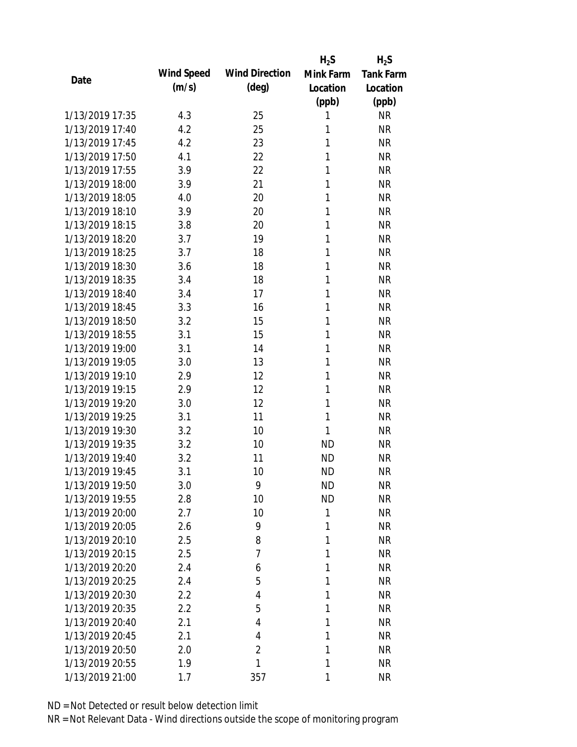| Date | Wind Speed (m/s) | Wind Direction (deg) | $H_2S$ Mink Farm Location (ppb) | $H_2S$ Tank Farm Location (ppb) |
|---|---|---|---|---|
| 1/13/2019 17:35 | 4.3 | 25 | 1 | NR |
| 1/13/2019 17:40 | 4.2 | 25 | 1 | NR |
| 1/13/2019 17:45 | 4.2 | 23 | 1 | NR |
| 1/13/2019 17:50 | 4.1 | 22 | 1 | NR |
| 1/13/2019 17:55 | 3.9 | 22 | 1 | NR |
| 1/13/2019 18:00 | 3.9 | 21 | 1 | NR |
| 1/13/2019 18:05 | 4.0 | 20 | 1 | NR |
| 1/13/2019 18:10 | 3.9 | 20 | 1 | NR |
| 1/13/2019 18:15 | 3.8 | 20 | 1 | NR |
| 1/13/2019 18:20 | 3.7 | 19 | 1 | NR |
| 1/13/2019 18:25 | 3.7 | 18 | 1 | NR |
| 1/13/2019 18:30 | 3.6 | 18 | 1 | NR |
| 1/13/2019 18:35 | 3.4 | 18 | 1 | NR |
| 1/13/2019 18:40 | 3.4 | 17 | 1 | NR |
| 1/13/2019 18:45 | 3.3 | 16 | 1 | NR |
| 1/13/2019 18:50 | 3.2 | 15 | 1 | NR |
| 1/13/2019 18:55 | 3.1 | 15 | 1 | NR |
| 1/13/2019 19:00 | 3.1 | 14 | 1 | NR |
| 1/13/2019 19:05 | 3.0 | 13 | 1 | NR |
| 1/13/2019 19:10 | 2.9 | 12 | 1 | NR |
| 1/13/2019 19:15 | 2.9 | 12 | 1 | NR |
| 1/13/2019 19:20 | 3.0 | 12 | 1 | NR |
| 1/13/2019 19:25 | 3.1 | 11 | 1 | NR |
| 1/13/2019 19:30 | 3.2 | 10 | 1 | NR |
| 1/13/2019 19:35 | 3.2 | 10 | ND | NR |
| 1/13/2019 19:40 | 3.2 | 11 | ND | NR |
| 1/13/2019 19:45 | 3.1 | 10 | ND | NR |
| 1/13/2019 19:50 | 3.0 | 9 | ND | NR |
| 1/13/2019 19:55 | 2.8 | 10 | ND | NR |
| 1/13/2019 20:00 | 2.7 | 10 | 1 | NR |
| 1/13/2019 20:05 | 2.6 | 9 | 1 | NR |
| 1/13/2019 20:10 | 2.5 | 8 | 1 | NR |
| 1/13/2019 20:15 | 2.5 | 7 | 1 | NR |
| 1/13/2019 20:20 | 2.4 | 6 | 1 | NR |
| 1/13/2019 20:25 | 2.4 | 5 | 1 | NR |
| 1/13/2019 20:30 | 2.2 | 4 | 1 | NR |
| 1/13/2019 20:35 | 2.2 | 5 | 1 | NR |
| 1/13/2019 20:40 | 2.1 | 4 | 1 | NR |
| 1/13/2019 20:45 | 2.1 | 4 | 1 | NR |
| 1/13/2019 20:50 | 2.0 | 2 | 1 | NR |
| 1/13/2019 20:55 | 1.9 | 1 | 1 | NR |
| 1/13/2019 21:00 | 1.7 | 357 | 1 | NR |

ND = Not Detected or result below detection limit

NR = Not Relevant Data - Wind directions outside the scope of monitoring program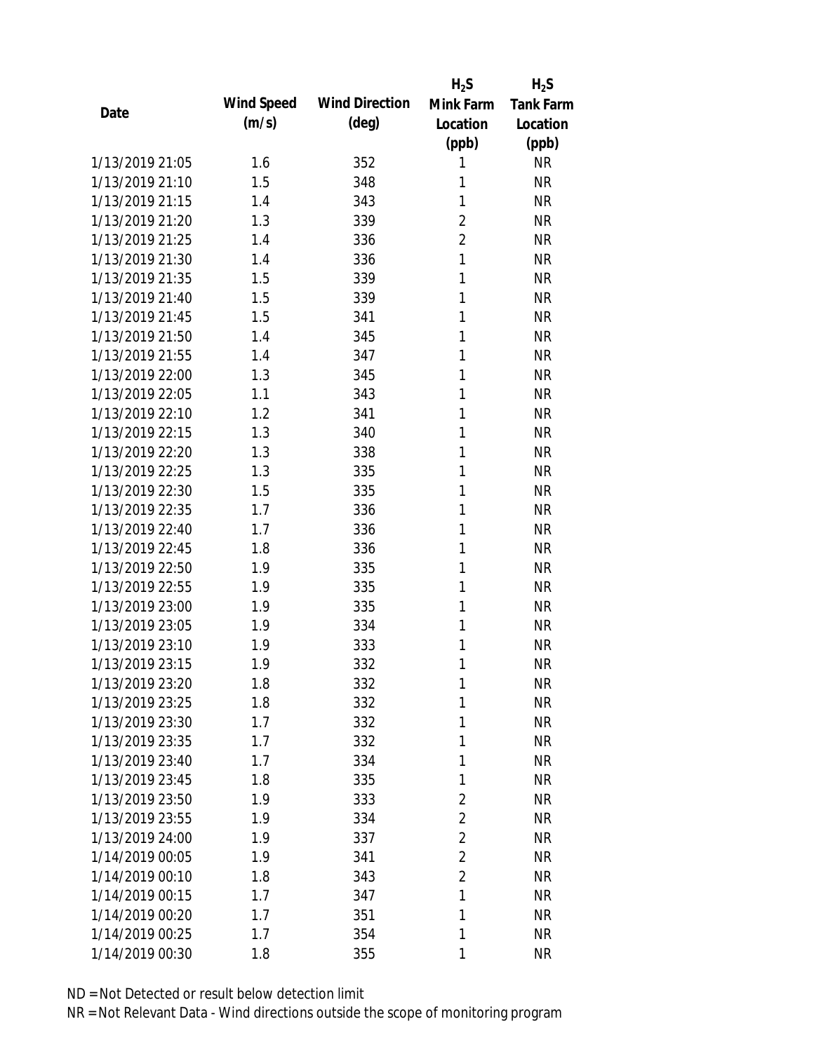| Date | Wind Speed (m/s) | Wind Direction (deg) | $H_2S$ Mink Farm Location (ppb) | $H_2S$ Tank Farm Location (ppb) |
|---|---|---|---|---|
| 1/13/2019 21:05 | 1.6 | 352 | 1 | NR |
| 1/13/2019 21:10 | 1.5 | 348 | 1 | NR |
| 1/13/2019 21:15 | 1.4 | 343 | 1 | NR |
| 1/13/2019 21:20 | 1.3 | 339 | 2 | NR |
| 1/13/2019 21:25 | 1.4 | 336 | 2 | NR |
| 1/13/2019 21:30 | 1.4 | 336 | 1 | NR |
| 1/13/2019 21:35 | 1.5 | 339 | 1 | NR |
| 1/13/2019 21:40 | 1.5 | 339 | 1 | NR |
| 1/13/2019 21:45 | 1.5 | 341 | 1 | NR |
| 1/13/2019 21:50 | 1.4 | 345 | 1 | NR |
| 1/13/2019 21:55 | 1.4 | 347 | 1 | NR |
| 1/13/2019 22:00 | 1.3 | 345 | 1 | NR |
| 1/13/2019 22:05 | 1.1 | 343 | 1 | NR |
| 1/13/2019 22:10 | 1.2 | 341 | 1 | NR |
| 1/13/2019 22:15 | 1.3 | 340 | 1 | NR |
| 1/13/2019 22:20 | 1.3 | 338 | 1 | NR |
| 1/13/2019 22:25 | 1.3 | 335 | 1 | NR |
| 1/13/2019 22:30 | 1.5 | 335 | 1 | NR |
| 1/13/2019 22:35 | 1.7 | 336 | 1 | NR |
| 1/13/2019 22:40 | 1.7 | 336 | 1 | NR |
| 1/13/2019 22:45 | 1.8 | 336 | 1 | NR |
| 1/13/2019 22:50 | 1.9 | 335 | 1 | NR |
| 1/13/2019 22:55 | 1.9 | 335 | 1 | NR |
| 1/13/2019 23:00 | 1.9 | 335 | 1 | NR |
| 1/13/2019 23:05 | 1.9 | 334 | 1 | NR |
| 1/13/2019 23:10 | 1.9 | 333 | 1 | NR |
| 1/13/2019 23:15 | 1.9 | 332 | 1 | NR |
| 1/13/2019 23:20 | 1.8 | 332 | 1 | NR |
| 1/13/2019 23:25 | 1.8 | 332 | 1 | NR |
| 1/13/2019 23:30 | 1.7 | 332 | 1 | NR |
| 1/13/2019 23:35 | 1.7 | 332 | 1 | NR |
| 1/13/2019 23:40 | 1.7 | 334 | 1 | NR |
| 1/13/2019 23:45 | 1.8 | 335 | 1 | NR |
| 1/13/2019 23:50 | 1.9 | 333 | 2 | NR |
| 1/13/2019 23:55 | 1.9 | 334 | 2 | NR |
| 1/13/2019 24:00 | 1.9 | 337 | 2 | NR |
| 1/14/2019 00:05 | 1.9 | 341 | 2 | NR |
| 1/14/2019 00:10 | 1.8 | 343 | 2 | NR |
| 1/14/2019 00:15 | 1.7 | 347 | 1 | NR |
| 1/14/2019 00:20 | 1.7 | 351 | 1 | NR |
| 1/14/2019 00:25 | 1.7 | 354 | 1 | NR |
| 1/14/2019 00:30 | 1.8 | 355 | 1 | NR |

ND = Not Detected or result below detection limit

NR = Not Relevant Data - Wind directions outside the scope of monitoring program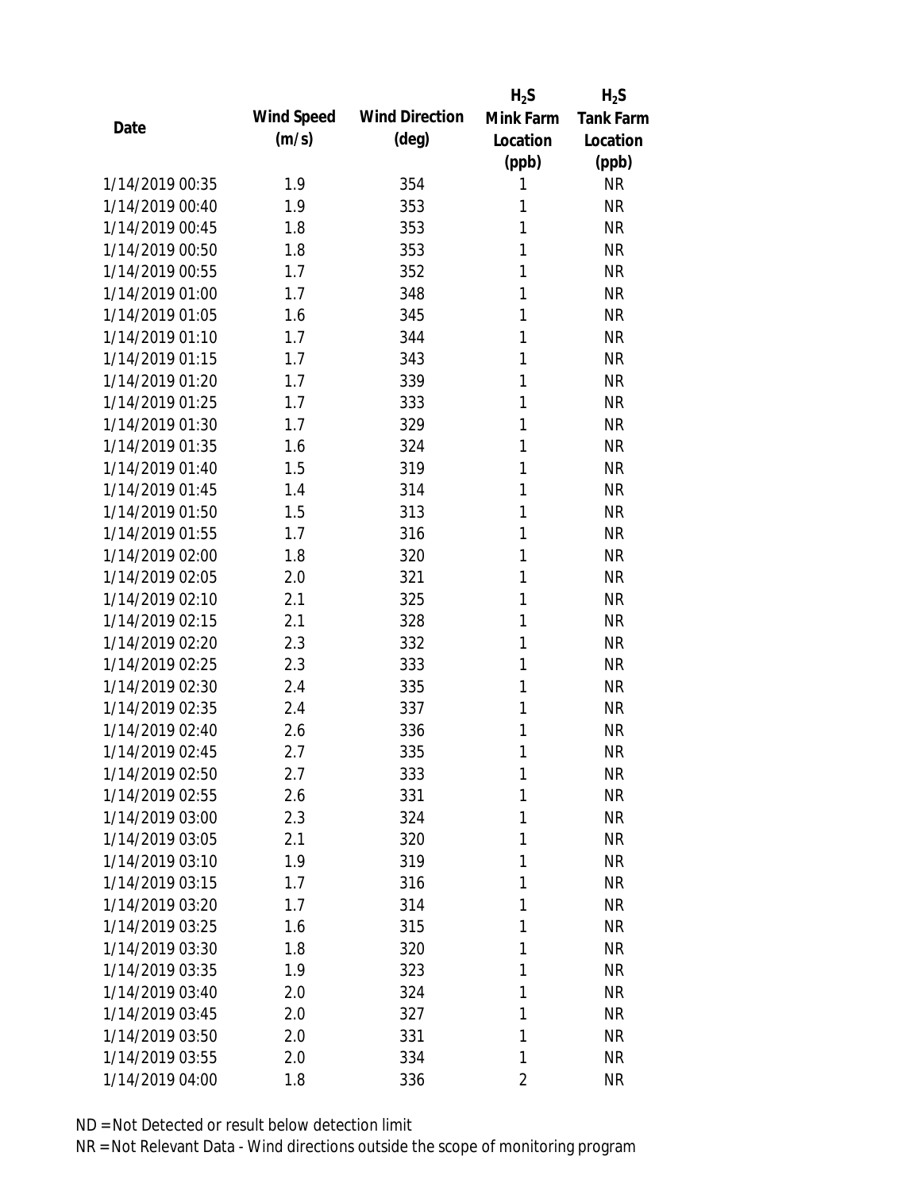| Date | Wind Speed (m/s) | Wind Direction (deg) | $H_2S$ Mink Farm Location (ppb) | $H_2S$ Tank Farm Location (ppb) |
|---|---|---|---|---|
| 1/14/2019 00:35 | 1.9 | 354 | 1 | NR |
| 1/14/2019 00:40 | 1.9 | 353 | 1 | NR |
| 1/14/2019 00:45 | 1.8 | 353 | 1 | NR |
| 1/14/2019 00:50 | 1.8 | 353 | 1 | NR |
| 1/14/2019 00:55 | 1.7 | 352 | 1 | NR |
| 1/14/2019 01:00 | 1.7 | 348 | 1 | NR |
| 1/14/2019 01:05 | 1.6 | 345 | 1 | NR |
| 1/14/2019 01:10 | 1.7 | 344 | 1 | NR |
| 1/14/2019 01:15 | 1.7 | 343 | 1 | NR |
| 1/14/2019 01:20 | 1.7 | 339 | 1 | NR |
| 1/14/2019 01:25 | 1.7 | 333 | 1 | NR |
| 1/14/2019 01:30 | 1.7 | 329 | 1 | NR |
| 1/14/2019 01:35 | 1.6 | 324 | 1 | NR |
| 1/14/2019 01:40 | 1.5 | 319 | 1 | NR |
| 1/14/2019 01:45 | 1.4 | 314 | 1 | NR |
| 1/14/2019 01:50 | 1.5 | 313 | 1 | NR |
| 1/14/2019 01:55 | 1.7 | 316 | 1 | NR |
| 1/14/2019 02:00 | 1.8 | 320 | 1 | NR |
| 1/14/2019 02:05 | 2.0 | 321 | 1 | NR |
| 1/14/2019 02:10 | 2.1 | 325 | 1 | NR |
| 1/14/2019 02:15 | 2.1 | 328 | 1 | NR |
| 1/14/2019 02:20 | 2.3 | 332 | 1 | NR |
| 1/14/2019 02:25 | 2.3 | 333 | 1 | NR |
| 1/14/2019 02:30 | 2.4 | 335 | 1 | NR |
| 1/14/2019 02:35 | 2.4 | 337 | 1 | NR |
| 1/14/2019 02:40 | 2.6 | 336 | 1 | NR |
| 1/14/2019 02:45 | 2.7 | 335 | 1 | NR |
| 1/14/2019 02:50 | 2.7 | 333 | 1 | NR |
| 1/14/2019 02:55 | 2.6 | 331 | 1 | NR |
| 1/14/2019 03:00 | 2.3 | 324 | 1 | NR |
| 1/14/2019 03:05 | 2.1 | 320 | 1 | NR |
| 1/14/2019 03:10 | 1.9 | 319 | 1 | NR |
| 1/14/2019 03:15 | 1.7 | 316 | 1 | NR |
| 1/14/2019 03:20 | 1.7 | 314 | 1 | NR |
| 1/14/2019 03:25 | 1.6 | 315 | 1 | NR |
| 1/14/2019 03:30 | 1.8 | 320 | 1 | NR |
| 1/14/2019 03:35 | 1.9 | 323 | 1 | NR |
| 1/14/2019 03:40 | 2.0 | 324 | 1 | NR |
| 1/14/2019 03:45 | 2.0 | 327 | 1 | NR |
| 1/14/2019 03:50 | 2.0 | 331 | 1 | NR |
| 1/14/2019 03:55 | 2.0 | 334 | 1 | NR |
| 1/14/2019 04:00 | 1.8 | 336 | 2 | NR |

ND = Not Detected or result below detection limit

NR = Not Relevant Data - Wind directions outside the scope of monitoring program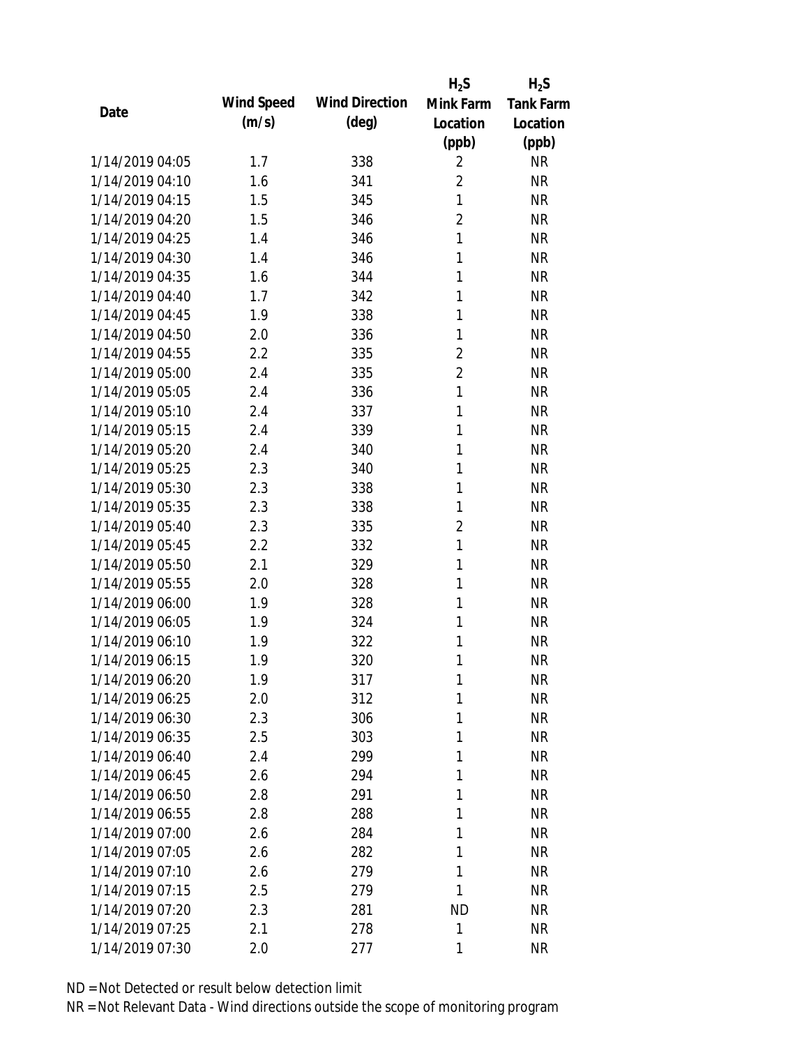| Date | Wind Speed (m/s) | Wind Direction (deg) | $H_2S$ Mink Farm Location (ppb) | $H_2S$ Tank Farm Location (ppb) |
|---|---|---|---|---|
| 1/14/2019 04:05 | 1.7 | 338 | 2 | NR |
| 1/14/2019 04:10 | 1.6 | 341 | 2 | NR |
| 1/14/2019 04:15 | 1.5 | 345 | 1 | NR |
| 1/14/2019 04:20 | 1.5 | 346 | 2 | NR |
| 1/14/2019 04:25 | 1.4 | 346 | 1 | NR |
| 1/14/2019 04:30 | 1.4 | 346 | 1 | NR |
| 1/14/2019 04:35 | 1.6 | 344 | 1 | NR |
| 1/14/2019 04:40 | 1.7 | 342 | 1 | NR |
| 1/14/2019 04:45 | 1.9 | 338 | 1 | NR |
| 1/14/2019 04:50 | 2.0 | 336 | 1 | NR |
| 1/14/2019 04:55 | 2.2 | 335 | 2 | NR |
| 1/14/2019 05:00 | 2.4 | 335 | 2 | NR |
| 1/14/2019 05:05 | 2.4 | 336 | 1 | NR |
| 1/14/2019 05:10 | 2.4 | 337 | 1 | NR |
| 1/14/2019 05:15 | 2.4 | 339 | 1 | NR |
| 1/14/2019 05:20 | 2.4 | 340 | 1 | NR |
| 1/14/2019 05:25 | 2.3 | 340 | 1 | NR |
| 1/14/2019 05:30 | 2.3 | 338 | 1 | NR |
| 1/14/2019 05:35 | 2.3 | 338 | 1 | NR |
| 1/14/2019 05:40 | 2.3 | 335 | 2 | NR |
| 1/14/2019 05:45 | 2.2 | 332 | 1 | NR |
| 1/14/2019 05:50 | 2.1 | 329 | 1 | NR |
| 1/14/2019 05:55 | 2.0 | 328 | 1 | NR |
| 1/14/2019 06:00 | 1.9 | 328 | 1 | NR |
| 1/14/2019 06:05 | 1.9 | 324 | 1 | NR |
| 1/14/2019 06:10 | 1.9 | 322 | 1 | NR |
| 1/14/2019 06:15 | 1.9 | 320 | 1 | NR |
| 1/14/2019 06:20 | 1.9 | 317 | 1 | NR |
| 1/14/2019 06:25 | 2.0 | 312 | 1 | NR |
| 1/14/2019 06:30 | 2.3 | 306 | 1 | NR |
| 1/14/2019 06:35 | 2.5 | 303 | 1 | NR |
| 1/14/2019 06:40 | 2.4 | 299 | 1 | NR |
| 1/14/2019 06:45 | 2.6 | 294 | 1 | NR |
| 1/14/2019 06:50 | 2.8 | 291 | 1 | NR |
| 1/14/2019 06:55 | 2.8 | 288 | 1 | NR |
| 1/14/2019 07:00 | 2.6 | 284 | 1 | NR |
| 1/14/2019 07:05 | 2.6 | 282 | 1 | NR |
| 1/14/2019 07:10 | 2.6 | 279 | 1 | NR |
| 1/14/2019 07:15 | 2.5 | 279 | 1 | NR |
| 1/14/2019 07:20 | 2.3 | 281 | ND | NR |
| 1/14/2019 07:25 | 2.1 | 278 | 1 | NR |
| 1/14/2019 07:30 | 2.0 | 277 | 1 | NR |

ND = Not Detected or result below detection limit

NR = Not Relevant Data - Wind directions outside the scope of monitoring program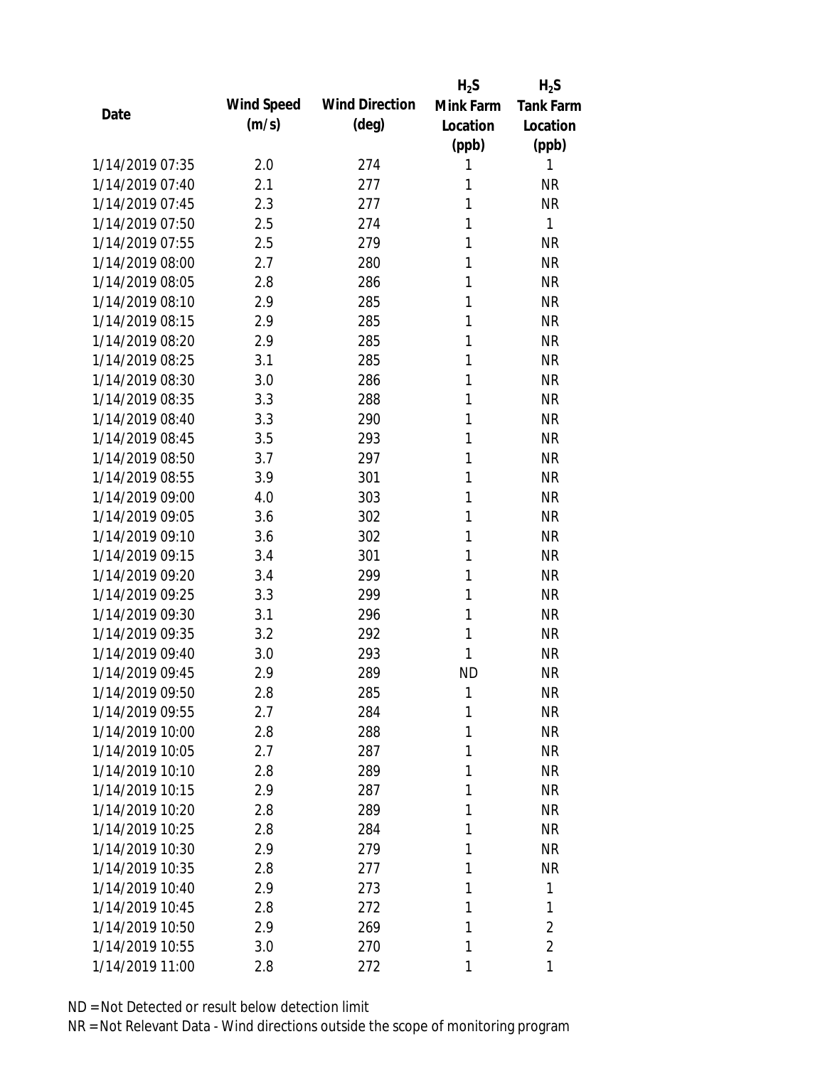| Date | Wind Speed (m/s) | Wind Direction (deg) | $H_2S$ Mink Farm Location (ppb) | $H_2S$ Tank Farm Location (ppb) |
| --- | --- | --- | --- | --- |
| 1/14/2019 07:35 | 2.0 | 274 | 1 | 1 |
| 1/14/2019 07:40 | 2.1 | 277 | 1 | NR |
| 1/14/2019 07:45 | 2.3 | 277 | 1 | NR |
| 1/14/2019 07:50 | 2.5 | 274 | 1 | 1 |
| 1/14/2019 07:55 | 2.5 | 279 | 1 | NR |
| 1/14/2019 08:00 | 2.7 | 280 | 1 | NR |
| 1/14/2019 08:05 | 2.8 | 286 | 1 | NR |
| 1/14/2019 08:10 | 2.9 | 285 | 1 | NR |
| 1/14/2019 08:15 | 2.9 | 285 | 1 | NR |
| 1/14/2019 08:20 | 2.9 | 285 | 1 | NR |
| 1/14/2019 08:25 | 3.1 | 285 | 1 | NR |
| 1/14/2019 08:30 | 3.0 | 286 | 1 | NR |
| 1/14/2019 08:35 | 3.3 | 288 | 1 | NR |
| 1/14/2019 08:40 | 3.3 | 290 | 1 | NR |
| 1/14/2019 08:45 | 3.5 | 293 | 1 | NR |
| 1/14/2019 08:50 | 3.7 | 297 | 1 | NR |
| 1/14/2019 08:55 | 3.9 | 301 | 1 | NR |
| 1/14/2019 09:00 | 4.0 | 303 | 1 | NR |
| 1/14/2019 09:05 | 3.6 | 302 | 1 | NR |
| 1/14/2019 09:10 | 3.6 | 302 | 1 | NR |
| 1/14/2019 09:15 | 3.4 | 301 | 1 | NR |
| 1/14/2019 09:20 | 3.4 | 299 | 1 | NR |
| 1/14/2019 09:25 | 3.3 | 299 | 1 | NR |
| 1/14/2019 09:30 | 3.1 | 296 | 1 | NR |
| 1/14/2019 09:35 | 3.2 | 292 | 1 | NR |
| 1/14/2019 09:40 | 3.0 | 293 | 1 | NR |
| 1/14/2019 09:45 | 2.9 | 289 | ND | NR |
| 1/14/2019 09:50 | 2.8 | 285 | 1 | NR |
| 1/14/2019 09:55 | 2.7 | 284 | 1 | NR |
| 1/14/2019 10:00 | 2.8 | 288 | 1 | NR |
| 1/14/2019 10:05 | 2.7 | 287 | 1 | NR |
| 1/14/2019 10:10 | 2.8 | 289 | 1 | NR |
| 1/14/2019 10:15 | 2.9 | 287 | 1 | NR |
| 1/14/2019 10:20 | 2.8 | 289 | 1 | NR |
| 1/14/2019 10:25 | 2.8 | 284 | 1 | NR |
| 1/14/2019 10:30 | 2.9 | 279 | 1 | NR |
| 1/14/2019 10:35 | 2.8 | 277 | 1 | NR |
| 1/14/2019 10:40 | 2.9 | 273 | 1 | 1 |
| 1/14/2019 10:45 | 2.8 | 272 | 1 | 1 |
| 1/14/2019 10:50 | 2.9 | 269 | 1 | 2 |
| 1/14/2019 10:55 | 3.0 | 270 | 1 | 2 |
| 1/14/2019 11:00 | 2.8 | 272 | 1 | 1 |

ND = Not Detected or result below detection limit

NR = Not Relevant Data - Wind directions outside the scope of monitoring program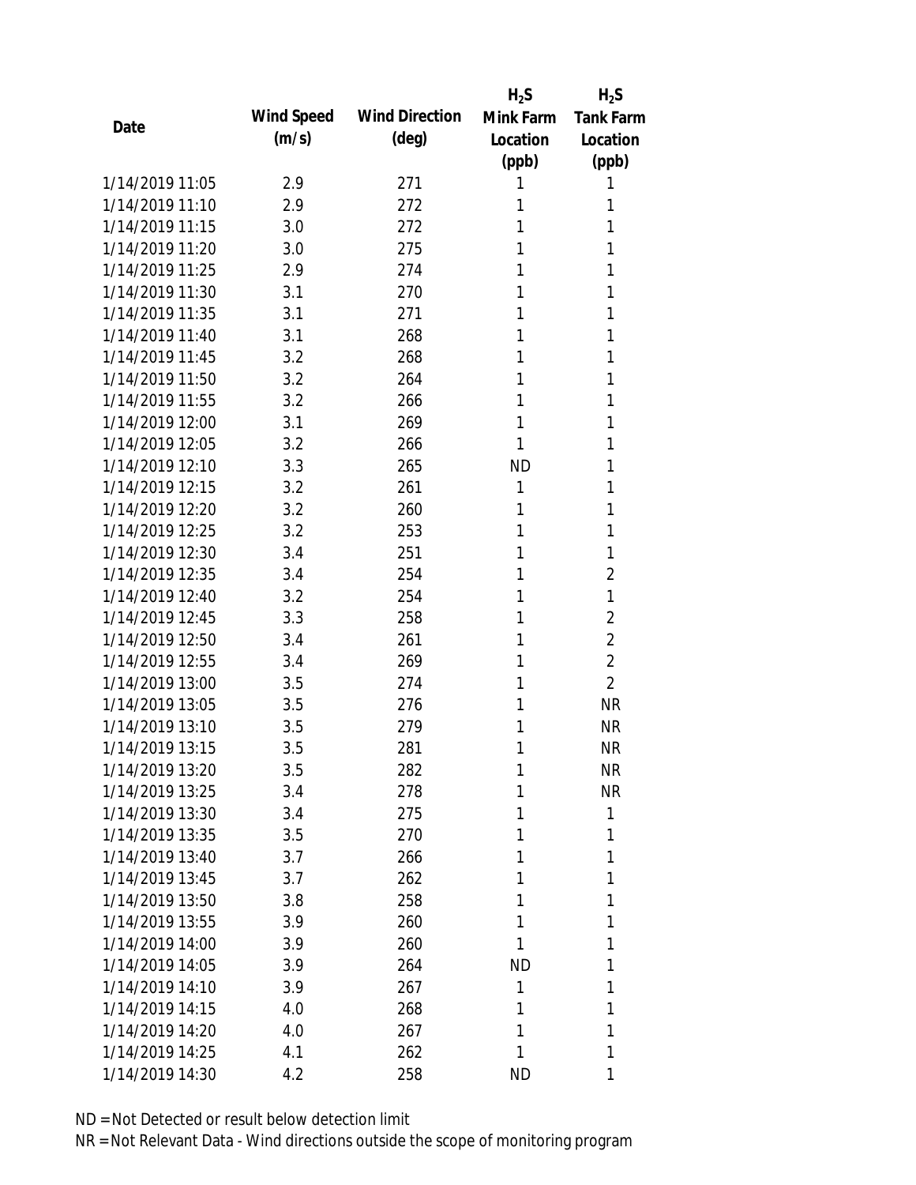| Date | Wind Speed (m/s) | Wind Direction (deg) | $H_2S$ Mink Farm Location (ppb) | $H_2S$ Tank Farm Location (ppb) |
|---|---|---|---|---|
| 1/14/2019 11:05 | 2.9 | 271 | 1 | 1 |
| 1/14/2019 11:10 | 2.9 | 272 | 1 | 1 |
| 1/14/2019 11:15 | 3.0 | 272 | 1 | 1 |
| 1/14/2019 11:20 | 3.0 | 275 | 1 | 1 |
| 1/14/2019 11:25 | 2.9 | 274 | 1 | 1 |
| 1/14/2019 11:30 | 3.1 | 270 | 1 | 1 |
| 1/14/2019 11:35 | 3.1 | 271 | 1 | 1 |
| 1/14/2019 11:40 | 3.1 | 268 | 1 | 1 |
| 1/14/2019 11:45 | 3.2 | 268 | 1 | 1 |
| 1/14/2019 11:50 | 3.2 | 264 | 1 | 1 |
| 1/14/2019 11:55 | 3.2 | 266 | 1 | 1 |
| 1/14/2019 12:00 | 3.1 | 269 | 1 | 1 |
| 1/14/2019 12:05 | 3.2 | 266 | 1 | 1 |
| 1/14/2019 12:10 | 3.3 | 265 | ND | 1 |
| 1/14/2019 12:15 | 3.2 | 261 | 1 | 1 |
| 1/14/2019 12:20 | 3.2 | 260 | 1 | 1 |
| 1/14/2019 12:25 | 3.2 | 253 | 1 | 1 |
| 1/14/2019 12:30 | 3.4 | 251 | 1 | 1 |
| 1/14/2019 12:35 | 3.4 | 254 | 1 | 2 |
| 1/14/2019 12:40 | 3.2 | 254 | 1 | 1 |
| 1/14/2019 12:45 | 3.3 | 258 | 1 | 2 |
| 1/14/2019 12:50 | 3.4 | 261 | 1 | 2 |
| 1/14/2019 12:55 | 3.4 | 269 | 1 | 2 |
| 1/14/2019 13:00 | 3.5 | 274 | 1 | 2 |
| 1/14/2019 13:05 | 3.5 | 276 | 1 | NR |
| 1/14/2019 13:10 | 3.5 | 279 | 1 | NR |
| 1/14/2019 13:15 | 3.5 | 281 | 1 | NR |
| 1/14/2019 13:20 | 3.5 | 282 | 1 | NR |
| 1/14/2019 13:25 | 3.4 | 278 | 1 | NR |
| 1/14/2019 13:30 | 3.4 | 275 | 1 | 1 |
| 1/14/2019 13:35 | 3.5 | 270 | 1 | 1 |
| 1/14/2019 13:40 | 3.7 | 266 | 1 | 1 |
| 1/14/2019 13:45 | 3.7 | 262 | 1 | 1 |
| 1/14/2019 13:50 | 3.8 | 258 | 1 | 1 |
| 1/14/2019 13:55 | 3.9 | 260 | 1 | 1 |
| 1/14/2019 14:00 | 3.9 | 260 | 1 | 1 |
| 1/14/2019 14:05 | 3.9 | 264 | ND | 1 |
| 1/14/2019 14:10 | 3.9 | 267 | 1 | 1 |
| 1/14/2019 14:15 | 4.0 | 268 | 1 | 1 |
| 1/14/2019 14:20 | 4.0 | 267 | 1 | 1 |
| 1/14/2019 14:25 | 4.1 | 262 | 1 | 1 |
| 1/14/2019 14:30 | 4.2 | 258 | ND | 1 |

ND = Not Detected or result below detection limit
NR = Not Relevant Data - Wind directions outside the scope of monitoring program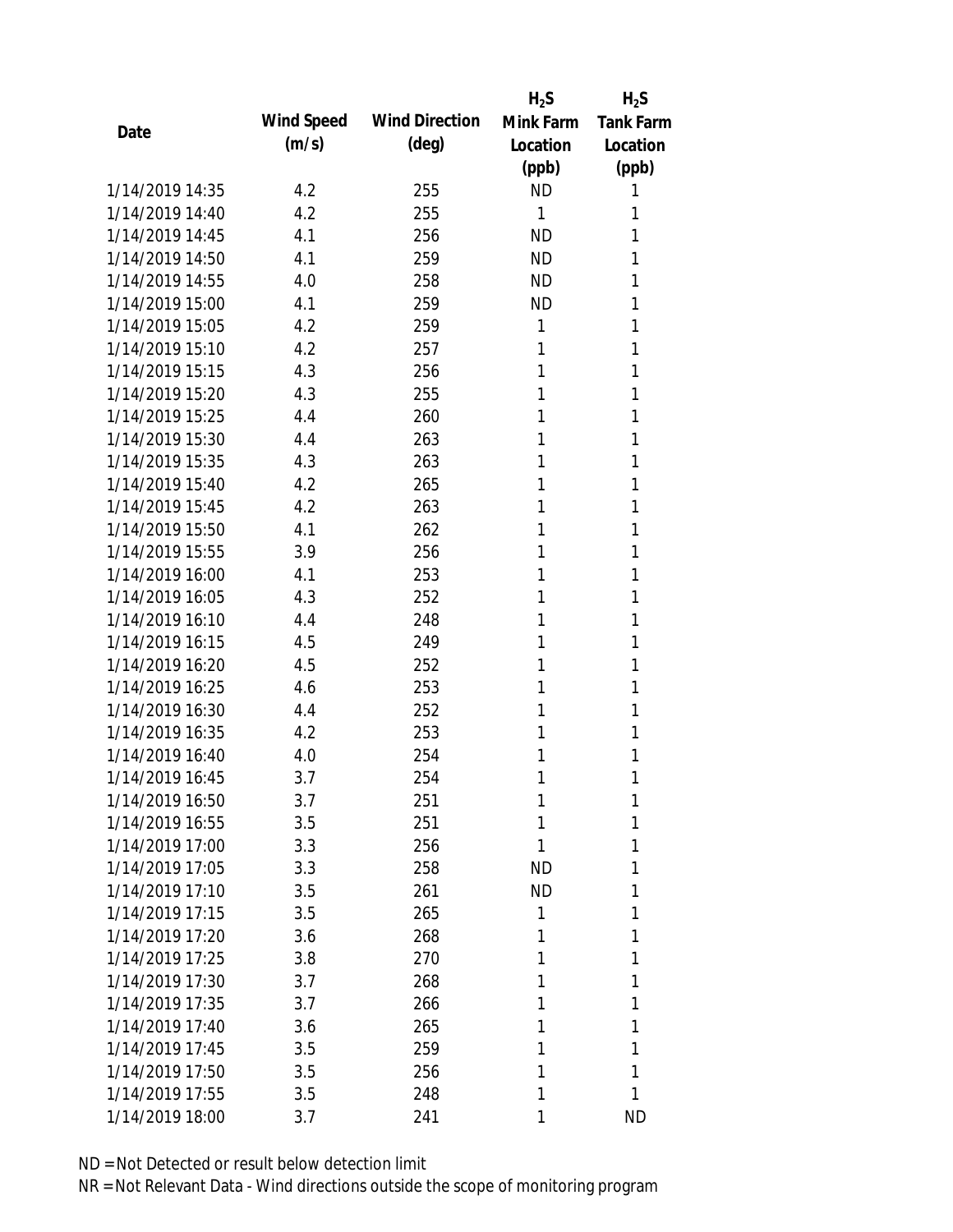| Date | Wind Speed (m/s) | Wind Direction (deg) | $H_2S$ Mink Farm Location (ppb) | $H_2S$ Tank Farm Location (ppb) |
|---|---|---|---|---|
| 1/14/2019 14:35 | 4.2 | 255 | ND | 1 |
| 1/14/2019 14:40 | 4.2 | 255 | 1 | 1 |
| 1/14/2019 14:45 | 4.1 | 256 | ND | 1 |
| 1/14/2019 14:50 | 4.1 | 259 | ND | 1 |
| 1/14/2019 14:55 | 4.0 | 258 | ND | 1 |
| 1/14/2019 15:00 | 4.1 | 259 | ND | 1 |
| 1/14/2019 15:05 | 4.2 | 259 | 1 | 1 |
| 1/14/2019 15:10 | 4.2 | 257 | 1 | 1 |
| 1/14/2019 15:15 | 4.3 | 256 | 1 | 1 |
| 1/14/2019 15:20 | 4.3 | 255 | 1 | 1 |
| 1/14/2019 15:25 | 4.4 | 260 | 1 | 1 |
| 1/14/2019 15:30 | 4.4 | 263 | 1 | 1 |
| 1/14/2019 15:35 | 4.3 | 263 | 1 | 1 |
| 1/14/2019 15:40 | 4.2 | 265 | 1 | 1 |
| 1/14/2019 15:45 | 4.2 | 263 | 1 | 1 |
| 1/14/2019 15:50 | 4.1 | 262 | 1 | 1 |
| 1/14/2019 15:55 | 3.9 | 256 | 1 | 1 |
| 1/14/2019 16:00 | 4.1 | 253 | 1 | 1 |
| 1/14/2019 16:05 | 4.3 | 252 | 1 | 1 |
| 1/14/2019 16:10 | 4.4 | 248 | 1 | 1 |
| 1/14/2019 16:15 | 4.5 | 249 | 1 | 1 |
| 1/14/2019 16:20 | 4.5 | 252 | 1 | 1 |
| 1/14/2019 16:25 | 4.6 | 253 | 1 | 1 |
| 1/14/2019 16:30 | 4.4 | 252 | 1 | 1 |
| 1/14/2019 16:35 | 4.2 | 253 | 1 | 1 |
| 1/14/2019 16:40 | 4.0 | 254 | 1 | 1 |
| 1/14/2019 16:45 | 3.7 | 254 | 1 | 1 |
| 1/14/2019 16:50 | 3.7 | 251 | 1 | 1 |
| 1/14/2019 16:55 | 3.5 | 251 | 1 | 1 |
| 1/14/2019 17:00 | 3.3 | 256 | 1 | 1 |
| 1/14/2019 17:05 | 3.3 | 258 | ND | 1 |
| 1/14/2019 17:10 | 3.5 | 261 | ND | 1 |
| 1/14/2019 17:15 | 3.5 | 265 | 1 | 1 |
| 1/14/2019 17:20 | 3.6 | 268 | 1 | 1 |
| 1/14/2019 17:25 | 3.8 | 270 | 1 | 1 |
| 1/14/2019 17:30 | 3.7 | 268 | 1 | 1 |
| 1/14/2019 17:35 | 3.7 | 266 | 1 | 1 |
| 1/14/2019 17:40 | 3.6 | 265 | 1 | 1 |
| 1/14/2019 17:45 | 3.5 | 259 | 1 | 1 |
| 1/14/2019 17:50 | 3.5 | 256 | 1 | 1 |
| 1/14/2019 17:55 | 3.5 | 248 | 1 | 1 |
| 1/14/2019 18:00 | 3.7 | 241 | 1 | ND |

ND = Not Detected or result below detection limit

NR = Not Relevant Data - Wind directions outside the scope of monitoring program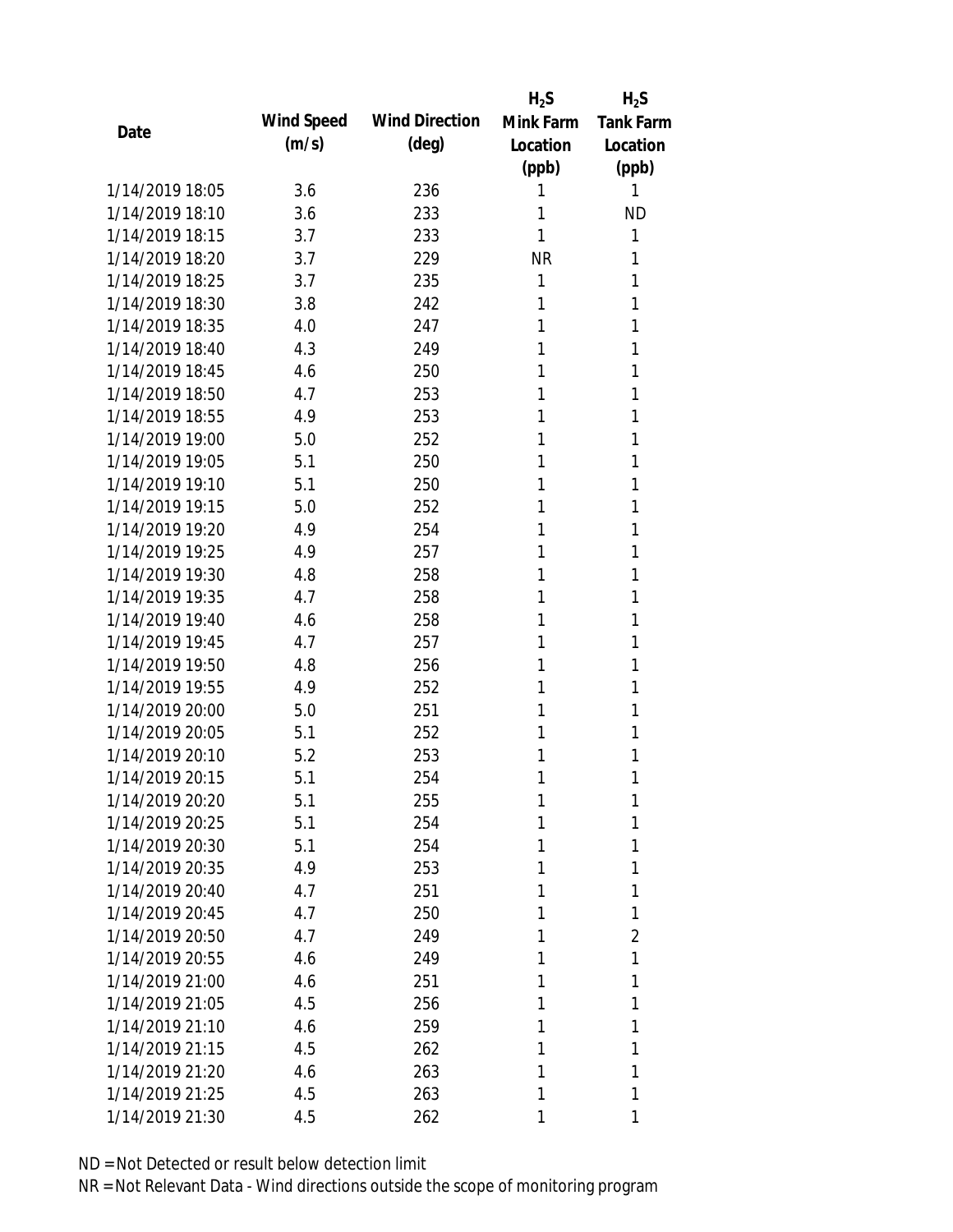| Date | Wind Speed (m/s) | Wind Direction (deg) | $H_2S$ Mink Farm Location (ppb) | $H_2S$ Tank Farm Location (ppb) |
|---|---|---|---|---|
| 1/14/2019 18:05 | 3.6 | 236 | 1 | 1 |
| 1/14/2019 18:10 | 3.6 | 233 | 1 | ND |
| 1/14/2019 18:15 | 3.7 | 233 | 1 | 1 |
| 1/14/2019 18:20 | 3.7 | 229 | NR | 1 |
| 1/14/2019 18:25 | 3.7 | 235 | 1 | 1 |
| 1/14/2019 18:30 | 3.8 | 242 | 1 | 1 |
| 1/14/2019 18:35 | 4.0 | 247 | 1 | 1 |
| 1/14/2019 18:40 | 4.3 | 249 | 1 | 1 |
| 1/14/2019 18:45 | 4.6 | 250 | 1 | 1 |
| 1/14/2019 18:50 | 4.7 | 253 | 1 | 1 |
| 1/14/2019 18:55 | 4.9 | 253 | 1 | 1 |
| 1/14/2019 19:00 | 5.0 | 252 | 1 | 1 |
| 1/14/2019 19:05 | 5.1 | 250 | 1 | 1 |
| 1/14/2019 19:10 | 5.1 | 250 | 1 | 1 |
| 1/14/2019 19:15 | 5.0 | 252 | 1 | 1 |
| 1/14/2019 19:20 | 4.9 | 254 | 1 | 1 |
| 1/14/2019 19:25 | 4.9 | 257 | 1 | 1 |
| 1/14/2019 19:30 | 4.8 | 258 | 1 | 1 |
| 1/14/2019 19:35 | 4.7 | 258 | 1 | 1 |
| 1/14/2019 19:40 | 4.6 | 258 | 1 | 1 |
| 1/14/2019 19:45 | 4.7 | 257 | 1 | 1 |
| 1/14/2019 19:50 | 4.8 | 256 | 1 | 1 |
| 1/14/2019 19:55 | 4.9 | 252 | 1 | 1 |
| 1/14/2019 20:00 | 5.0 | 251 | 1 | 1 |
| 1/14/2019 20:05 | 5.1 | 252 | 1 | 1 |
| 1/14/2019 20:10 | 5.2 | 253 | 1 | 1 |
| 1/14/2019 20:15 | 5.1 | 254 | 1 | 1 |
| 1/14/2019 20:20 | 5.1 | 255 | 1 | 1 |
| 1/14/2019 20:25 | 5.1 | 254 | 1 | 1 |
| 1/14/2019 20:30 | 5.1 | 254 | 1 | 1 |
| 1/14/2019 20:35 | 4.9 | 253 | 1 | 1 |
| 1/14/2019 20:40 | 4.7 | 251 | 1 | 1 |
| 1/14/2019 20:45 | 4.7 | 250 | 1 | 1 |
| 1/14/2019 20:50 | 4.7 | 249 | 1 | 2 |
| 1/14/2019 20:55 | 4.6 | 249 | 1 | 1 |
| 1/14/2019 21:00 | 4.6 | 251 | 1 | 1 |
| 1/14/2019 21:05 | 4.5 | 256 | 1 | 1 |
| 1/14/2019 21:10 | 4.6 | 259 | 1 | 1 |
| 1/14/2019 21:15 | 4.5 | 262 | 1 | 1 |
| 1/14/2019 21:20 | 4.6 | 263 | 1 | 1 |
| 1/14/2019 21:25 | 4.5 | 263 | 1 | 1 |
| 1/14/2019 21:30 | 4.5 | 262 | 1 | 1 |

ND = Not Detected or result below detection limit

NR = Not Relevant Data - Wind directions outside the scope of monitoring program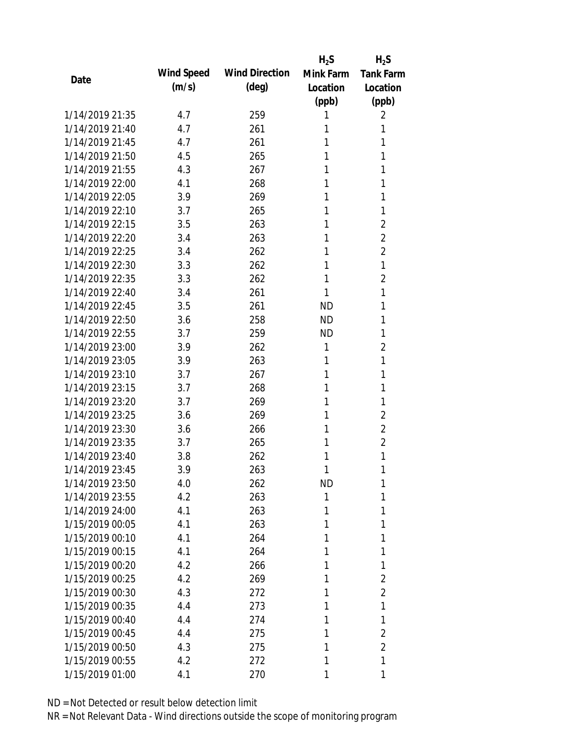| Date | Wind Speed (m/s) | Wind Direction (deg) | $H_2S$ Mink Farm Location (ppb) | $H_2S$ Tank Farm Location (ppb) |
|---|---|---|---|---|
| 1/14/2019 21:35 | 4.7 | 259 | 1 | 2 |
| 1/14/2019 21:40 | 4.7 | 261 | 1 | 1 |
| 1/14/2019 21:45 | 4.7 | 261 | 1 | 1 |
| 1/14/2019 21:50 | 4.5 | 265 | 1 | 1 |
| 1/14/2019 21:55 | 4.3 | 267 | 1 | 1 |
| 1/14/2019 22:00 | 4.1 | 268 | 1 | 1 |
| 1/14/2019 22:05 | 3.9 | 269 | 1 | 1 |
| 1/14/2019 22:10 | 3.7 | 265 | 1 | 1 |
| 1/14/2019 22:15 | 3.5 | 263 | 1 | 2 |
| 1/14/2019 22:20 | 3.4 | 263 | 1 | 2 |
| 1/14/2019 22:25 | 3.4 | 262 | 1 | 2 |
| 1/14/2019 22:30 | 3.3 | 262 | 1 | 1 |
| 1/14/2019 22:35 | 3.3 | 262 | 1 | 2 |
| 1/14/2019 22:40 | 3.4 | 261 | 1 | 1 |
| 1/14/2019 22:45 | 3.5 | 261 | ND | 1 |
| 1/14/2019 22:50 | 3.6 | 258 | ND | 1 |
| 1/14/2019 22:55 | 3.7 | 259 | ND | 1 |
| 1/14/2019 23:00 | 3.9 | 262 | 1 | 2 |
| 1/14/2019 23:05 | 3.9 | 263 | 1 | 1 |
| 1/14/2019 23:10 | 3.7 | 267 | 1 | 1 |
| 1/14/2019 23:15 | 3.7 | 268 | 1 | 1 |
| 1/14/2019 23:20 | 3.7 | 269 | 1 | 1 |
| 1/14/2019 23:25 | 3.6 | 269 | 1 | 2 |
| 1/14/2019 23:30 | 3.6 | 266 | 1 | 2 |
| 1/14/2019 23:35 | 3.7 | 265 | 1 | 2 |
| 1/14/2019 23:40 | 3.8 | 262 | 1 | 1 |
| 1/14/2019 23:45 | 3.9 | 263 | 1 | 1 |
| 1/14/2019 23:50 | 4.0 | 262 | ND | 1 |
| 1/14/2019 23:55 | 4.2 | 263 | 1 | 1 |
| 1/14/2019 24:00 | 4.1 | 263 | 1 | 1 |
| 1/15/2019 00:05 | 4.1 | 263 | 1 | 1 |
| 1/15/2019 00:10 | 4.1 | 264 | 1 | 1 |
| 1/15/2019 00:15 | 4.1 | 264 | 1 | 1 |
| 1/15/2019 00:20 | 4.2 | 266 | 1 | 1 |
| 1/15/2019 00:25 | 4.2 | 269 | 1 | 2 |
| 1/15/2019 00:30 | 4.3 | 272 | 1 | 2 |
| 1/15/2019 00:35 | 4.4 | 273 | 1 | 1 |
| 1/15/2019 00:40 | 4.4 | 274 | 1 | 1 |
| 1/15/2019 00:45 | 4.4 | 275 | 1 | 2 |
| 1/15/2019 00:50 | 4.3 | 275 | 1 | 2 |
| 1/15/2019 00:55 | 4.2 | 272 | 1 | 1 |
| 1/15/2019 01:00 | 4.1 | 270 | 1 | 1 |

ND = Not Detected or result below detection limit

NR = Not Relevant Data - Wind directions outside the scope of monitoring program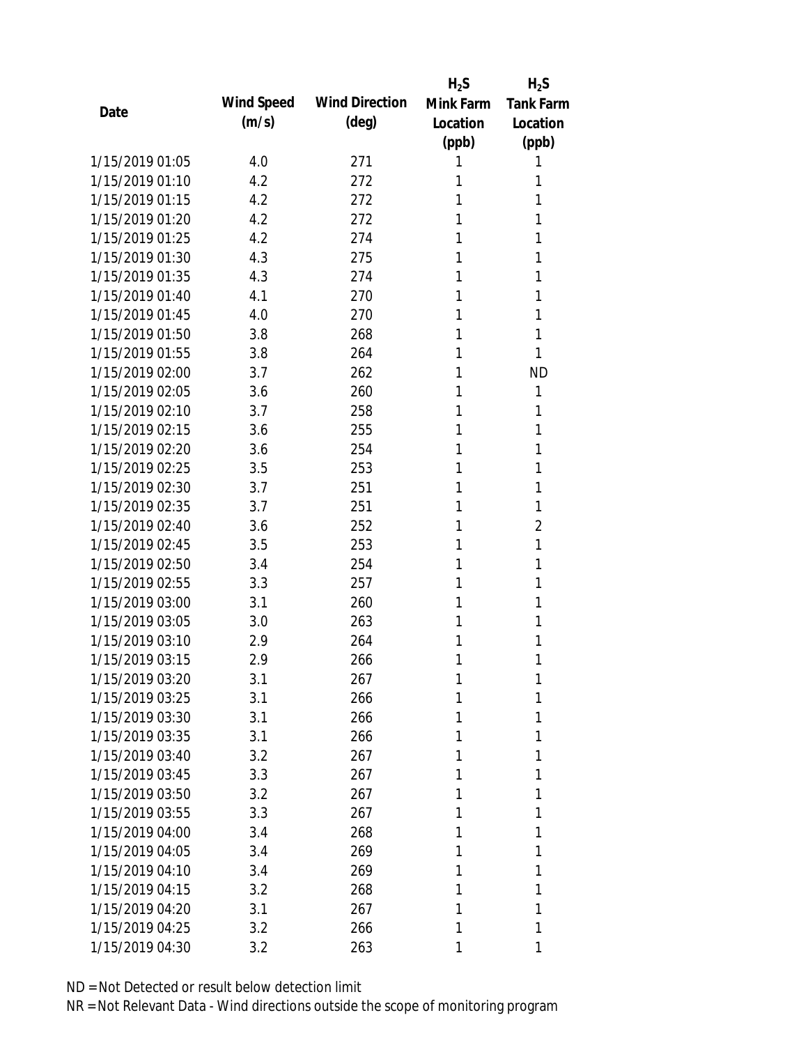| Date | Wind Speed (m/s) | Wind Direction (deg) | $H_2S$ Mink Farm Location (ppb) | $H_2S$ Tank Farm Location (ppb) |
|---|---|---|---|---|
| 1/15/2019 01:05 | 4.0 | 271 | 1 | 1 |
| 1/15/2019 01:10 | 4.2 | 272 | 1 | 1 |
| 1/15/2019 01:15 | 4.2 | 272 | 1 | 1 |
| 1/15/2019 01:20 | 4.2 | 272 | 1 | 1 |
| 1/15/2019 01:25 | 4.2 | 274 | 1 | 1 |
| 1/15/2019 01:30 | 4.3 | 275 | 1 | 1 |
| 1/15/2019 01:35 | 4.3 | 274 | 1 | 1 |
| 1/15/2019 01:40 | 4.1 | 270 | 1 | 1 |
| 1/15/2019 01:45 | 4.0 | 270 | 1 | 1 |
| 1/15/2019 01:50 | 3.8 | 268 | 1 | 1 |
| 1/15/2019 01:55 | 3.8 | 264 | 1 | 1 |
| 1/15/2019 02:00 | 3.7 | 262 | 1 | ND |
| 1/15/2019 02:05 | 3.6 | 260 | 1 | 1 |
| 1/15/2019 02:10 | 3.7 | 258 | 1 | 1 |
| 1/15/2019 02:15 | 3.6 | 255 | 1 | 1 |
| 1/15/2019 02:20 | 3.6 | 254 | 1 | 1 |
| 1/15/2019 02:25 | 3.5 | 253 | 1 | 1 |
| 1/15/2019 02:30 | 3.7 | 251 | 1 | 1 |
| 1/15/2019 02:35 | 3.7 | 251 | 1 | 1 |
| 1/15/2019 02:40 | 3.6 | 252 | 1 | 2 |
| 1/15/2019 02:45 | 3.5 | 253 | 1 | 1 |
| 1/15/2019 02:50 | 3.4 | 254 | 1 | 1 |
| 1/15/2019 02:55 | 3.3 | 257 | 1 | 1 |
| 1/15/2019 03:00 | 3.1 | 260 | 1 | 1 |
| 1/15/2019 03:05 | 3.0 | 263 | 1 | 1 |
| 1/15/2019 03:10 | 2.9 | 264 | 1 | 1 |
| 1/15/2019 03:15 | 2.9 | 266 | 1 | 1 |
| 1/15/2019 03:20 | 3.1 | 267 | 1 | 1 |
| 1/15/2019 03:25 | 3.1 | 266 | 1 | 1 |
| 1/15/2019 03:30 | 3.1 | 266 | 1 | 1 |
| 1/15/2019 03:35 | 3.1 | 266 | 1 | 1 |
| 1/15/2019 03:40 | 3.2 | 267 | 1 | 1 |
| 1/15/2019 03:45 | 3.3 | 267 | 1 | 1 |
| 1/15/2019 03:50 | 3.2 | 267 | 1 | 1 |
| 1/15/2019 03:55 | 3.3 | 267 | 1 | 1 |
| 1/15/2019 04:00 | 3.4 | 268 | 1 | 1 |
| 1/15/2019 04:05 | 3.4 | 269 | 1 | 1 |
| 1/15/2019 04:10 | 3.4 | 269 | 1 | 1 |
| 1/15/2019 04:15 | 3.2 | 268 | 1 | 1 |
| 1/15/2019 04:20 | 3.1 | 267 | 1 | 1 |
| 1/15/2019 04:25 | 3.2 | 266 | 1 | 1 |
| 1/15/2019 04:30 | 3.2 | 263 | 1 | 1 |

ND = Not Detected or result below detection limit

NR = Not Relevant Data - Wind directions outside the scope of monitoring program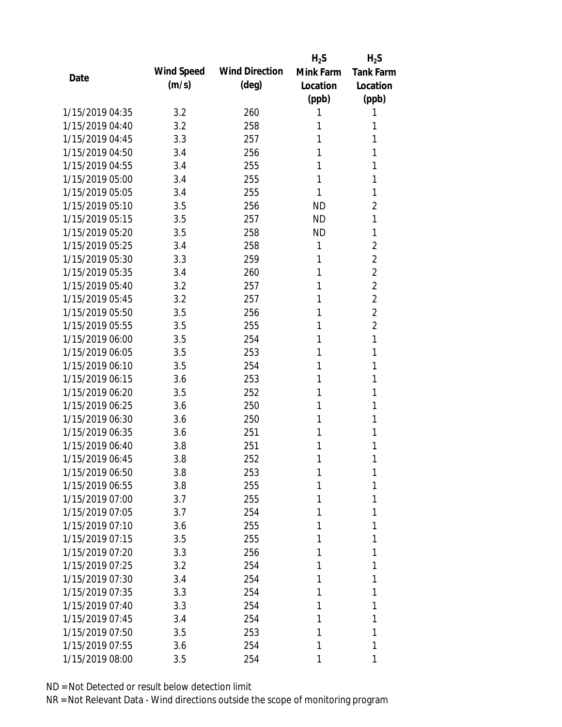| Date | Wind Speed (m/s) | Wind Direction (deg) | $H_2S$ Mink Farm Location (ppb) | $H_2S$ Tank Farm Location (ppb) |
|---|---|---|---|---|
| 1/15/2019 04:35 | 3.2 | 260 | 1 | 1 |
| 1/15/2019 04:40 | 3.2 | 258 | 1 | 1 |
| 1/15/2019 04:45 | 3.3 | 257 | 1 | 1 |
| 1/15/2019 04:50 | 3.4 | 256 | 1 | 1 |
| 1/15/2019 04:55 | 3.4 | 255 | 1 | 1 |
| 1/15/2019 05:00 | 3.4 | 255 | 1 | 1 |
| 1/15/2019 05:05 | 3.4 | 255 | 1 | 1 |
| 1/15/2019 05:10 | 3.5 | 256 | ND | 2 |
| 1/15/2019 05:15 | 3.5 | 257 | ND | 1 |
| 1/15/2019 05:20 | 3.5 | 258 | ND | 1 |
| 1/15/2019 05:25 | 3.4 | 258 | 1 | 2 |
| 1/15/2019 05:30 | 3.3 | 259 | 1 | 2 |
| 1/15/2019 05:35 | 3.4 | 260 | 1 | 2 |
| 1/15/2019 05:40 | 3.2 | 257 | 1 | 2 |
| 1/15/2019 05:45 | 3.2 | 257 | 1 | 2 |
| 1/15/2019 05:50 | 3.5 | 256 | 1 | 2 |
| 1/15/2019 05:55 | 3.5 | 255 | 1 | 2 |
| 1/15/2019 06:00 | 3.5 | 254 | 1 | 1 |
| 1/15/2019 06:05 | 3.5 | 253 | 1 | 1 |
| 1/15/2019 06:10 | 3.5 | 254 | 1 | 1 |
| 1/15/2019 06:15 | 3.6 | 253 | 1 | 1 |
| 1/15/2019 06:20 | 3.5 | 252 | 1 | 1 |
| 1/15/2019 06:25 | 3.6 | 250 | 1 | 1 |
| 1/15/2019 06:30 | 3.6 | 250 | 1 | 1 |
| 1/15/2019 06:35 | 3.6 | 251 | 1 | 1 |
| 1/15/2019 06:40 | 3.8 | 251 | 1 | 1 |
| 1/15/2019 06:45 | 3.8 | 252 | 1 | 1 |
| 1/15/2019 06:50 | 3.8 | 253 | 1 | 1 |
| 1/15/2019 06:55 | 3.8 | 255 | 1 | 1 |
| 1/15/2019 07:00 | 3.7 | 255 | 1 | 1 |
| 1/15/2019 07:05 | 3.7 | 254 | 1 | 1 |
| 1/15/2019 07:10 | 3.6 | 255 | 1 | 1 |
| 1/15/2019 07:15 | 3.5 | 255 | 1 | 1 |
| 1/15/2019 07:20 | 3.3 | 256 | 1 | 1 |
| 1/15/2019 07:25 | 3.2 | 254 | 1 | 1 |
| 1/15/2019 07:30 | 3.4 | 254 | 1 | 1 |
| 1/15/2019 07:35 | 3.3 | 254 | 1 | 1 |
| 1/15/2019 07:40 | 3.3 | 254 | 1 | 1 |
| 1/15/2019 07:45 | 3.4 | 254 | 1 | 1 |
| 1/15/2019 07:50 | 3.5 | 253 | 1 | 1 |
| 1/15/2019 07:55 | 3.6 | 254 | 1 | 1 |
| 1/15/2019 08:00 | 3.5 | 254 | 1 | 1 |

ND = Not Detected or result below detection limit

NR = Not Relevant Data - Wind directions outside the scope of monitoring program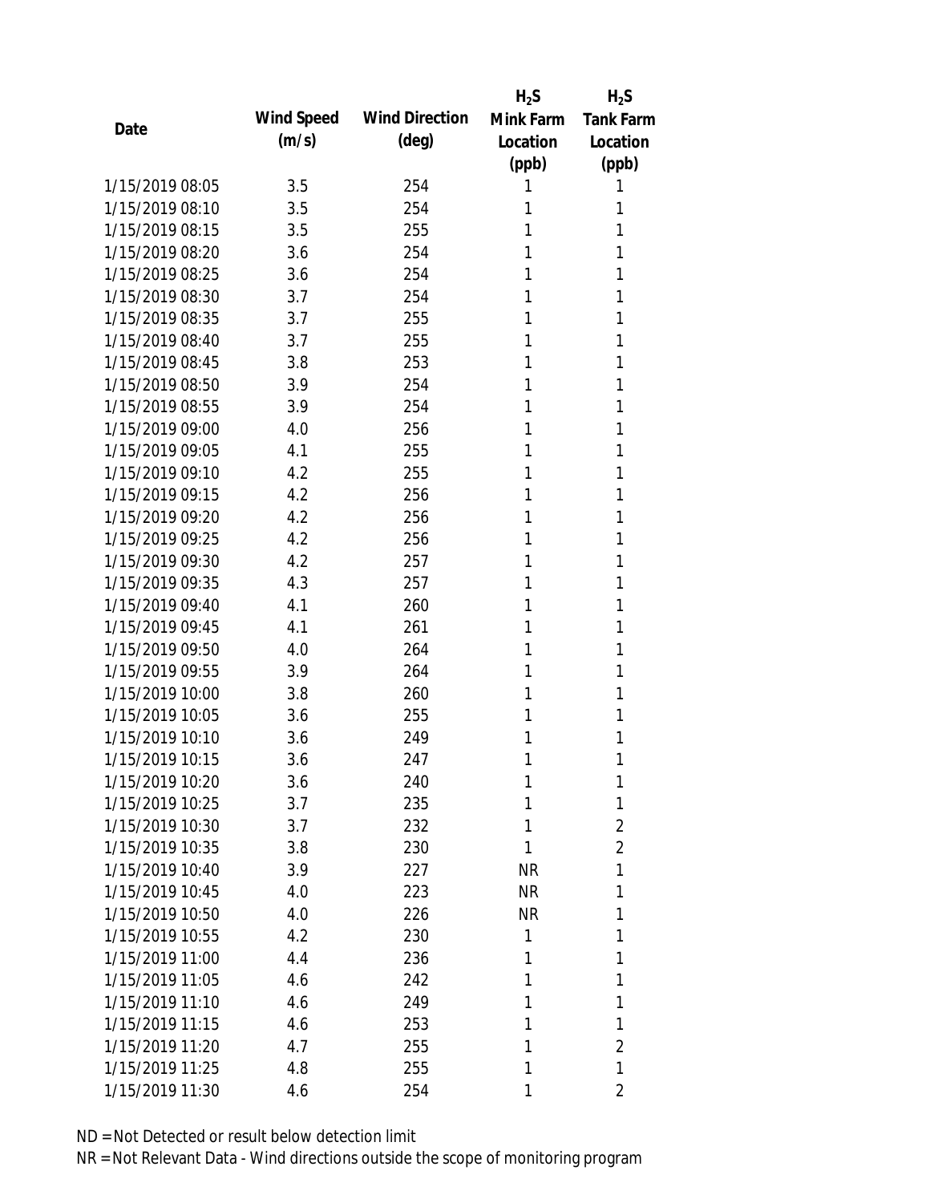| Date | Wind Speed (m/s) | Wind Direction (deg) | $H_2S$ Mink Farm Location (ppb) | $H_2S$ Tank Farm Location (ppb) |
|---|---|---|---|---|
| 1/15/2019 08:05 | 3.5 | 254 | 1 | 1 |
| 1/15/2019 08:10 | 3.5 | 254 | 1 | 1 |
| 1/15/2019 08:15 | 3.5 | 255 | 1 | 1 |
| 1/15/2019 08:20 | 3.6 | 254 | 1 | 1 |
| 1/15/2019 08:25 | 3.6 | 254 | 1 | 1 |
| 1/15/2019 08:30 | 3.7 | 254 | 1 | 1 |
| 1/15/2019 08:35 | 3.7 | 255 | 1 | 1 |
| 1/15/2019 08:40 | 3.7 | 255 | 1 | 1 |
| 1/15/2019 08:45 | 3.8 | 253 | 1 | 1 |
| 1/15/2019 08:50 | 3.9 | 254 | 1 | 1 |
| 1/15/2019 08:55 | 3.9 | 254 | 1 | 1 |
| 1/15/2019 09:00 | 4.0 | 256 | 1 | 1 |
| 1/15/2019 09:05 | 4.1 | 255 | 1 | 1 |
| 1/15/2019 09:10 | 4.2 | 255 | 1 | 1 |
| 1/15/2019 09:15 | 4.2 | 256 | 1 | 1 |
| 1/15/2019 09:20 | 4.2 | 256 | 1 | 1 |
| 1/15/2019 09:25 | 4.2 | 256 | 1 | 1 |
| 1/15/2019 09:30 | 4.2 | 257 | 1 | 1 |
| 1/15/2019 09:35 | 4.3 | 257 | 1 | 1 |
| 1/15/2019 09:40 | 4.1 | 260 | 1 | 1 |
| 1/15/2019 09:45 | 4.1 | 261 | 1 | 1 |
| 1/15/2019 09:50 | 4.0 | 264 | 1 | 1 |
| 1/15/2019 09:55 | 3.9 | 264 | 1 | 1 |
| 1/15/2019 10:00 | 3.8 | 260 | 1 | 1 |
| 1/15/2019 10:05 | 3.6 | 255 | 1 | 1 |
| 1/15/2019 10:10 | 3.6 | 249 | 1 | 1 |
| 1/15/2019 10:15 | 3.6 | 247 | 1 | 1 |
| 1/15/2019 10:20 | 3.6 | 240 | 1 | 1 |
| 1/15/2019 10:25 | 3.7 | 235 | 1 | 1 |
| 1/15/2019 10:30 | 3.7 | 232 | 1 | 2 |
| 1/15/2019 10:35 | 3.8 | 230 | 1 | 2 |
| 1/15/2019 10:40 | 3.9 | 227 | NR | 1 |
| 1/15/2019 10:45 | 4.0 | 223 | NR | 1 |
| 1/15/2019 10:50 | 4.0 | 226 | NR | 1 |
| 1/15/2019 10:55 | 4.2 | 230 | 1 | 1 |
| 1/15/2019 11:00 | 4.4 | 236 | 1 | 1 |
| 1/15/2019 11:05 | 4.6 | 242 | 1 | 1 |
| 1/15/2019 11:10 | 4.6 | 249 | 1 | 1 |
| 1/15/2019 11:15 | 4.6 | 253 | 1 | 1 |
| 1/15/2019 11:20 | 4.7 | 255 | 1 | 2 |
| 1/15/2019 11:25 | 4.8 | 255 | 1 | 1 |
| 1/15/2019 11:30 | 4.6 | 254 | 1 | 2 |

ND = Not Detected or result below detection limit

NR = Not Relevant Data - Wind directions outside the scope of monitoring program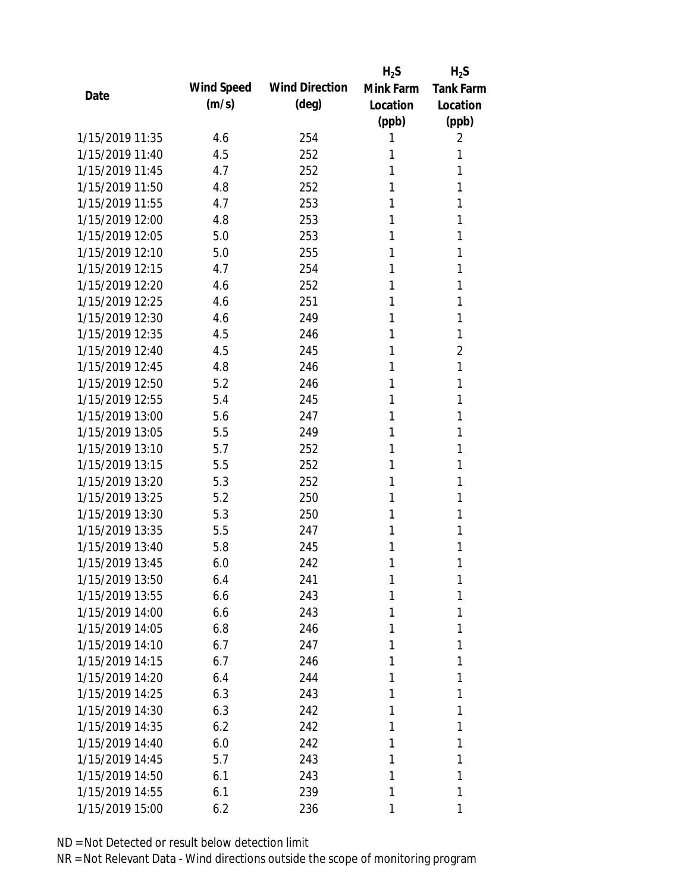| Date | Wind Speed (m/s) | Wind Direction (deg) | $H_2S$ Mink Farm Location (ppb) | $H_2S$ Tank Farm Location (ppb) |
|---|---|---|---|---|
| 1/15/2019 11:35 | 4.6 | 254 | 1 | 2 |
| 1/15/2019 11:40 | 4.5 | 252 | 1 | 1 |
| 1/15/2019 11:45 | 4.7 | 252 | 1 | 1 |
| 1/15/2019 11:50 | 4.8 | 252 | 1 | 1 |
| 1/15/2019 11:55 | 4.7 | 253 | 1 | 1 |
| 1/15/2019 12:00 | 4.8 | 253 | 1 | 1 |
| 1/15/2019 12:05 | 5.0 | 253 | 1 | 1 |
| 1/15/2019 12:10 | 5.0 | 255 | 1 | 1 |
| 1/15/2019 12:15 | 4.7 | 254 | 1 | 1 |
| 1/15/2019 12:20 | 4.6 | 252 | 1 | 1 |
| 1/15/2019 12:25 | 4.6 | 251 | 1 | 1 |
| 1/15/2019 12:30 | 4.6 | 249 | 1 | 1 |
| 1/15/2019 12:35 | 4.5 | 246 | 1 | 1 |
| 1/15/2019 12:40 | 4.5 | 245 | 1 | 2 |
| 1/15/2019 12:45 | 4.8 | 246 | 1 | 1 |
| 1/15/2019 12:50 | 5.2 | 246 | 1 | 1 |
| 1/15/2019 12:55 | 5.4 | 245 | 1 | 1 |
| 1/15/2019 13:00 | 5.6 | 247 | 1 | 1 |
| 1/15/2019 13:05 | 5.5 | 249 | 1 | 1 |
| 1/15/2019 13:10 | 5.7 | 252 | 1 | 1 |
| 1/15/2019 13:15 | 5.5 | 252 | 1 | 1 |
| 1/15/2019 13:20 | 5.3 | 252 | 1 | 1 |
| 1/15/2019 13:25 | 5.2 | 250 | 1 | 1 |
| 1/15/2019 13:30 | 5.3 | 250 | 1 | 1 |
| 1/15/2019 13:35 | 5.5 | 247 | 1 | 1 |
| 1/15/2019 13:40 | 5.8 | 245 | 1 | 1 |
| 1/15/2019 13:45 | 6.0 | 242 | 1 | 1 |
| 1/15/2019 13:50 | 6.4 | 241 | 1 | 1 |
| 1/15/2019 13:55 | 6.6 | 243 | 1 | 1 |
| 1/15/2019 14:00 | 6.6 | 243 | 1 | 1 |
| 1/15/2019 14:05 | 6.8 | 246 | 1 | 1 |
| 1/15/2019 14:10 | 6.7 | 247 | 1 | 1 |
| 1/15/2019 14:15 | 6.7 | 246 | 1 | 1 |
| 1/15/2019 14:20 | 6.4 | 244 | 1 | 1 |
| 1/15/2019 14:25 | 6.3 | 243 | 1 | 1 |
| 1/15/2019 14:30 | 6.3 | 242 | 1 | 1 |
| 1/15/2019 14:35 | 6.2 | 242 | 1 | 1 |
| 1/15/2019 14:40 | 6.0 | 242 | 1 | 1 |
| 1/15/2019 14:45 | 5.7 | 243 | 1 | 1 |
| 1/15/2019 14:50 | 6.1 | 243 | 1 | 1 |
| 1/15/2019 14:55 | 6.1 | 239 | 1 | 1 |
| 1/15/2019 15:00 | 6.2 | 236 | 1 | 1 |

ND = Not Detected or result below detection limit

NR = Not Relevant Data - Wind directions outside the scope of monitoring program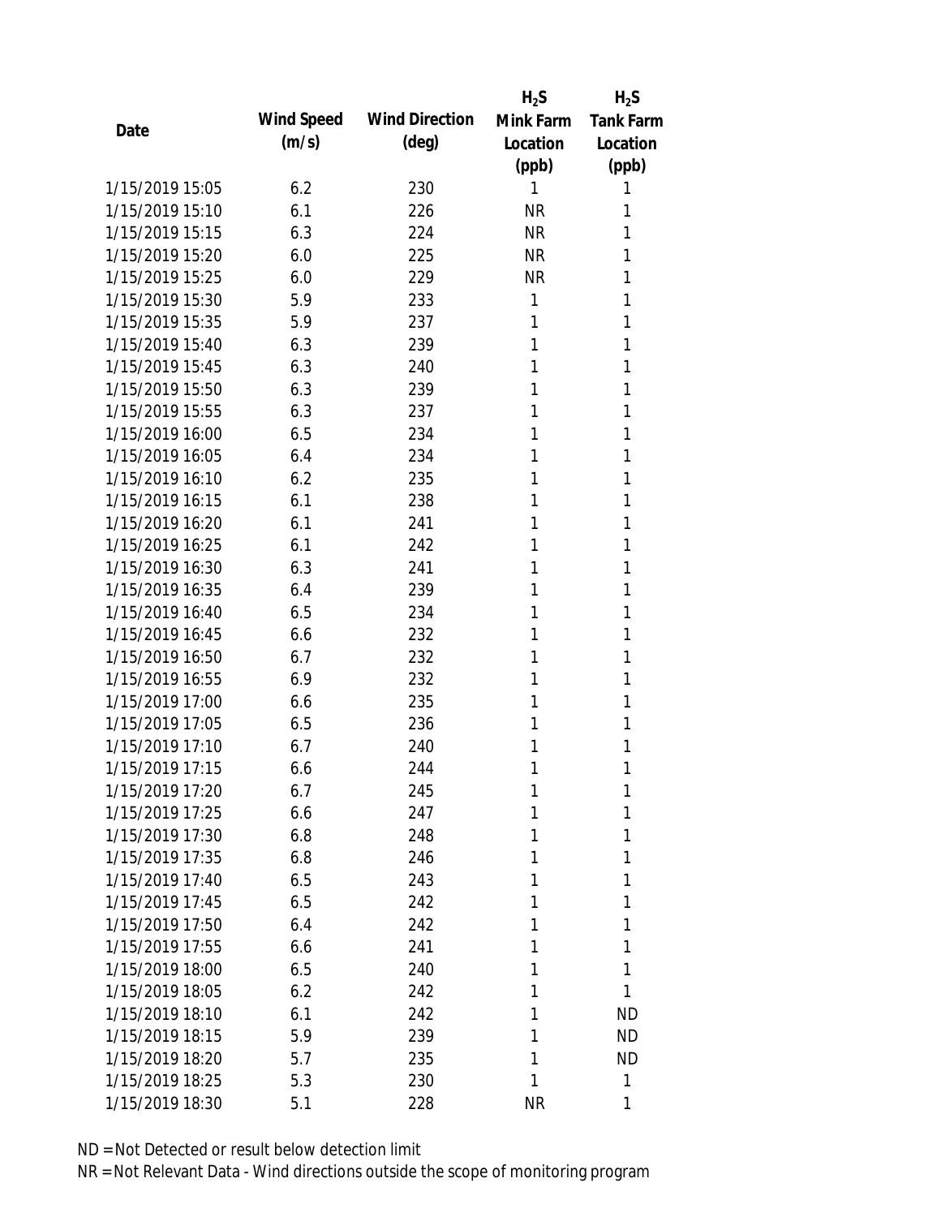| Date | Wind Speed (m/s) | Wind Direction (deg) | $H_2S$ Mink Farm Location (ppb) | $H_2S$ Tank Farm Location (ppb) |
|---|---|---|---|---|
| 1/15/2019 15:05 | 6.2 | 230 | 1 | 1 |
| 1/15/2019 15:10 | 6.1 | 226 | NR | 1 |
| 1/15/2019 15:15 | 6.3 | 224 | NR | 1 |
| 1/15/2019 15:20 | 6.0 | 225 | NR | 1 |
| 1/15/2019 15:25 | 6.0 | 229 | NR | 1 |
| 1/15/2019 15:30 | 5.9 | 233 | 1 | 1 |
| 1/15/2019 15:35 | 5.9 | 237 | 1 | 1 |
| 1/15/2019 15:40 | 6.3 | 239 | 1 | 1 |
| 1/15/2019 15:45 | 6.3 | 240 | 1 | 1 |
| 1/15/2019 15:50 | 6.3 | 239 | 1 | 1 |
| 1/15/2019 15:55 | 6.3 | 237 | 1 | 1 |
| 1/15/2019 16:00 | 6.5 | 234 | 1 | 1 |
| 1/15/2019 16:05 | 6.4 | 234 | 1 | 1 |
| 1/15/2019 16:10 | 6.2 | 235 | 1 | 1 |
| 1/15/2019 16:15 | 6.1 | 238 | 1 | 1 |
| 1/15/2019 16:20 | 6.1 | 241 | 1 | 1 |
| 1/15/2019 16:25 | 6.1 | 242 | 1 | 1 |
| 1/15/2019 16:30 | 6.3 | 241 | 1 | 1 |
| 1/15/2019 16:35 | 6.4 | 239 | 1 | 1 |
| 1/15/2019 16:40 | 6.5 | 234 | 1 | 1 |
| 1/15/2019 16:45 | 6.6 | 232 | 1 | 1 |
| 1/15/2019 16:50 | 6.7 | 232 | 1 | 1 |
| 1/15/2019 16:55 | 6.9 | 232 | 1 | 1 |
| 1/15/2019 17:00 | 6.6 | 235 | 1 | 1 |
| 1/15/2019 17:05 | 6.5 | 236 | 1 | 1 |
| 1/15/2019 17:10 | 6.7 | 240 | 1 | 1 |
| 1/15/2019 17:15 | 6.6 | 244 | 1 | 1 |
| 1/15/2019 17:20 | 6.7 | 245 | 1 | 1 |
| 1/15/2019 17:25 | 6.6 | 247 | 1 | 1 |
| 1/15/2019 17:30 | 6.8 | 248 | 1 | 1 |
| 1/15/2019 17:35 | 6.8 | 246 | 1 | 1 |
| 1/15/2019 17:40 | 6.5 | 243 | 1 | 1 |
| 1/15/2019 17:45 | 6.5 | 242 | 1 | 1 |
| 1/15/2019 17:50 | 6.4 | 242 | 1 | 1 |
| 1/15/2019 17:55 | 6.6 | 241 | 1 | 1 |
| 1/15/2019 18:00 | 6.5 | 240 | 1 | 1 |
| 1/15/2019 18:05 | 6.2 | 242 | 1 | 1 |
| 1/15/2019 18:10 | 6.1 | 242 | 1 | ND |
| 1/15/2019 18:15 | 5.9 | 239 | 1 | ND |
| 1/15/2019 18:20 | 5.7 | 235 | 1 | ND |
| 1/15/2019 18:25 | 5.3 | 230 | 1 | 1 |
| 1/15/2019 18:30 | 5.1 | 228 | NR | 1 |

ND = Not Detected or result below detection limit

NR = Not Relevant Data - Wind directions outside the scope of monitoring program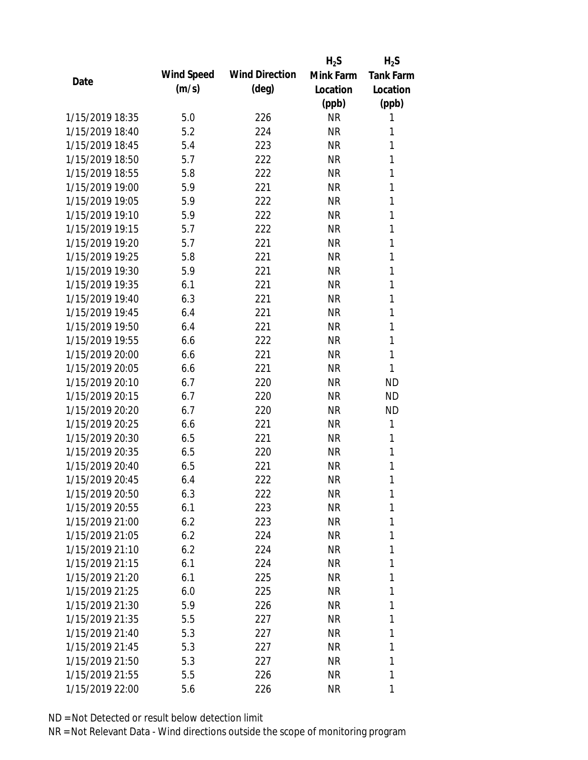| Date | Wind Speed (m/s) | Wind Direction (deg) | $H_2S$ Mink Farm Location (ppb) | $H_2S$ Tank Farm Location (ppb) |
|---|---|---|---|---|
| 1/15/2019 18:35 | 5.0 | 226 | NR | 1 |
| 1/15/2019 18:40 | 5.2 | 224 | NR | 1 |
| 1/15/2019 18:45 | 5.4 | 223 | NR | 1 |
| 1/15/2019 18:50 | 5.7 | 222 | NR | 1 |
| 1/15/2019 18:55 | 5.8 | 222 | NR | 1 |
| 1/15/2019 19:00 | 5.9 | 221 | NR | 1 |
| 1/15/2019 19:05 | 5.9 | 222 | NR | 1 |
| 1/15/2019 19:10 | 5.9 | 222 | NR | 1 |
| 1/15/2019 19:15 | 5.7 | 222 | NR | 1 |
| 1/15/2019 19:20 | 5.7 | 221 | NR | 1 |
| 1/15/2019 19:25 | 5.8 | 221 | NR | 1 |
| 1/15/2019 19:30 | 5.9 | 221 | NR | 1 |
| 1/15/2019 19:35 | 6.1 | 221 | NR | 1 |
| 1/15/2019 19:40 | 6.3 | 221 | NR | 1 |
| 1/15/2019 19:45 | 6.4 | 221 | NR | 1 |
| 1/15/2019 19:50 | 6.4 | 221 | NR | 1 |
| 1/15/2019 19:55 | 6.6 | 222 | NR | 1 |
| 1/15/2019 20:00 | 6.6 | 221 | NR | 1 |
| 1/15/2019 20:05 | 6.6 | 221 | NR | 1 |
| 1/15/2019 20:10 | 6.7 | 220 | NR | ND |
| 1/15/2019 20:15 | 6.7 | 220 | NR | ND |
| 1/15/2019 20:20 | 6.7 | 220 | NR | ND |
| 1/15/2019 20:25 | 6.6 | 221 | NR | 1 |
| 1/15/2019 20:30 | 6.5 | 221 | NR | 1 |
| 1/15/2019 20:35 | 6.5 | 220 | NR | 1 |
| 1/15/2019 20:40 | 6.5 | 221 | NR | 1 |
| 1/15/2019 20:45 | 6.4 | 222 | NR | 1 |
| 1/15/2019 20:50 | 6.3 | 222 | NR | 1 |
| 1/15/2019 20:55 | 6.1 | 223 | NR | 1 |
| 1/15/2019 21:00 | 6.2 | 223 | NR | 1 |
| 1/15/2019 21:05 | 6.2 | 224 | NR | 1 |
| 1/15/2019 21:10 | 6.2 | 224 | NR | 1 |
| 1/15/2019 21:15 | 6.1 | 224 | NR | 1 |
| 1/15/2019 21:20 | 6.1 | 225 | NR | 1 |
| 1/15/2019 21:25 | 6.0 | 225 | NR | 1 |
| 1/15/2019 21:30 | 5.9 | 226 | NR | 1 |
| 1/15/2019 21:35 | 5.5 | 227 | NR | 1 |
| 1/15/2019 21:40 | 5.3 | 227 | NR | 1 |
| 1/15/2019 21:45 | 5.3 | 227 | NR | 1 |
| 1/15/2019 21:50 | 5.3 | 227 | NR | 1 |
| 1/15/2019 21:55 | 5.5 | 226 | NR | 1 |
| 1/15/2019 22:00 | 5.6 | 226 | NR | 1 |

ND = Not Detected or result below detection limit

NR = Not Relevant Data - Wind directions outside the scope of monitoring program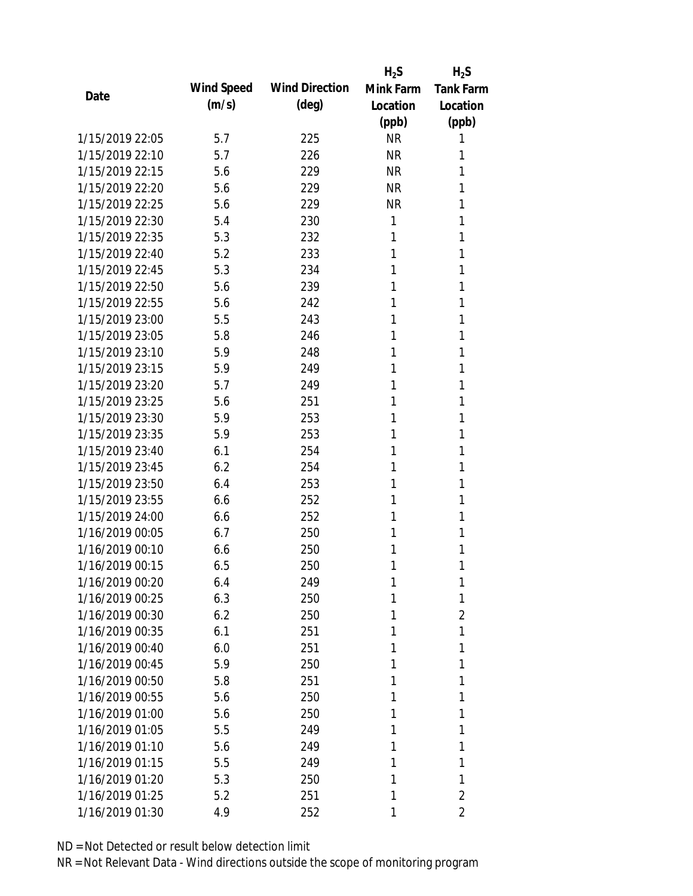| Date | Wind Speed (m/s) | Wind Direction (deg) | $H_2S$ Mink Farm Location (ppb) | $H_2S$ Tank Farm Location (ppb) |
|---|---|---|---|---|
| 1/15/2019 22:05 | 5.7 | 225 | NR | 1 |
| 1/15/2019 22:10 | 5.7 | 226 | NR | 1 |
| 1/15/2019 22:15 | 5.6 | 229 | NR | 1 |
| 1/15/2019 22:20 | 5.6 | 229 | NR | 1 |
| 1/15/2019 22:25 | 5.6 | 229 | NR | 1 |
| 1/15/2019 22:30 | 5.4 | 230 | 1 | 1 |
| 1/15/2019 22:35 | 5.3 | 232 | 1 | 1 |
| 1/15/2019 22:40 | 5.2 | 233 | 1 | 1 |
| 1/15/2019 22:45 | 5.3 | 234 | 1 | 1 |
| 1/15/2019 22:50 | 5.6 | 239 | 1 | 1 |
| 1/15/2019 22:55 | 5.6 | 242 | 1 | 1 |
| 1/15/2019 23:00 | 5.5 | 243 | 1 | 1 |
| 1/15/2019 23:05 | 5.8 | 246 | 1 | 1 |
| 1/15/2019 23:10 | 5.9 | 248 | 1 | 1 |
| 1/15/2019 23:15 | 5.9 | 249 | 1 | 1 |
| 1/15/2019 23:20 | 5.7 | 249 | 1 | 1 |
| 1/15/2019 23:25 | 5.6 | 251 | 1 | 1 |
| 1/15/2019 23:30 | 5.9 | 253 | 1 | 1 |
| 1/15/2019 23:35 | 5.9 | 253 | 1 | 1 |
| 1/15/2019 23:40 | 6.1 | 254 | 1 | 1 |
| 1/15/2019 23:45 | 6.2 | 254 | 1 | 1 |
| 1/15/2019 23:50 | 6.4 | 253 | 1 | 1 |
| 1/15/2019 23:55 | 6.6 | 252 | 1 | 1 |
| 1/15/2019 24:00 | 6.6 | 252 | 1 | 1 |
| 1/16/2019 00:05 | 6.7 | 250 | 1 | 1 |
| 1/16/2019 00:10 | 6.6 | 250 | 1 | 1 |
| 1/16/2019 00:15 | 6.5 | 250 | 1 | 1 |
| 1/16/2019 00:20 | 6.4 | 249 | 1 | 1 |
| 1/16/2019 00:25 | 6.3 | 250 | 1 | 1 |
| 1/16/2019 00:30 | 6.2 | 250 | 1 | 2 |
| 1/16/2019 00:35 | 6.1 | 251 | 1 | 1 |
| 1/16/2019 00:40 | 6.0 | 251 | 1 | 1 |
| 1/16/2019 00:45 | 5.9 | 250 | 1 | 1 |
| 1/16/2019 00:50 | 5.8 | 251 | 1 | 1 |
| 1/16/2019 00:55 | 5.6 | 250 | 1 | 1 |
| 1/16/2019 01:00 | 5.6 | 250 | 1 | 1 |
| 1/16/2019 01:05 | 5.5 | 249 | 1 | 1 |
| 1/16/2019 01:10 | 5.6 | 249 | 1 | 1 |
| 1/16/2019 01:15 | 5.5 | 249 | 1 | 1 |
| 1/16/2019 01:20 | 5.3 | 250 | 1 | 1 |
| 1/16/2019 01:25 | 5.2 | 251 | 1 | 2 |
| 1/16/2019 01:30 | 4.9 | 252 | 1 | 2 |

ND = Not Detected or result below detection limit

NR = Not Relevant Data - Wind directions outside the scope of monitoring program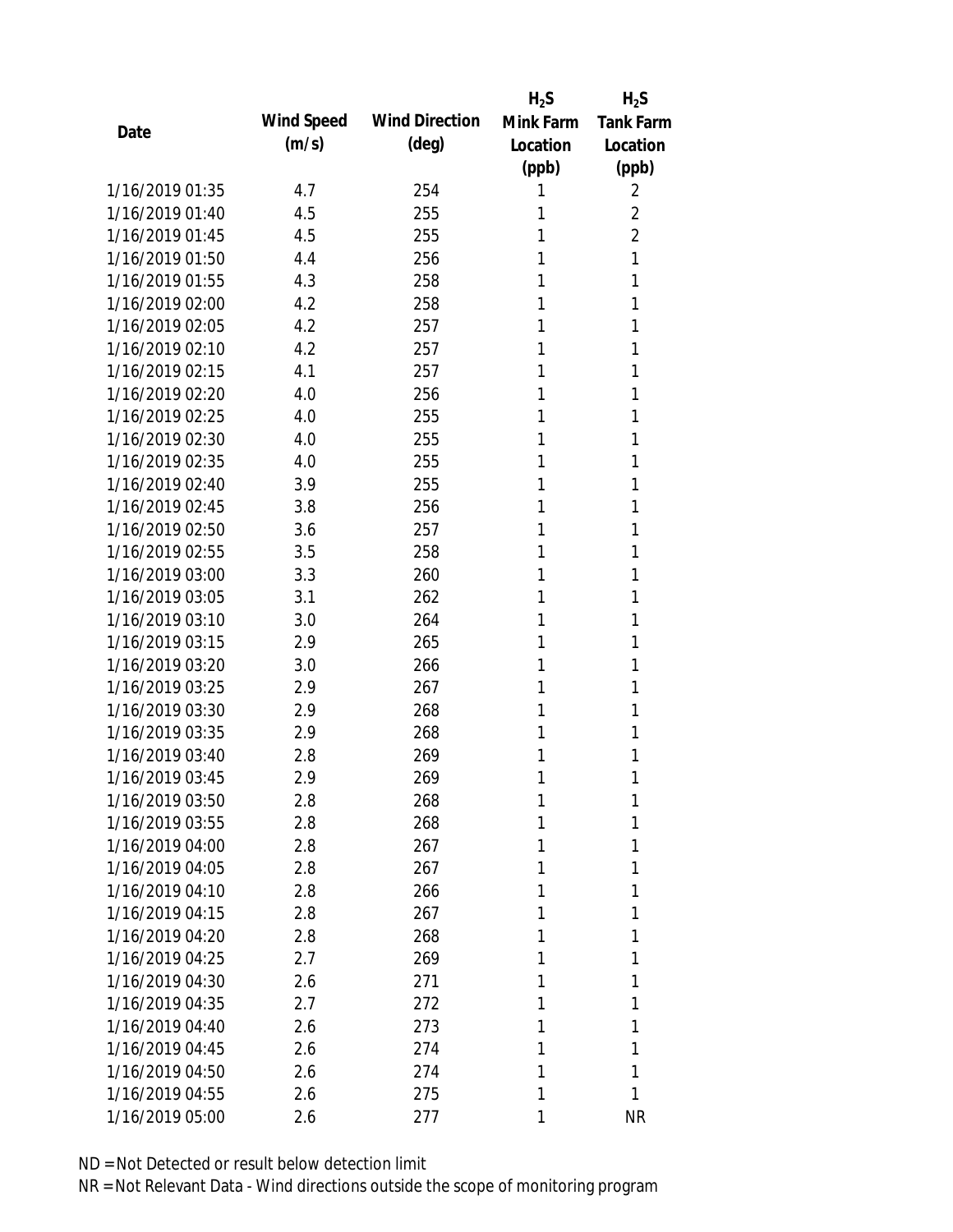| Date | Wind Speed (m/s) | Wind Direction (deg) | $H_2S$ Mink Farm Location (ppb) | $H_2S$ Tank Farm Location (ppb) |
|---|---|---|---|---|
| 1/16/2019 01:35 | 4.7 | 254 | 1 | 2 |
| 1/16/2019 01:40 | 4.5 | 255 | 1 | 2 |
| 1/16/2019 01:45 | 4.5 | 255 | 1 | 2 |
| 1/16/2019 01:50 | 4.4 | 256 | 1 | 1 |
| 1/16/2019 01:55 | 4.3 | 258 | 1 | 1 |
| 1/16/2019 02:00 | 4.2 | 258 | 1 | 1 |
| 1/16/2019 02:05 | 4.2 | 257 | 1 | 1 |
| 1/16/2019 02:10 | 4.2 | 257 | 1 | 1 |
| 1/16/2019 02:15 | 4.1 | 257 | 1 | 1 |
| 1/16/2019 02:20 | 4.0 | 256 | 1 | 1 |
| 1/16/2019 02:25 | 4.0 | 255 | 1 | 1 |
| 1/16/2019 02:30 | 4.0 | 255 | 1 | 1 |
| 1/16/2019 02:35 | 4.0 | 255 | 1 | 1 |
| 1/16/2019 02:40 | 3.9 | 255 | 1 | 1 |
| 1/16/2019 02:45 | 3.8 | 256 | 1 | 1 |
| 1/16/2019 02:50 | 3.6 | 257 | 1 | 1 |
| 1/16/2019 02:55 | 3.5 | 258 | 1 | 1 |
| 1/16/2019 03:00 | 3.3 | 260 | 1 | 1 |
| 1/16/2019 03:05 | 3.1 | 262 | 1 | 1 |
| 1/16/2019 03:10 | 3.0 | 264 | 1 | 1 |
| 1/16/2019 03:15 | 2.9 | 265 | 1 | 1 |
| 1/16/2019 03:20 | 3.0 | 266 | 1 | 1 |
| 1/16/2019 03:25 | 2.9 | 267 | 1 | 1 |
| 1/16/2019 03:30 | 2.9 | 268 | 1 | 1 |
| 1/16/2019 03:35 | 2.9 | 268 | 1 | 1 |
| 1/16/2019 03:40 | 2.8 | 269 | 1 | 1 |
| 1/16/2019 03:45 | 2.9 | 269 | 1 | 1 |
| 1/16/2019 03:50 | 2.8 | 268 | 1 | 1 |
| 1/16/2019 03:55 | 2.8 | 268 | 1 | 1 |
| 1/16/2019 04:00 | 2.8 | 267 | 1 | 1 |
| 1/16/2019 04:05 | 2.8 | 267 | 1 | 1 |
| 1/16/2019 04:10 | 2.8 | 266 | 1 | 1 |
| 1/16/2019 04:15 | 2.8 | 267 | 1 | 1 |
| 1/16/2019 04:20 | 2.8 | 268 | 1 | 1 |
| 1/16/2019 04:25 | 2.7 | 269 | 1 | 1 |
| 1/16/2019 04:30 | 2.6 | 271 | 1 | 1 |
| 1/16/2019 04:35 | 2.7 | 272 | 1 | 1 |
| 1/16/2019 04:40 | 2.6 | 273 | 1 | 1 |
| 1/16/2019 04:45 | 2.6 | 274 | 1 | 1 |
| 1/16/2019 04:50 | 2.6 | 274 | 1 | 1 |
| 1/16/2019 04:55 | 2.6 | 275 | 1 | 1 |
| 1/16/2019 05:00 | 2.6 | 277 | 1 | NR |

ND = Not Detected or result below detection limit

NR = Not Relevant Data - Wind directions outside the scope of monitoring program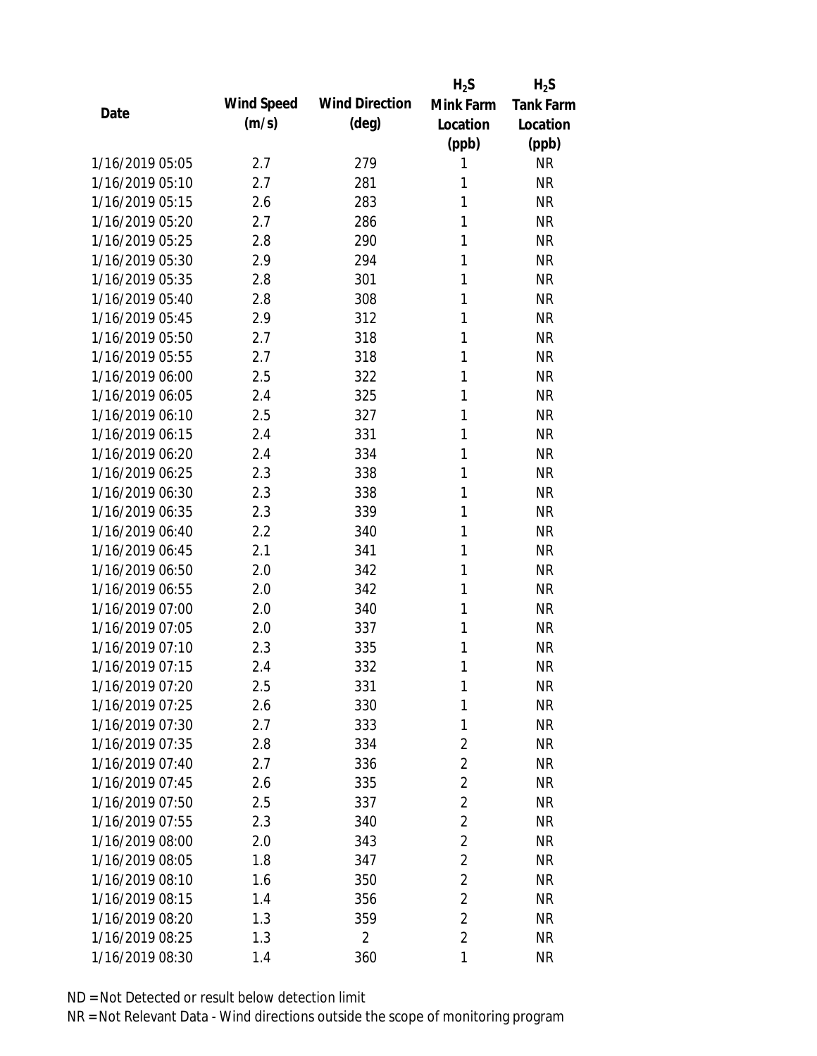| Date | Wind Speed (m/s) | Wind Direction (deg) | $H_2S$ Mink Farm Location (ppb) | $H_2S$ Tank Farm Location (ppb) |
|---|---|---|---|---|
| 1/16/2019 05:05 | 2.7 | 279 | 1 | NR |
| 1/16/2019 05:10 | 2.7 | 281 | 1 | NR |
| 1/16/2019 05:15 | 2.6 | 283 | 1 | NR |
| 1/16/2019 05:20 | 2.7 | 286 | 1 | NR |
| 1/16/2019 05:25 | 2.8 | 290 | 1 | NR |
| 1/16/2019 05:30 | 2.9 | 294 | 1 | NR |
| 1/16/2019 05:35 | 2.8 | 301 | 1 | NR |
| 1/16/2019 05:40 | 2.8 | 308 | 1 | NR |
| 1/16/2019 05:45 | 2.9 | 312 | 1 | NR |
| 1/16/2019 05:50 | 2.7 | 318 | 1 | NR |
| 1/16/2019 05:55 | 2.7 | 318 | 1 | NR |
| 1/16/2019 06:00 | 2.5 | 322 | 1 | NR |
| 1/16/2019 06:05 | 2.4 | 325 | 1 | NR |
| 1/16/2019 06:10 | 2.5 | 327 | 1 | NR |
| 1/16/2019 06:15 | 2.4 | 331 | 1 | NR |
| 1/16/2019 06:20 | 2.4 | 334 | 1 | NR |
| 1/16/2019 06:25 | 2.3 | 338 | 1 | NR |
| 1/16/2019 06:30 | 2.3 | 338 | 1 | NR |
| 1/16/2019 06:35 | 2.3 | 339 | 1 | NR |
| 1/16/2019 06:40 | 2.2 | 340 | 1 | NR |
| 1/16/2019 06:45 | 2.1 | 341 | 1 | NR |
| 1/16/2019 06:50 | 2.0 | 342 | 1 | NR |
| 1/16/2019 06:55 | 2.0 | 342 | 1 | NR |
| 1/16/2019 07:00 | 2.0 | 340 | 1 | NR |
| 1/16/2019 07:05 | 2.0 | 337 | 1 | NR |
| 1/16/2019 07:10 | 2.3 | 335 | 1 | NR |
| 1/16/2019 07:15 | 2.4 | 332 | 1 | NR |
| 1/16/2019 07:20 | 2.5 | 331 | 1 | NR |
| 1/16/2019 07:25 | 2.6 | 330 | 1 | NR |
| 1/16/2019 07:30 | 2.7 | 333 | 1 | NR |
| 1/16/2019 07:35 | 2.8 | 334 | 2 | NR |
| 1/16/2019 07:40 | 2.7 | 336 | 2 | NR |
| 1/16/2019 07:45 | 2.6 | 335 | 2 | NR |
| 1/16/2019 07:50 | 2.5 | 337 | 2 | NR |
| 1/16/2019 07:55 | 2.3 | 340 | 2 | NR |
| 1/16/2019 08:00 | 2.0 | 343 | 2 | NR |
| 1/16/2019 08:05 | 1.8 | 347 | 2 | NR |
| 1/16/2019 08:10 | 1.6 | 350 | 2 | NR |
| 1/16/2019 08:15 | 1.4 | 356 | 2 | NR |
| 1/16/2019 08:20 | 1.3 | 359 | 2 | NR |
| 1/16/2019 08:25 | 1.3 | 2 | 2 | NR |
| 1/16/2019 08:30 | 1.4 | 360 | 1 | NR |

ND = Not Detected or result below detection limit

NR = Not Relevant Data - Wind directions outside the scope of monitoring program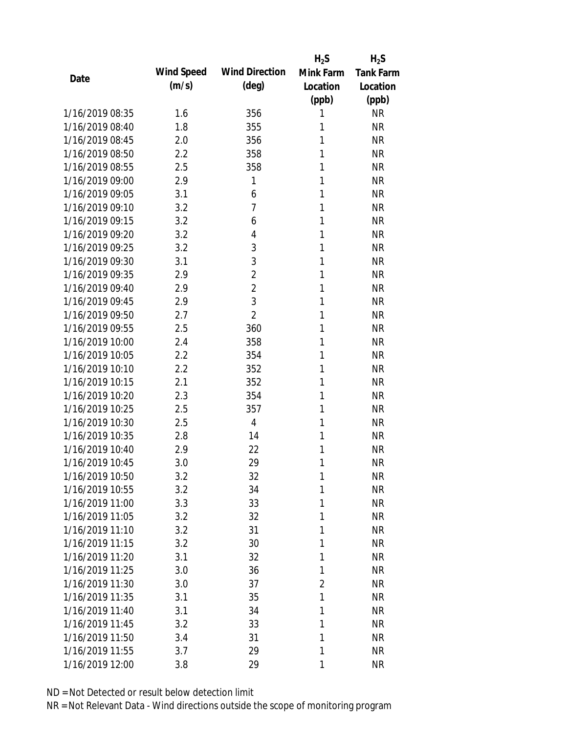| Date | Wind Speed (m/s) | Wind Direction (deg) | $H_2S$ Mink Farm Location (ppb) | $H_2S$ Tank Farm Location (ppb) |
|---|---|---|---|---|
| 1/16/2019 08:35 | 1.6 | 356 | 1 | NR |
| 1/16/2019 08:40 | 1.8 | 355 | 1 | NR |
| 1/16/2019 08:45 | 2.0 | 356 | 1 | NR |
| 1/16/2019 08:50 | 2.2 | 358 | 1 | NR |
| 1/16/2019 08:55 | 2.5 | 358 | 1 | NR |
| 1/16/2019 09:00 | 2.9 | 1 | 1 | NR |
| 1/16/2019 09:05 | 3.1 | 6 | 1 | NR |
| 1/16/2019 09:10 | 3.2 | 7 | 1 | NR |
| 1/16/2019 09:15 | 3.2 | 6 | 1 | NR |
| 1/16/2019 09:20 | 3.2 | 4 | 1 | NR |
| 1/16/2019 09:25 | 3.2 | 3 | 1 | NR |
| 1/16/2019 09:30 | 3.1 | 3 | 1 | NR |
| 1/16/2019 09:35 | 2.9 | 2 | 1 | NR |
| 1/16/2019 09:40 | 2.9 | 2 | 1 | NR |
| 1/16/2019 09:45 | 2.9 | 3 | 1 | NR |
| 1/16/2019 09:50 | 2.7 | 2 | 1 | NR |
| 1/16/2019 09:55 | 2.5 | 360 | 1 | NR |
| 1/16/2019 10:00 | 2.4 | 358 | 1 | NR |
| 1/16/2019 10:05 | 2.2 | 354 | 1 | NR |
| 1/16/2019 10:10 | 2.2 | 352 | 1 | NR |
| 1/16/2019 10:15 | 2.1 | 352 | 1 | NR |
| 1/16/2019 10:20 | 2.3 | 354 | 1 | NR |
| 1/16/2019 10:25 | 2.5 | 357 | 1 | NR |
| 1/16/2019 10:30 | 2.5 | 4 | 1 | NR |
| 1/16/2019 10:35 | 2.8 | 14 | 1 | NR |
| 1/16/2019 10:40 | 2.9 | 22 | 1 | NR |
| 1/16/2019 10:45 | 3.0 | 29 | 1 | NR |
| 1/16/2019 10:50 | 3.2 | 32 | 1 | NR |
| 1/16/2019 10:55 | 3.2 | 34 | 1 | NR |
| 1/16/2019 11:00 | 3.3 | 33 | 1 | NR |
| 1/16/2019 11:05 | 3.2 | 32 | 1 | NR |
| 1/16/2019 11:10 | 3.2 | 31 | 1 | NR |
| 1/16/2019 11:15 | 3.2 | 30 | 1 | NR |
| 1/16/2019 11:20 | 3.1 | 32 | 1 | NR |
| 1/16/2019 11:25 | 3.0 | 36 | 1 | NR |
| 1/16/2019 11:30 | 3.0 | 37 | 2 | NR |
| 1/16/2019 11:35 | 3.1 | 35 | 1 | NR |
| 1/16/2019 11:40 | 3.1 | 34 | 1 | NR |
| 1/16/2019 11:45 | 3.2 | 33 | 1 | NR |
| 1/16/2019 11:50 | 3.4 | 31 | 1 | NR |
| 1/16/2019 11:55 | 3.7 | 29 | 1 | NR |
| 1/16/2019 12:00 | 3.8 | 29 | 1 | NR |

ND = Not Detected or result below detection limit

NR = Not Relevant Data - Wind directions outside the scope of monitoring program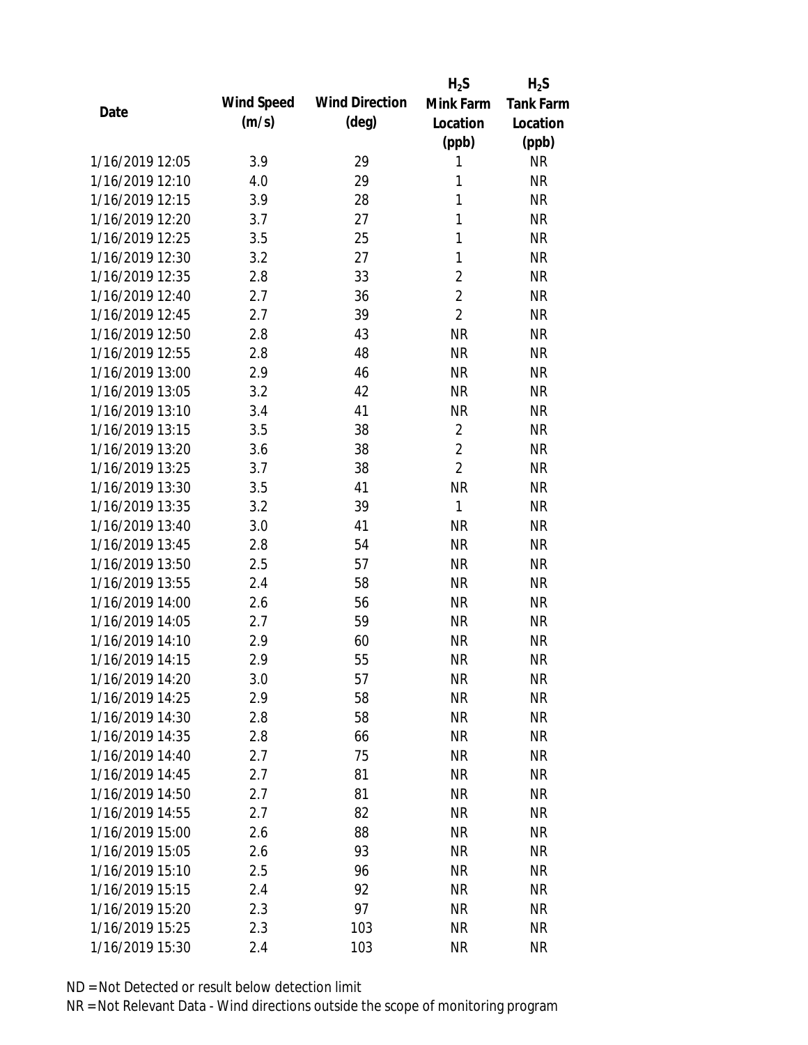| Date | Wind Speed (m/s) | Wind Direction (deg) | $H_2S$ Mink Farm Location (ppb) | $H_2S$ Tank Farm Location (ppb) |
|---|---|---|---|---|
| 1/16/2019 12:05 | 3.9 | 29 | 1 | NR |
| 1/16/2019 12:10 | 4.0 | 29 | 1 | NR |
| 1/16/2019 12:15 | 3.9 | 28 | 1 | NR |
| 1/16/2019 12:20 | 3.7 | 27 | 1 | NR |
| 1/16/2019 12:25 | 3.5 | 25 | 1 | NR |
| 1/16/2019 12:30 | 3.2 | 27 | 1 | NR |
| 1/16/2019 12:35 | 2.8 | 33 | 2 | NR |
| 1/16/2019 12:40 | 2.7 | 36 | 2 | NR |
| 1/16/2019 12:45 | 2.7 | 39 | 2 | NR |
| 1/16/2019 12:50 | 2.8 | 43 | NR | NR |
| 1/16/2019 12:55 | 2.8 | 48 | NR | NR |
| 1/16/2019 13:00 | 2.9 | 46 | NR | NR |
| 1/16/2019 13:05 | 3.2 | 42 | NR | NR |
| 1/16/2019 13:10 | 3.4 | 41 | NR | NR |
| 1/16/2019 13:15 | 3.5 | 38 | 2 | NR |
| 1/16/2019 13:20 | 3.6 | 38 | 2 | NR |
| 1/16/2019 13:25 | 3.7 | 38 | 2 | NR |
| 1/16/2019 13:30 | 3.5 | 41 | NR | NR |
| 1/16/2019 13:35 | 3.2 | 39 | 1 | NR |
| 1/16/2019 13:40 | 3.0 | 41 | NR | NR |
| 1/16/2019 13:45 | 2.8 | 54 | NR | NR |
| 1/16/2019 13:50 | 2.5 | 57 | NR | NR |
| 1/16/2019 13:55 | 2.4 | 58 | NR | NR |
| 1/16/2019 14:00 | 2.6 | 56 | NR | NR |
| 1/16/2019 14:05 | 2.7 | 59 | NR | NR |
| 1/16/2019 14:10 | 2.9 | 60 | NR | NR |
| 1/16/2019 14:15 | 2.9 | 55 | NR | NR |
| 1/16/2019 14:20 | 3.0 | 57 | NR | NR |
| 1/16/2019 14:25 | 2.9 | 58 | NR | NR |
| 1/16/2019 14:30 | 2.8 | 58 | NR | NR |
| 1/16/2019 14:35 | 2.8 | 66 | NR | NR |
| 1/16/2019 14:40 | 2.7 | 75 | NR | NR |
| 1/16/2019 14:45 | 2.7 | 81 | NR | NR |
| 1/16/2019 14:50 | 2.7 | 81 | NR | NR |
| 1/16/2019 14:55 | 2.7 | 82 | NR | NR |
| 1/16/2019 15:00 | 2.6 | 88 | NR | NR |
| 1/16/2019 15:05 | 2.6 | 93 | NR | NR |
| 1/16/2019 15:10 | 2.5 | 96 | NR | NR |
| 1/16/2019 15:15 | 2.4 | 92 | NR | NR |
| 1/16/2019 15:20 | 2.3 | 97 | NR | NR |
| 1/16/2019 15:25 | 2.3 | 103 | NR | NR |
| 1/16/2019 15:30 | 2.4 | 103 | NR | NR |

ND = Not Detected or result below detection limit

NR = Not Relevant Data - Wind directions outside the scope of monitoring program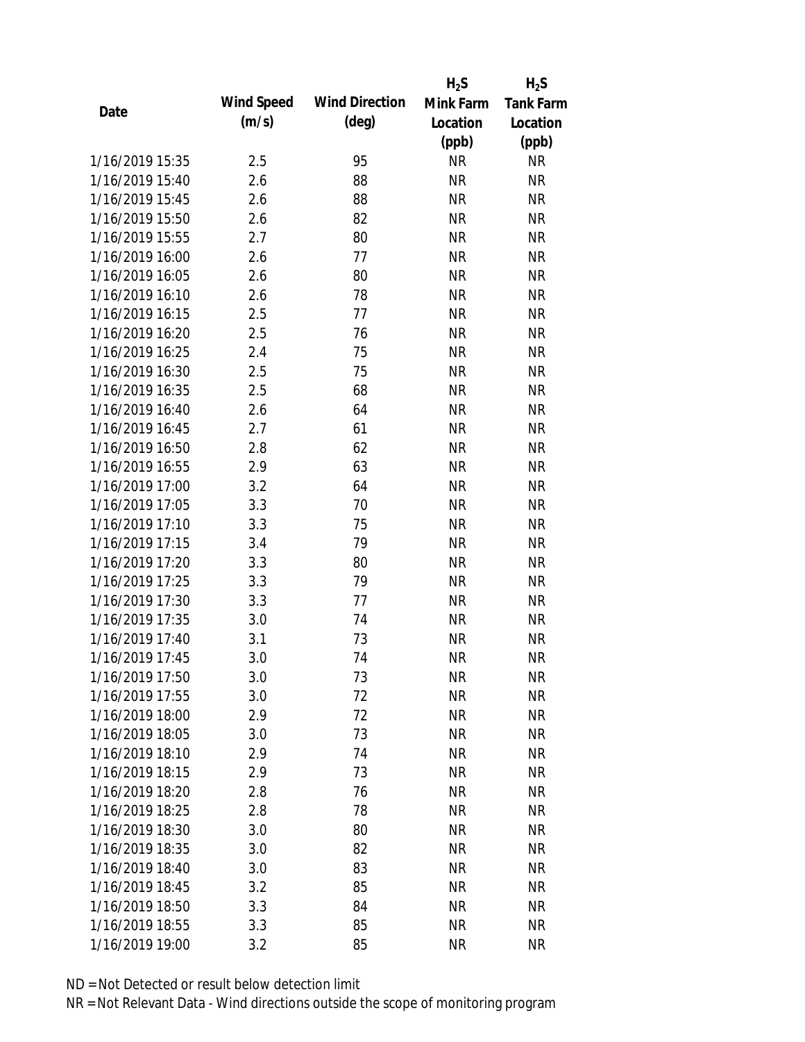| Date | Wind Speed (m/s) | Wind Direction (deg) | $H_2S$ Mink Farm Location (ppb) | $H_2S$ Tank Farm Location (ppb) |
|---|---|---|---|---|
| 1/16/2019 15:35 | 2.5 | 95 | NR | NR |
| 1/16/2019 15:40 | 2.6 | 88 | NR | NR |
| 1/16/2019 15:45 | 2.6 | 88 | NR | NR |
| 1/16/2019 15:50 | 2.6 | 82 | NR | NR |
| 1/16/2019 15:55 | 2.7 | 80 | NR | NR |
| 1/16/2019 16:00 | 2.6 | 77 | NR | NR |
| 1/16/2019 16:05 | 2.6 | 80 | NR | NR |
| 1/16/2019 16:10 | 2.6 | 78 | NR | NR |
| 1/16/2019 16:15 | 2.5 | 77 | NR | NR |
| 1/16/2019 16:20 | 2.5 | 76 | NR | NR |
| 1/16/2019 16:25 | 2.4 | 75 | NR | NR |
| 1/16/2019 16:30 | 2.5 | 75 | NR | NR |
| 1/16/2019 16:35 | 2.5 | 68 | NR | NR |
| 1/16/2019 16:40 | 2.6 | 64 | NR | NR |
| 1/16/2019 16:45 | 2.7 | 61 | NR | NR |
| 1/16/2019 16:50 | 2.8 | 62 | NR | NR |
| 1/16/2019 16:55 | 2.9 | 63 | NR | NR |
| 1/16/2019 17:00 | 3.2 | 64 | NR | NR |
| 1/16/2019 17:05 | 3.3 | 70 | NR | NR |
| 1/16/2019 17:10 | 3.3 | 75 | NR | NR |
| 1/16/2019 17:15 | 3.4 | 79 | NR | NR |
| 1/16/2019 17:20 | 3.3 | 80 | NR | NR |
| 1/16/2019 17:25 | 3.3 | 79 | NR | NR |
| 1/16/2019 17:30 | 3.3 | 77 | NR | NR |
| 1/16/2019 17:35 | 3.0 | 74 | NR | NR |
| 1/16/2019 17:40 | 3.1 | 73 | NR | NR |
| 1/16/2019 17:45 | 3.0 | 74 | NR | NR |
| 1/16/2019 17:50 | 3.0 | 73 | NR | NR |
| 1/16/2019 17:55 | 3.0 | 72 | NR | NR |
| 1/16/2019 18:00 | 2.9 | 72 | NR | NR |
| 1/16/2019 18:05 | 3.0 | 73 | NR | NR |
| 1/16/2019 18:10 | 2.9 | 74 | NR | NR |
| 1/16/2019 18:15 | 2.9 | 73 | NR | NR |
| 1/16/2019 18:20 | 2.8 | 76 | NR | NR |
| 1/16/2019 18:25 | 2.8 | 78 | NR | NR |
| 1/16/2019 18:30 | 3.0 | 80 | NR | NR |
| 1/16/2019 18:35 | 3.0 | 82 | NR | NR |
| 1/16/2019 18:40 | 3.0 | 83 | NR | NR |
| 1/16/2019 18:45 | 3.2 | 85 | NR | NR |
| 1/16/2019 18:50 | 3.3 | 84 | NR | NR |
| 1/16/2019 18:55 | 3.3 | 85 | NR | NR |
| 1/16/2019 19:00 | 3.2 | 85 | NR | NR |

ND = Not Detected or result below detection limit

NR = Not Relevant Data - Wind directions outside the scope of monitoring program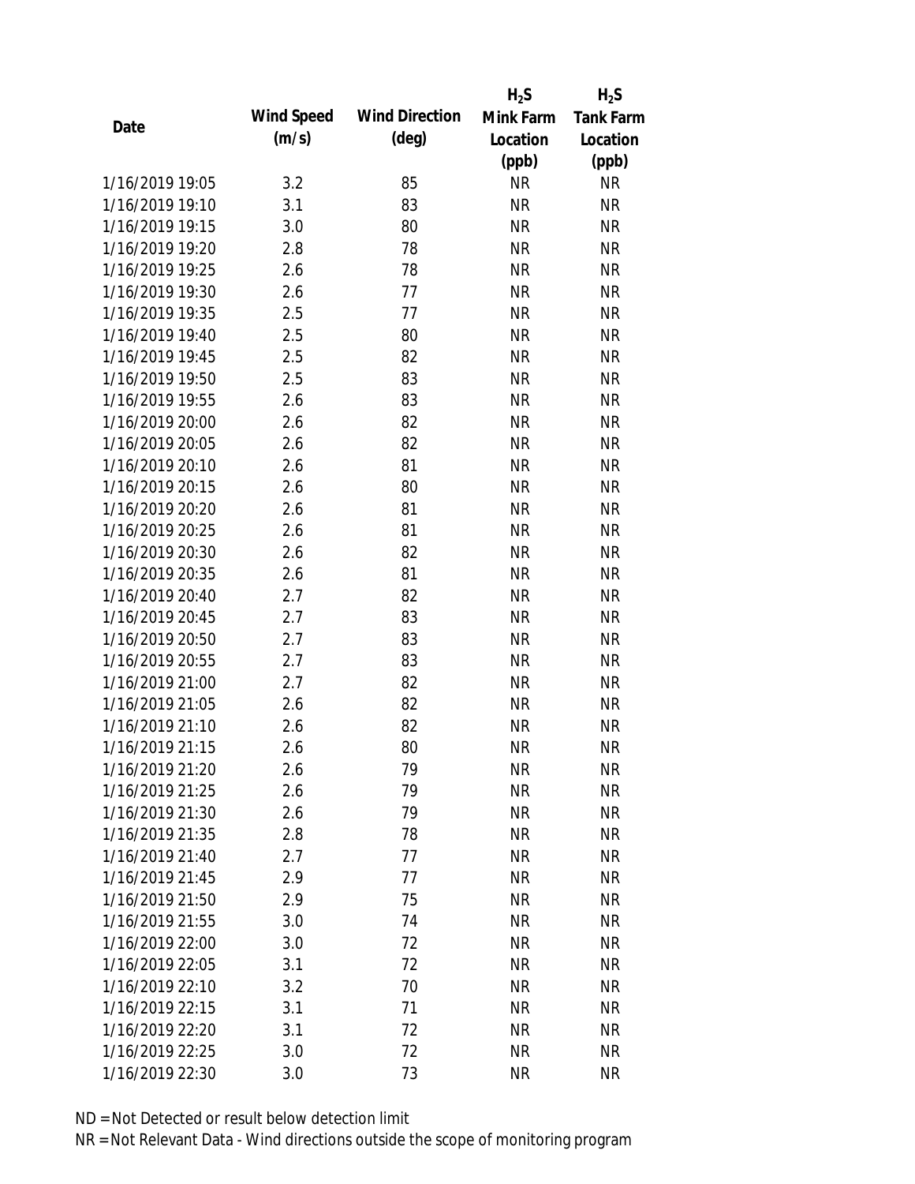| Date | Wind Speed (m/s) | Wind Direction (deg) | $H_2S$ Mink Farm Location (ppb) | $H_2S$ Tank Farm Location (ppb) |
|---|---|---|---|---|
| 1/16/2019 19:05 | 3.2 | 85 | NR | NR |
| 1/16/2019 19:10 | 3.1 | 83 | NR | NR |
| 1/16/2019 19:15 | 3.0 | 80 | NR | NR |
| 1/16/2019 19:20 | 2.8 | 78 | NR | NR |
| 1/16/2019 19:25 | 2.6 | 78 | NR | NR |
| 1/16/2019 19:30 | 2.6 | 77 | NR | NR |
| 1/16/2019 19:35 | 2.5 | 77 | NR | NR |
| 1/16/2019 19:40 | 2.5 | 80 | NR | NR |
| 1/16/2019 19:45 | 2.5 | 82 | NR | NR |
| 1/16/2019 19:50 | 2.5 | 83 | NR | NR |
| 1/16/2019 19:55 | 2.6 | 83 | NR | NR |
| 1/16/2019 20:00 | 2.6 | 82 | NR | NR |
| 1/16/2019 20:05 | 2.6 | 82 | NR | NR |
| 1/16/2019 20:10 | 2.6 | 81 | NR | NR |
| 1/16/2019 20:15 | 2.6 | 80 | NR | NR |
| 1/16/2019 20:20 | 2.6 | 81 | NR | NR |
| 1/16/2019 20:25 | 2.6 | 81 | NR | NR |
| 1/16/2019 20:30 | 2.6 | 82 | NR | NR |
| 1/16/2019 20:35 | 2.6 | 81 | NR | NR |
| 1/16/2019 20:40 | 2.7 | 82 | NR | NR |
| 1/16/2019 20:45 | 2.7 | 83 | NR | NR |
| 1/16/2019 20:50 | 2.7 | 83 | NR | NR |
| 1/16/2019 20:55 | 2.7 | 83 | NR | NR |
| 1/16/2019 21:00 | 2.7 | 82 | NR | NR |
| 1/16/2019 21:05 | 2.6 | 82 | NR | NR |
| 1/16/2019 21:10 | 2.6 | 82 | NR | NR |
| 1/16/2019 21:15 | 2.6 | 80 | NR | NR |
| 1/16/2019 21:20 | 2.6 | 79 | NR | NR |
| 1/16/2019 21:25 | 2.6 | 79 | NR | NR |
| 1/16/2019 21:30 | 2.6 | 79 | NR | NR |
| 1/16/2019 21:35 | 2.8 | 78 | NR | NR |
| 1/16/2019 21:40 | 2.7 | 77 | NR | NR |
| 1/16/2019 21:45 | 2.9 | 77 | NR | NR |
| 1/16/2019 21:50 | 2.9 | 75 | NR | NR |
| 1/16/2019 21:55 | 3.0 | 74 | NR | NR |
| 1/16/2019 22:00 | 3.0 | 72 | NR | NR |
| 1/16/2019 22:05 | 3.1 | 72 | NR | NR |
| 1/16/2019 22:10 | 3.2 | 70 | NR | NR |
| 1/16/2019 22:15 | 3.1 | 71 | NR | NR |
| 1/16/2019 22:20 | 3.1 | 72 | NR | NR |
| 1/16/2019 22:25 | 3.0 | 72 | NR | NR |
| 1/16/2019 22:30 | 3.0 | 73 | NR | NR |

ND = Not Detected or result below detection limit

NR = Not Relevant Data - Wind directions outside the scope of monitoring program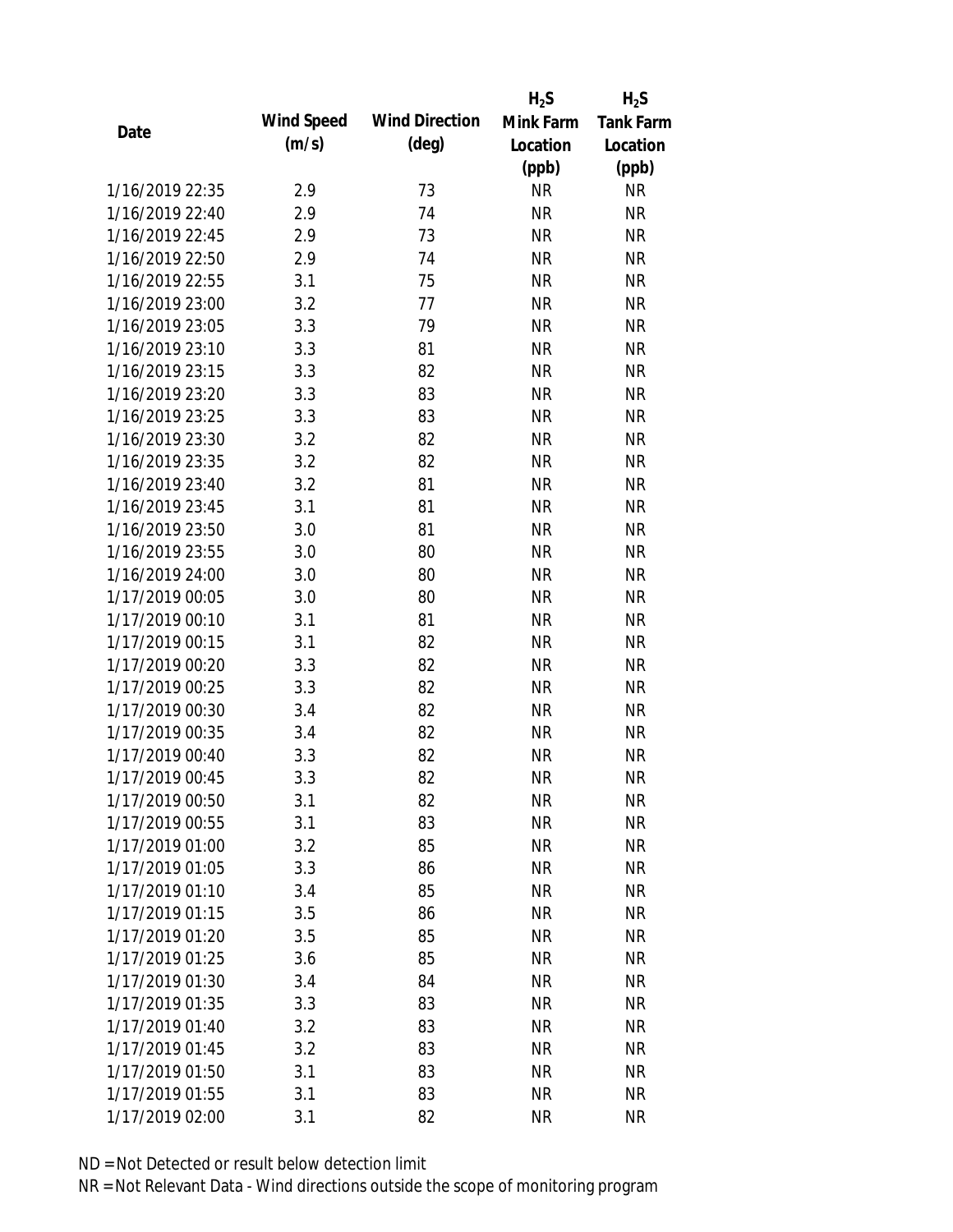| Date | Wind Speed (m/s) | Wind Direction (deg) | $H_2S$ Mink Farm Location (ppb) | $H_2S$ Tank Farm Location (ppb) |
|---|---|---|---|---|
| 1/16/2019 22:35 | 2.9 | 73 | NR | NR |
| 1/16/2019 22:40 | 2.9 | 74 | NR | NR |
| 1/16/2019 22:45 | 2.9 | 73 | NR | NR |
| 1/16/2019 22:50 | 2.9 | 74 | NR | NR |
| 1/16/2019 22:55 | 3.1 | 75 | NR | NR |
| 1/16/2019 23:00 | 3.2 | 77 | NR | NR |
| 1/16/2019 23:05 | 3.3 | 79 | NR | NR |
| 1/16/2019 23:10 | 3.3 | 81 | NR | NR |
| 1/16/2019 23:15 | 3.3 | 82 | NR | NR |
| 1/16/2019 23:20 | 3.3 | 83 | NR | NR |
| 1/16/2019 23:25 | 3.3 | 83 | NR | NR |
| 1/16/2019 23:30 | 3.2 | 82 | NR | NR |
| 1/16/2019 23:35 | 3.2 | 82 | NR | NR |
| 1/16/2019 23:40 | 3.2 | 81 | NR | NR |
| 1/16/2019 23:45 | 3.1 | 81 | NR | NR |
| 1/16/2019 23:50 | 3.0 | 81 | NR | NR |
| 1/16/2019 23:55 | 3.0 | 80 | NR | NR |
| 1/16/2019 24:00 | 3.0 | 80 | NR | NR |
| 1/17/2019 00:05 | 3.0 | 80 | NR | NR |
| 1/17/2019 00:10 | 3.1 | 81 | NR | NR |
| 1/17/2019 00:15 | 3.1 | 82 | NR | NR |
| 1/17/2019 00:20 | 3.3 | 82 | NR | NR |
| 1/17/2019 00:25 | 3.3 | 82 | NR | NR |
| 1/17/2019 00:30 | 3.4 | 82 | NR | NR |
| 1/17/2019 00:35 | 3.4 | 82 | NR | NR |
| 1/17/2019 00:40 | 3.3 | 82 | NR | NR |
| 1/17/2019 00:45 | 3.3 | 82 | NR | NR |
| 1/17/2019 00:50 | 3.1 | 82 | NR | NR |
| 1/17/2019 00:55 | 3.1 | 83 | NR | NR |
| 1/17/2019 01:00 | 3.2 | 85 | NR | NR |
| 1/17/2019 01:05 | 3.3 | 86 | NR | NR |
| 1/17/2019 01:10 | 3.4 | 85 | NR | NR |
| 1/17/2019 01:15 | 3.5 | 86 | NR | NR |
| 1/17/2019 01:20 | 3.5 | 85 | NR | NR |
| 1/17/2019 01:25 | 3.6 | 85 | NR | NR |
| 1/17/2019 01:30 | 3.4 | 84 | NR | NR |
| 1/17/2019 01:35 | 3.3 | 83 | NR | NR |
| 1/17/2019 01:40 | 3.2 | 83 | NR | NR |
| 1/17/2019 01:45 | 3.2 | 83 | NR | NR |
| 1/17/2019 01:50 | 3.1 | 83 | NR | NR |
| 1/17/2019 01:55 | 3.1 | 83 | NR | NR |
| 1/17/2019 02:00 | 3.1 | 82 | NR | NR |

ND = Not Detected or result below detection limit

NR = Not Relevant Data - Wind directions outside the scope of monitoring program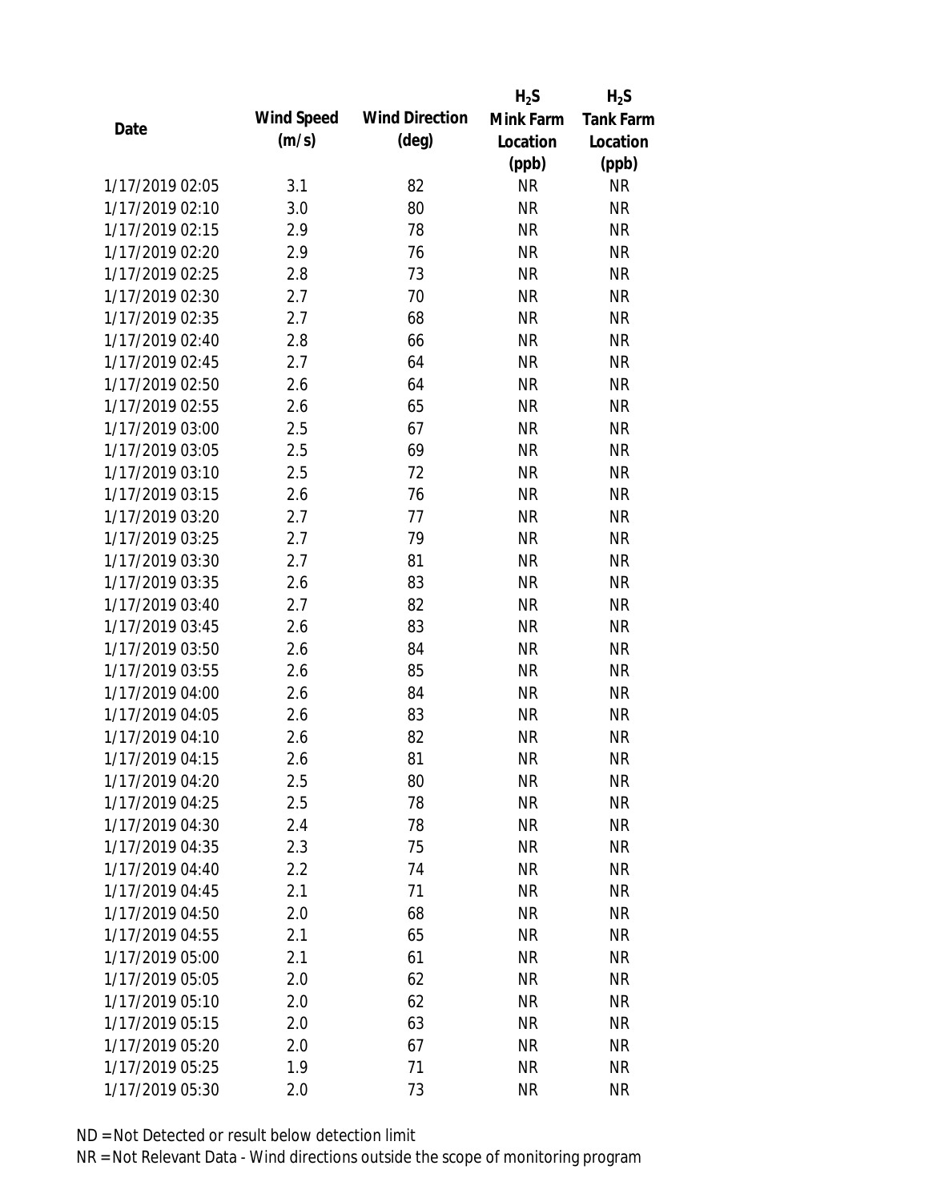| Date | Wind Speed (m/s) | Wind Direction (deg) | $H_2S$ Mink Farm Location (ppb) | $H_2S$ Tank Farm Location (ppb) |
|---|---|---|---|---|
| 1/17/2019 02:05 | 3.1 | 82 | NR | NR |
| 1/17/2019 02:10 | 3.0 | 80 | NR | NR |
| 1/17/2019 02:15 | 2.9 | 78 | NR | NR |
| 1/17/2019 02:20 | 2.9 | 76 | NR | NR |
| 1/17/2019 02:25 | 2.8 | 73 | NR | NR |
| 1/17/2019 02:30 | 2.7 | 70 | NR | NR |
| 1/17/2019 02:35 | 2.7 | 68 | NR | NR |
| 1/17/2019 02:40 | 2.8 | 66 | NR | NR |
| 1/17/2019 02:45 | 2.7 | 64 | NR | NR |
| 1/17/2019 02:50 | 2.6 | 64 | NR | NR |
| 1/17/2019 02:55 | 2.6 | 65 | NR | NR |
| 1/17/2019 03:00 | 2.5 | 67 | NR | NR |
| 1/17/2019 03:05 | 2.5 | 69 | NR | NR |
| 1/17/2019 03:10 | 2.5 | 72 | NR | NR |
| 1/17/2019 03:15 | 2.6 | 76 | NR | NR |
| 1/17/2019 03:20 | 2.7 | 77 | NR | NR |
| 1/17/2019 03:25 | 2.7 | 79 | NR | NR |
| 1/17/2019 03:30 | 2.7 | 81 | NR | NR |
| 1/17/2019 03:35 | 2.6 | 83 | NR | NR |
| 1/17/2019 03:40 | 2.7 | 82 | NR | NR |
| 1/17/2019 03:45 | 2.6 | 83 | NR | NR |
| 1/17/2019 03:50 | 2.6 | 84 | NR | NR |
| 1/17/2019 03:55 | 2.6 | 85 | NR | NR |
| 1/17/2019 04:00 | 2.6 | 84 | NR | NR |
| 1/17/2019 04:05 | 2.6 | 83 | NR | NR |
| 1/17/2019 04:10 | 2.6 | 82 | NR | NR |
| 1/17/2019 04:15 | 2.6 | 81 | NR | NR |
| 1/17/2019 04:20 | 2.5 | 80 | NR | NR |
| 1/17/2019 04:25 | 2.5 | 78 | NR | NR |
| 1/17/2019 04:30 | 2.4 | 78 | NR | NR |
| 1/17/2019 04:35 | 2.3 | 75 | NR | NR |
| 1/17/2019 04:40 | 2.2 | 74 | NR | NR |
| 1/17/2019 04:45 | 2.1 | 71 | NR | NR |
| 1/17/2019 04:50 | 2.0 | 68 | NR | NR |
| 1/17/2019 04:55 | 2.1 | 65 | NR | NR |
| 1/17/2019 05:00 | 2.1 | 61 | NR | NR |
| 1/17/2019 05:05 | 2.0 | 62 | NR | NR |
| 1/17/2019 05:10 | 2.0 | 62 | NR | NR |
| 1/17/2019 05:15 | 2.0 | 63 | NR | NR |
| 1/17/2019 05:20 | 2.0 | 67 | NR | NR |
| 1/17/2019 05:25 | 1.9 | 71 | NR | NR |
| 1/17/2019 05:30 | 2.0 | 73 | NR | NR |

ND = Not Detected or result below detection limit

NR = Not Relevant Data - Wind directions outside the scope of monitoring program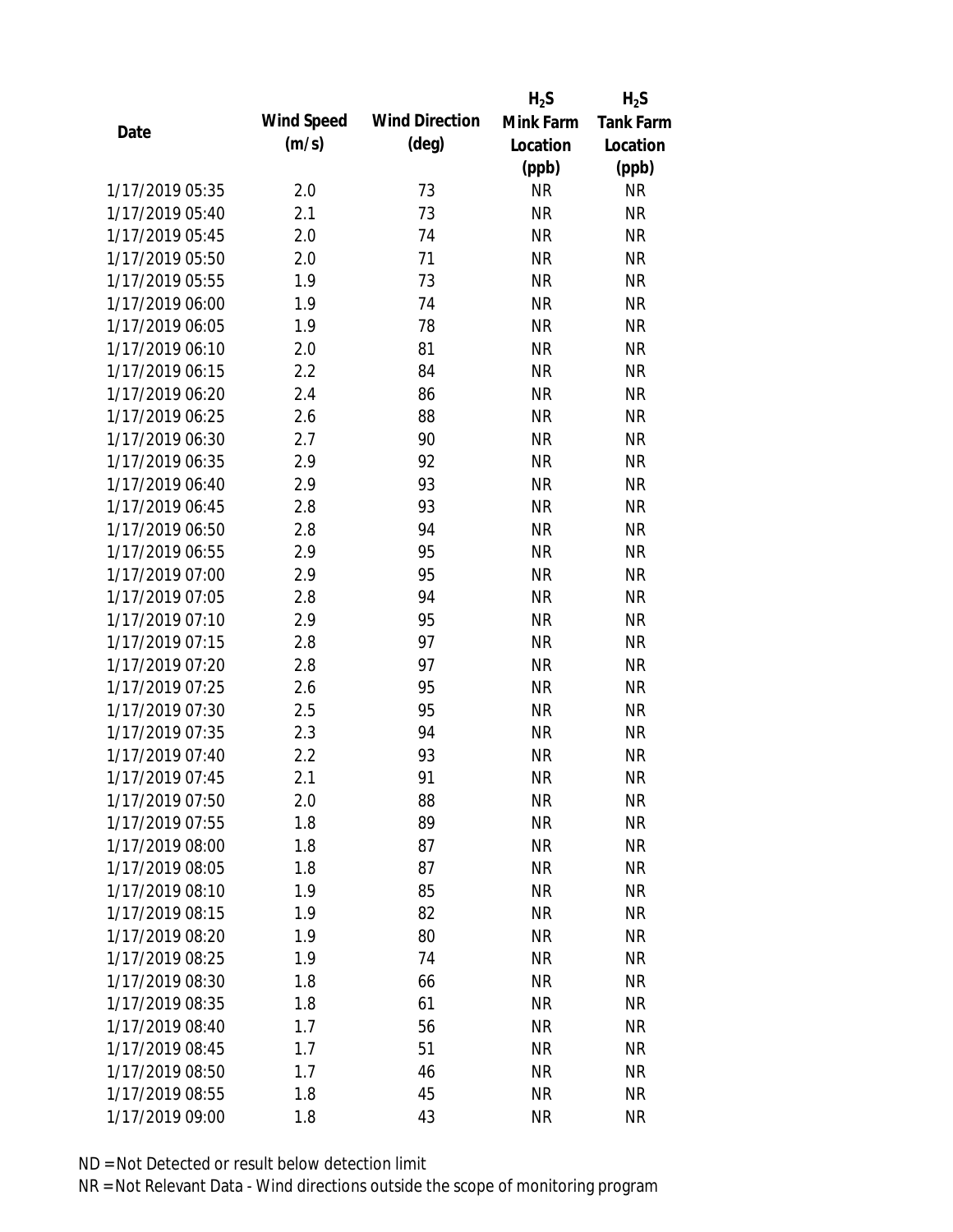| Date | Wind Speed (m/s) | Wind Direction (deg) | $H_2S$ Mink Farm Location (ppb) | $H_2S$ Tank Farm Location (ppb) |
|---|---|---|---|---|
| 1/17/2019 05:35 | 2.0 | 73 | NR | NR |
| 1/17/2019 05:40 | 2.1 | 73 | NR | NR |
| 1/17/2019 05:45 | 2.0 | 74 | NR | NR |
| 1/17/2019 05:50 | 2.0 | 71 | NR | NR |
| 1/17/2019 05:55 | 1.9 | 73 | NR | NR |
| 1/17/2019 06:00 | 1.9 | 74 | NR | NR |
| 1/17/2019 06:05 | 1.9 | 78 | NR | NR |
| 1/17/2019 06:10 | 2.0 | 81 | NR | NR |
| 1/17/2019 06:15 | 2.2 | 84 | NR | NR |
| 1/17/2019 06:20 | 2.4 | 86 | NR | NR |
| 1/17/2019 06:25 | 2.6 | 88 | NR | NR |
| 1/17/2019 06:30 | 2.7 | 90 | NR | NR |
| 1/17/2019 06:35 | 2.9 | 92 | NR | NR |
| 1/17/2019 06:40 | 2.9 | 93 | NR | NR |
| 1/17/2019 06:45 | 2.8 | 93 | NR | NR |
| 1/17/2019 06:50 | 2.8 | 94 | NR | NR |
| 1/17/2019 06:55 | 2.9 | 95 | NR | NR |
| 1/17/2019 07:00 | 2.9 | 95 | NR | NR |
| 1/17/2019 07:05 | 2.8 | 94 | NR | NR |
| 1/17/2019 07:10 | 2.9 | 95 | NR | NR |
| 1/17/2019 07:15 | 2.8 | 97 | NR | NR |
| 1/17/2019 07:20 | 2.8 | 97 | NR | NR |
| 1/17/2019 07:25 | 2.6 | 95 | NR | NR |
| 1/17/2019 07:30 | 2.5 | 95 | NR | NR |
| 1/17/2019 07:35 | 2.3 | 94 | NR | NR |
| 1/17/2019 07:40 | 2.2 | 93 | NR | NR |
| 1/17/2019 07:45 | 2.1 | 91 | NR | NR |
| 1/17/2019 07:50 | 2.0 | 88 | NR | NR |
| 1/17/2019 07:55 | 1.8 | 89 | NR | NR |
| 1/17/2019 08:00 | 1.8 | 87 | NR | NR |
| 1/17/2019 08:05 | 1.8 | 87 | NR | NR |
| 1/17/2019 08:10 | 1.9 | 85 | NR | NR |
| 1/17/2019 08:15 | 1.9 | 82 | NR | NR |
| 1/17/2019 08:20 | 1.9 | 80 | NR | NR |
| 1/17/2019 08:25 | 1.9 | 74 | NR | NR |
| 1/17/2019 08:30 | 1.8 | 66 | NR | NR |
| 1/17/2019 08:35 | 1.8 | 61 | NR | NR |
| 1/17/2019 08:40 | 1.7 | 56 | NR | NR |
| 1/17/2019 08:45 | 1.7 | 51 | NR | NR |
| 1/17/2019 08:50 | 1.7 | 46 | NR | NR |
| 1/17/2019 08:55 | 1.8 | 45 | NR | NR |
| 1/17/2019 09:00 | 1.8 | 43 | NR | NR |

ND = Not Detected or result below detection limit

NR = Not Relevant Data - Wind directions outside the scope of monitoring program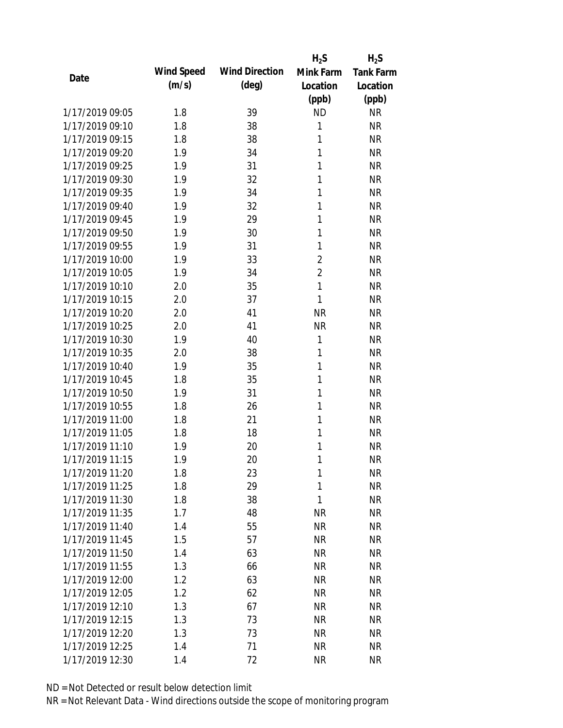| Date | Wind Speed (m/s) | Wind Direction (deg) | $H_2S$ Mink Farm Location (ppb) | $H_2S$ Tank Farm Location (ppb) |
|---|---|---|---|---|
| 1/17/2019 09:05 | 1.8 | 39 | ND | NR |
| 1/17/2019 09:10 | 1.8 | 38 | 1 | NR |
| 1/17/2019 09:15 | 1.8 | 38 | 1 | NR |
| 1/17/2019 09:20 | 1.9 | 34 | 1 | NR |
| 1/17/2019 09:25 | 1.9 | 31 | 1 | NR |
| 1/17/2019 09:30 | 1.9 | 32 | 1 | NR |
| 1/17/2019 09:35 | 1.9 | 34 | 1 | NR |
| 1/17/2019 09:40 | 1.9 | 32 | 1 | NR |
| 1/17/2019 09:45 | 1.9 | 29 | 1 | NR |
| 1/17/2019 09:50 | 1.9 | 30 | 1 | NR |
| 1/17/2019 09:55 | 1.9 | 31 | 1 | NR |
| 1/17/2019 10:00 | 1.9 | 33 | 2 | NR |
| 1/17/2019 10:05 | 1.9 | 34 | 2 | NR |
| 1/17/2019 10:10 | 2.0 | 35 | 1 | NR |
| 1/17/2019 10:15 | 2.0 | 37 | 1 | NR |
| 1/17/2019 10:20 | 2.0 | 41 | NR | NR |
| 1/17/2019 10:25 | 2.0 | 41 | NR | NR |
| 1/17/2019 10:30 | 1.9 | 40 | 1 | NR |
| 1/17/2019 10:35 | 2.0 | 38 | 1 | NR |
| 1/17/2019 10:40 | 1.9 | 35 | 1 | NR |
| 1/17/2019 10:45 | 1.8 | 35 | 1 | NR |
| 1/17/2019 10:50 | 1.9 | 31 | 1 | NR |
| 1/17/2019 10:55 | 1.8 | 26 | 1 | NR |
| 1/17/2019 11:00 | 1.8 | 21 | 1 | NR |
| 1/17/2019 11:05 | 1.8 | 18 | 1 | NR |
| 1/17/2019 11:10 | 1.9 | 20 | 1 | NR |
| 1/17/2019 11:15 | 1.9 | 20 | 1 | NR |
| 1/17/2019 11:20 | 1.8 | 23 | 1 | NR |
| 1/17/2019 11:25 | 1.8 | 29 | 1 | NR |
| 1/17/2019 11:30 | 1.8 | 38 | 1 | NR |
| 1/17/2019 11:35 | 1.7 | 48 | NR | NR |
| 1/17/2019 11:40 | 1.4 | 55 | NR | NR |
| 1/17/2019 11:45 | 1.5 | 57 | NR | NR |
| 1/17/2019 11:50 | 1.4 | 63 | NR | NR |
| 1/17/2019 11:55 | 1.3 | 66 | NR | NR |
| 1/17/2019 12:00 | 1.2 | 63 | NR | NR |
| 1/17/2019 12:05 | 1.2 | 62 | NR | NR |
| 1/17/2019 12:10 | 1.3 | 67 | NR | NR |
| 1/17/2019 12:15 | 1.3 | 73 | NR | NR |
| 1/17/2019 12:20 | 1.3 | 73 | NR | NR |
| 1/17/2019 12:25 | 1.4 | 71 | NR | NR |
| 1/17/2019 12:30 | 1.4 | 72 | NR | NR |

ND = Not Detected or result below detection limit

NR = Not Relevant Data - Wind directions outside the scope of monitoring program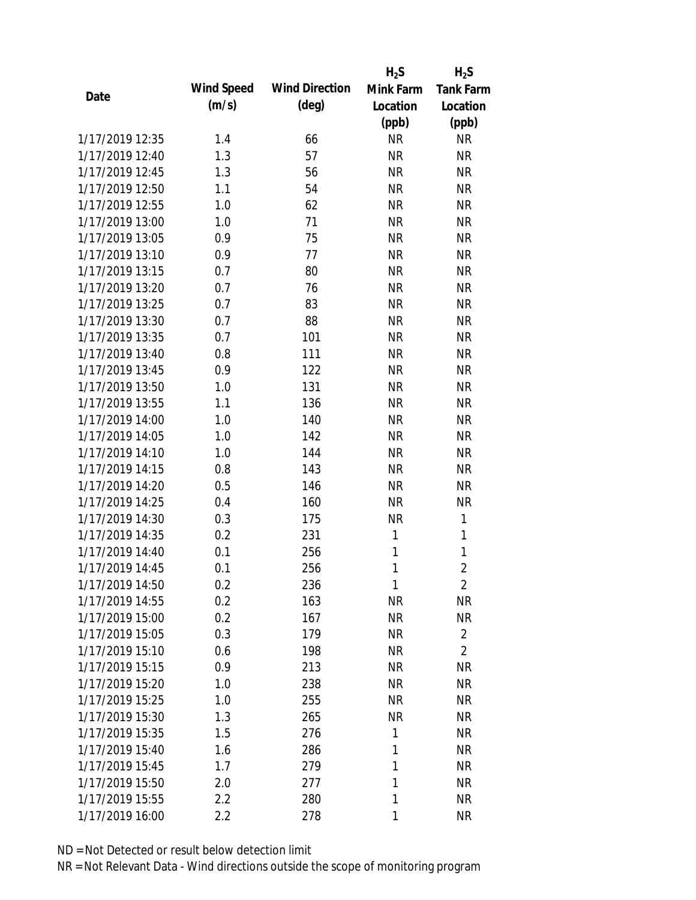| Date | Wind Speed (m/s) | Wind Direction (deg) | $H_2S$ Mink Farm Location (ppb) | $H_2S$ Tank Farm Location (ppb) |
|---|---|---|---|---|
| 1/17/2019 12:35 | 1.4 | 66 | NR | NR |
| 1/17/2019 12:40 | 1.3 | 57 | NR | NR |
| 1/17/2019 12:45 | 1.3 | 56 | NR | NR |
| 1/17/2019 12:50 | 1.1 | 54 | NR | NR |
| 1/17/2019 12:55 | 1.0 | 62 | NR | NR |
| 1/17/2019 13:00 | 1.0 | 71 | NR | NR |
| 1/17/2019 13:05 | 0.9 | 75 | NR | NR |
| 1/17/2019 13:10 | 0.9 | 77 | NR | NR |
| 1/17/2019 13:15 | 0.7 | 80 | NR | NR |
| 1/17/2019 13:20 | 0.7 | 76 | NR | NR |
| 1/17/2019 13:25 | 0.7 | 83 | NR | NR |
| 1/17/2019 13:30 | 0.7 | 88 | NR | NR |
| 1/17/2019 13:35 | 0.7 | 101 | NR | NR |
| 1/17/2019 13:40 | 0.8 | 111 | NR | NR |
| 1/17/2019 13:45 | 0.9 | 122 | NR | NR |
| 1/17/2019 13:50 | 1.0 | 131 | NR | NR |
| 1/17/2019 13:55 | 1.1 | 136 | NR | NR |
| 1/17/2019 14:00 | 1.0 | 140 | NR | NR |
| 1/17/2019 14:05 | 1.0 | 142 | NR | NR |
| 1/17/2019 14:10 | 1.0 | 144 | NR | NR |
| 1/17/2019 14:15 | 0.8 | 143 | NR | NR |
| 1/17/2019 14:20 | 0.5 | 146 | NR | NR |
| 1/17/2019 14:25 | 0.4 | 160 | NR | NR |
| 1/17/2019 14:30 | 0.3 | 175 | NR | 1 |
| 1/17/2019 14:35 | 0.2 | 231 | 1 | 1 |
| 1/17/2019 14:40 | 0.1 | 256 | 1 | 1 |
| 1/17/2019 14:45 | 0.1 | 256 | 1 | 2 |
| 1/17/2019 14:50 | 0.2 | 236 | 1 | 2 |
| 1/17/2019 14:55 | 0.2 | 163 | NR | NR |
| 1/17/2019 15:00 | 0.2 | 167 | NR | NR |
| 1/17/2019 15:05 | 0.3 | 179 | NR | 2 |
| 1/17/2019 15:10 | 0.6 | 198 | NR | 2 |
| 1/17/2019 15:15 | 0.9 | 213 | NR | NR |
| 1/17/2019 15:20 | 1.0 | 238 | NR | NR |
| 1/17/2019 15:25 | 1.0 | 255 | NR | NR |
| 1/17/2019 15:30 | 1.3 | 265 | NR | NR |
| 1/17/2019 15:35 | 1.5 | 276 | 1 | NR |
| 1/17/2019 15:40 | 1.6 | 286 | 1 | NR |
| 1/17/2019 15:45 | 1.7 | 279 | 1 | NR |
| 1/17/2019 15:50 | 2.0 | 277 | 1 | NR |
| 1/17/2019 15:55 | 2.2 | 280 | 1 | NR |
| 1/17/2019 16:00 | 2.2 | 278 | 1 | NR |

ND = Not Detected or result below detection limit
NR = Not Relevant Data - Wind directions outside the scope of monitoring program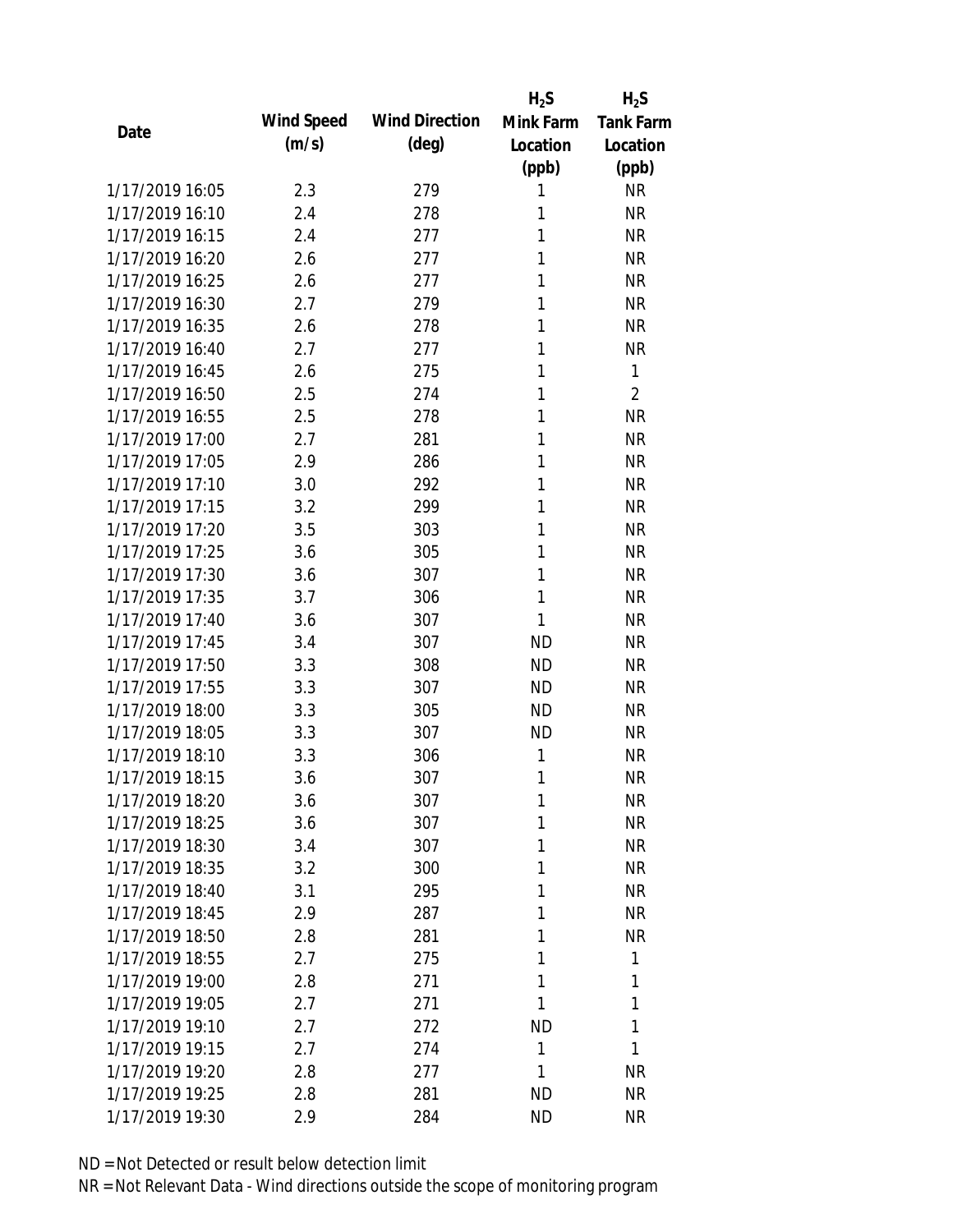| Date | Wind Speed (m/s) | Wind Direction (deg) | $H_2S$ Mink Farm Location (ppb) | $H_2S$ Tank Farm Location (ppb) |
|---|---|---|---|---|
| 1/17/2019 16:05 | 2.3 | 279 | 1 | NR |
| 1/17/2019 16:10 | 2.4 | 278 | 1 | NR |
| 1/17/2019 16:15 | 2.4 | 277 | 1 | NR |
| 1/17/2019 16:20 | 2.6 | 277 | 1 | NR |
| 1/17/2019 16:25 | 2.6 | 277 | 1 | NR |
| 1/17/2019 16:30 | 2.7 | 279 | 1 | NR |
| 1/17/2019 16:35 | 2.6 | 278 | 1 | NR |
| 1/17/2019 16:40 | 2.7 | 277 | 1 | NR |
| 1/17/2019 16:45 | 2.6 | 275 | 1 | 1 |
| 1/17/2019 16:50 | 2.5 | 274 | 1 | 2 |
| 1/17/2019 16:55 | 2.5 | 278 | 1 | NR |
| 1/17/2019 17:00 | 2.7 | 281 | 1 | NR |
| 1/17/2019 17:05 | 2.9 | 286 | 1 | NR |
| 1/17/2019 17:10 | 3.0 | 292 | 1 | NR |
| 1/17/2019 17:15 | 3.2 | 299 | 1 | NR |
| 1/17/2019 17:20 | 3.5 | 303 | 1 | NR |
| 1/17/2019 17:25 | 3.6 | 305 | 1 | NR |
| 1/17/2019 17:30 | 3.6 | 307 | 1 | NR |
| 1/17/2019 17:35 | 3.7 | 306 | 1 | NR |
| 1/17/2019 17:40 | 3.6 | 307 | 1 | NR |
| 1/17/2019 17:45 | 3.4 | 307 | ND | NR |
| 1/17/2019 17:50 | 3.3 | 308 | ND | NR |
| 1/17/2019 17:55 | 3.3 | 307 | ND | NR |
| 1/17/2019 18:00 | 3.3 | 305 | ND | NR |
| 1/17/2019 18:05 | 3.3 | 307 | ND | NR |
| 1/17/2019 18:10 | 3.3 | 306 | 1 | NR |
| 1/17/2019 18:15 | 3.6 | 307 | 1 | NR |
| 1/17/2019 18:20 | 3.6 | 307 | 1 | NR |
| 1/17/2019 18:25 | 3.6 | 307 | 1 | NR |
| 1/17/2019 18:30 | 3.4 | 307 | 1 | NR |
| 1/17/2019 18:35 | 3.2 | 300 | 1 | NR |
| 1/17/2019 18:40 | 3.1 | 295 | 1 | NR |
| 1/17/2019 18:45 | 2.9 | 287 | 1 | NR |
| 1/17/2019 18:50 | 2.8 | 281 | 1 | NR |
| 1/17/2019 18:55 | 2.7 | 275 | 1 | 1 |
| 1/17/2019 19:00 | 2.8 | 271 | 1 | 1 |
| 1/17/2019 19:05 | 2.7 | 271 | 1 | 1 |
| 1/17/2019 19:10 | 2.7 | 272 | ND | 1 |
| 1/17/2019 19:15 | 2.7 | 274 | 1 | 1 |
| 1/17/2019 19:20 | 2.8 | 277 | 1 | NR |
| 1/17/2019 19:25 | 2.8 | 281 | ND | NR |
| 1/17/2019 19:30 | 2.9 | 284 | ND | NR |

ND = Not Detected or result below detection limit

NR = Not Relevant Data - Wind directions outside the scope of monitoring program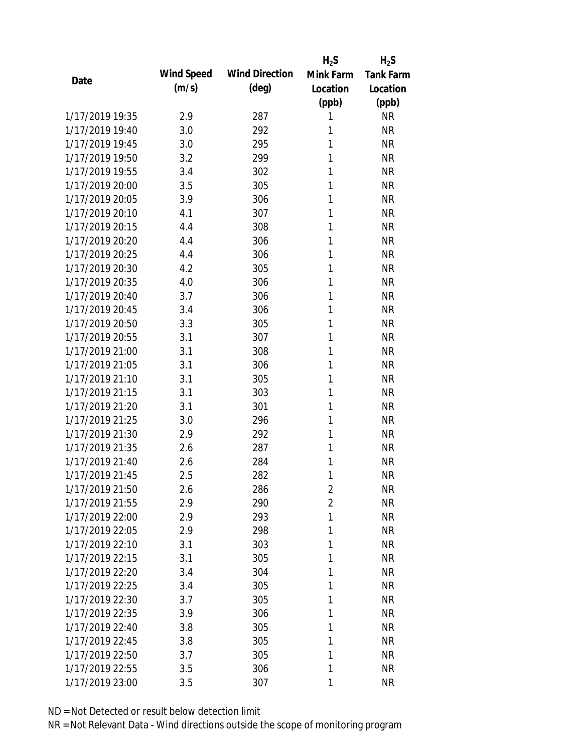| Date | Wind Speed (m/s) | Wind Direction (deg) | $H_2S$ Mink Farm Location (ppb) | $H_2S$ Tank Farm Location (ppb) |
|---|---|---|---|---|
| 1/17/2019 19:35 | 2.9 | 287 | 1 | NR |
| 1/17/2019 19:40 | 3.0 | 292 | 1 | NR |
| 1/17/2019 19:45 | 3.0 | 295 | 1 | NR |
| 1/17/2019 19:50 | 3.2 | 299 | 1 | NR |
| 1/17/2019 19:55 | 3.4 | 302 | 1 | NR |
| 1/17/2019 20:00 | 3.5 | 305 | 1 | NR |
| 1/17/2019 20:05 | 3.9 | 306 | 1 | NR |
| 1/17/2019 20:10 | 4.1 | 307 | 1 | NR |
| 1/17/2019 20:15 | 4.4 | 308 | 1 | NR |
| 1/17/2019 20:20 | 4.4 | 306 | 1 | NR |
| 1/17/2019 20:25 | 4.4 | 306 | 1 | NR |
| 1/17/2019 20:30 | 4.2 | 305 | 1 | NR |
| 1/17/2019 20:35 | 4.0 | 306 | 1 | NR |
| 1/17/2019 20:40 | 3.7 | 306 | 1 | NR |
| 1/17/2019 20:45 | 3.4 | 306 | 1 | NR |
| 1/17/2019 20:50 | 3.3 | 305 | 1 | NR |
| 1/17/2019 20:55 | 3.1 | 307 | 1 | NR |
| 1/17/2019 21:00 | 3.1 | 308 | 1 | NR |
| 1/17/2019 21:05 | 3.1 | 306 | 1 | NR |
| 1/17/2019 21:10 | 3.1 | 305 | 1 | NR |
| 1/17/2019 21:15 | 3.1 | 303 | 1 | NR |
| 1/17/2019 21:20 | 3.1 | 301 | 1 | NR |
| 1/17/2019 21:25 | 3.0 | 296 | 1 | NR |
| 1/17/2019 21:30 | 2.9 | 292 | 1 | NR |
| 1/17/2019 21:35 | 2.6 | 287 | 1 | NR |
| 1/17/2019 21:40 | 2.6 | 284 | 1 | NR |
| 1/17/2019 21:45 | 2.5 | 282 | 1 | NR |
| 1/17/2019 21:50 | 2.6 | 286 | 2 | NR |
| 1/17/2019 21:55 | 2.9 | 290 | 2 | NR |
| 1/17/2019 22:00 | 2.9 | 293 | 1 | NR |
| 1/17/2019 22:05 | 2.9 | 298 | 1 | NR |
| 1/17/2019 22:10 | 3.1 | 303 | 1 | NR |
| 1/17/2019 22:15 | 3.1 | 305 | 1 | NR |
| 1/17/2019 22:20 | 3.4 | 304 | 1 | NR |
| 1/17/2019 22:25 | 3.4 | 305 | 1 | NR |
| 1/17/2019 22:30 | 3.7 | 305 | 1 | NR |
| 1/17/2019 22:35 | 3.9 | 306 | 1 | NR |
| 1/17/2019 22:40 | 3.8 | 305 | 1 | NR |
| 1/17/2019 22:45 | 3.8 | 305 | 1 | NR |
| 1/17/2019 22:50 | 3.7 | 305 | 1 | NR |
| 1/17/2019 22:55 | 3.5 | 306 | 1 | NR |
| 1/17/2019 23:00 | 3.5 | 307 | 1 | NR |

ND = Not Detected or result below detection limit

NR = Not Relevant Data - Wind directions outside the scope of monitoring program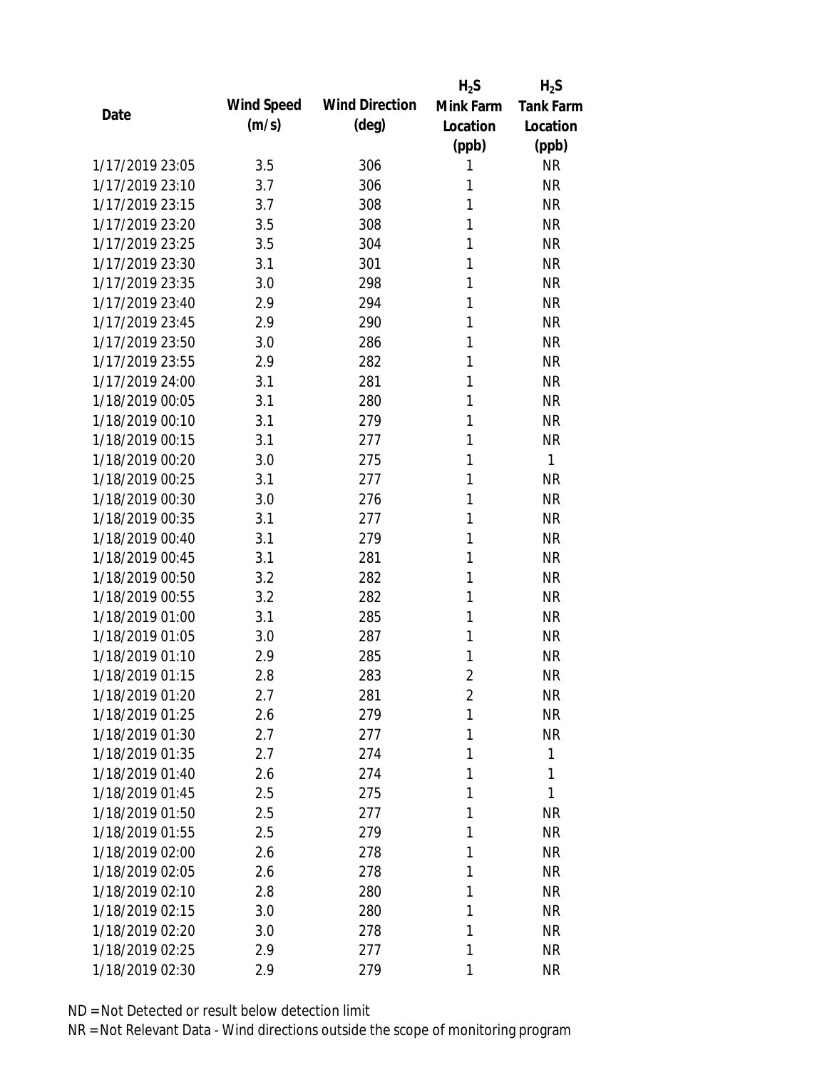| Date | Wind Speed (m/s) | Wind Direction (deg) | $H_2S$ Mink Farm Location (ppb) | $H_2S$ Tank Farm Location (ppb) |
|---|---|---|---|---|
| 1/17/2019 23:05 | 3.5 | 306 | 1 | NR |
| 1/17/2019 23:10 | 3.7 | 306 | 1 | NR |
| 1/17/2019 23:15 | 3.7 | 308 | 1 | NR |
| 1/17/2019 23:20 | 3.5 | 308 | 1 | NR |
| 1/17/2019 23:25 | 3.5 | 304 | 1 | NR |
| 1/17/2019 23:30 | 3.1 | 301 | 1 | NR |
| 1/17/2019 23:35 | 3.0 | 298 | 1 | NR |
| 1/17/2019 23:40 | 2.9 | 294 | 1 | NR |
| 1/17/2019 23:45 | 2.9 | 290 | 1 | NR |
| 1/17/2019 23:50 | 3.0 | 286 | 1 | NR |
| 1/17/2019 23:55 | 2.9 | 282 | 1 | NR |
| 1/17/2019 24:00 | 3.1 | 281 | 1 | NR |
| 1/18/2019 00:05 | 3.1 | 280 | 1 | NR |
| 1/18/2019 00:10 | 3.1 | 279 | 1 | NR |
| 1/18/2019 00:15 | 3.1 | 277 | 1 | NR |
| 1/18/2019 00:20 | 3.0 | 275 | 1 | 1 |
| 1/18/2019 00:25 | 3.1 | 277 | 1 | NR |
| 1/18/2019 00:30 | 3.0 | 276 | 1 | NR |
| 1/18/2019 00:35 | 3.1 | 277 | 1 | NR |
| 1/18/2019 00:40 | 3.1 | 279 | 1 | NR |
| 1/18/2019 00:45 | 3.1 | 281 | 1 | NR |
| 1/18/2019 00:50 | 3.2 | 282 | 1 | NR |
| 1/18/2019 00:55 | 3.2 | 282 | 1 | NR |
| 1/18/2019 01:00 | 3.1 | 285 | 1 | NR |
| 1/18/2019 01:05 | 3.0 | 287 | 1 | NR |
| 1/18/2019 01:10 | 2.9 | 285 | 1 | NR |
| 1/18/2019 01:15 | 2.8 | 283 | 2 | NR |
| 1/18/2019 01:20 | 2.7 | 281 | 2 | NR |
| 1/18/2019 01:25 | 2.6 | 279 | 1 | NR |
| 1/18/2019 01:30 | 2.7 | 277 | 1 | NR |
| 1/18/2019 01:35 | 2.7 | 274 | 1 | 1 |
| 1/18/2019 01:40 | 2.6 | 274 | 1 | 1 |
| 1/18/2019 01:45 | 2.5 | 275 | 1 | 1 |
| 1/18/2019 01:50 | 2.5 | 277 | 1 | NR |
| 1/18/2019 01:55 | 2.5 | 279 | 1 | NR |
| 1/18/2019 02:00 | 2.6 | 278 | 1 | NR |
| 1/18/2019 02:05 | 2.6 | 278 | 1 | NR |
| 1/18/2019 02:10 | 2.8 | 280 | 1 | NR |
| 1/18/2019 02:15 | 3.0 | 280 | 1 | NR |
| 1/18/2019 02:20 | 3.0 | 278 | 1 | NR |
| 1/18/2019 02:25 | 2.9 | 277 | 1 | NR |
| 1/18/2019 02:30 | 2.9 | 279 | 1 | NR |

ND = Not Detected or result below detection limit

NR = Not Relevant Data - Wind directions outside the scope of monitoring program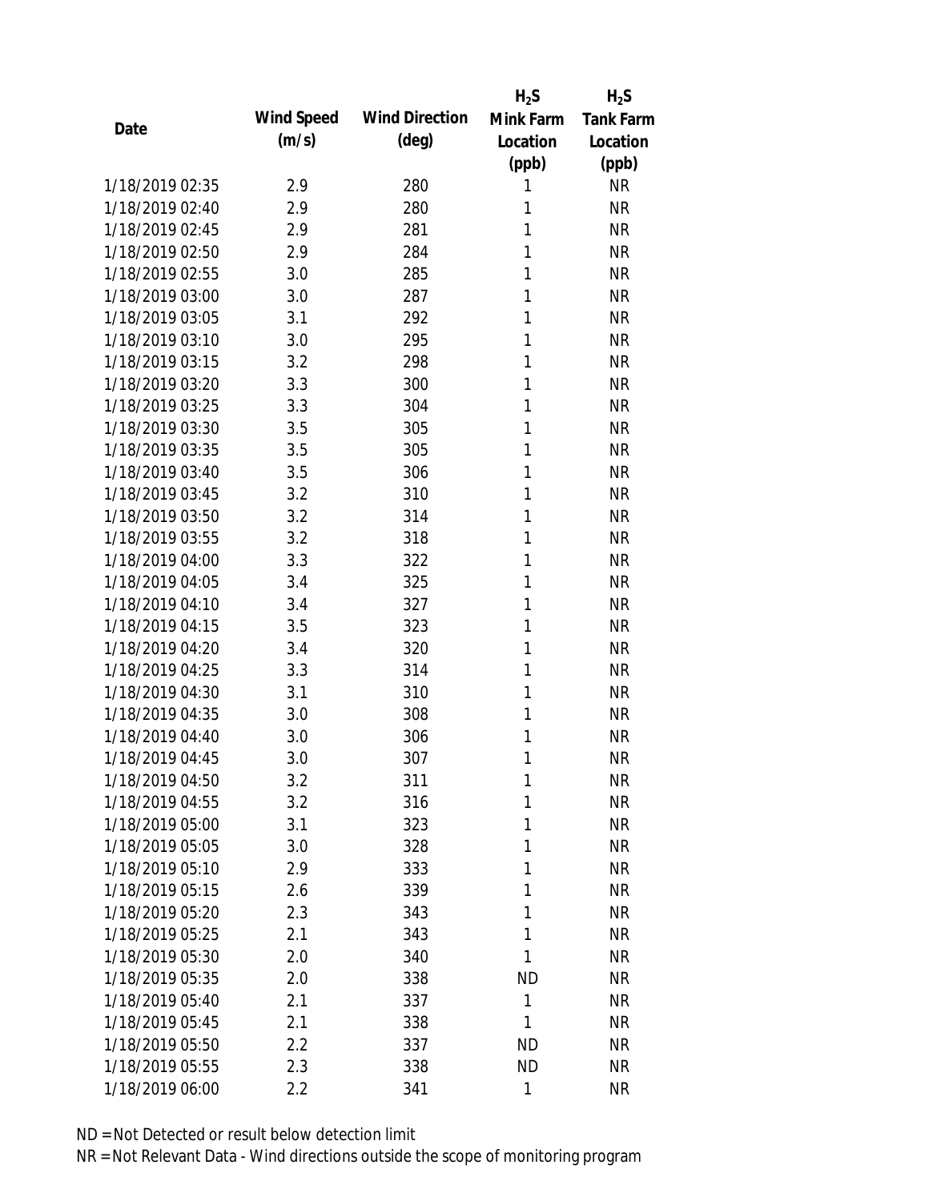| Date | Wind Speed (m/s) | Wind Direction (deg) | $H_2S$ Mink Farm Location (ppb) | $H_2S$ Tank Farm Location (ppb) |
|---|---|---|---|---|
| 1/18/2019 02:35 | 2.9 | 280 | 1 | NR |
| 1/18/2019 02:40 | 2.9 | 280 | 1 | NR |
| 1/18/2019 02:45 | 2.9 | 281 | 1 | NR |
| 1/18/2019 02:50 | 2.9 | 284 | 1 | NR |
| 1/18/2019 02:55 | 3.0 | 285 | 1 | NR |
| 1/18/2019 03:00 | 3.0 | 287 | 1 | NR |
| 1/18/2019 03:05 | 3.1 | 292 | 1 | NR |
| 1/18/2019 03:10 | 3.0 | 295 | 1 | NR |
| 1/18/2019 03:15 | 3.2 | 298 | 1 | NR |
| 1/18/2019 03:20 | 3.3 | 300 | 1 | NR |
| 1/18/2019 03:25 | 3.3 | 304 | 1 | NR |
| 1/18/2019 03:30 | 3.5 | 305 | 1 | NR |
| 1/18/2019 03:35 | 3.5 | 305 | 1 | NR |
| 1/18/2019 03:40 | 3.5 | 306 | 1 | NR |
| 1/18/2019 03:45 | 3.2 | 310 | 1 | NR |
| 1/18/2019 03:50 | 3.2 | 314 | 1 | NR |
| 1/18/2019 03:55 | 3.2 | 318 | 1 | NR |
| 1/18/2019 04:00 | 3.3 | 322 | 1 | NR |
| 1/18/2019 04:05 | 3.4 | 325 | 1 | NR |
| 1/18/2019 04:10 | 3.4 | 327 | 1 | NR |
| 1/18/2019 04:15 | 3.5 | 323 | 1 | NR |
| 1/18/2019 04:20 | 3.4 | 320 | 1 | NR |
| 1/18/2019 04:25 | 3.3 | 314 | 1 | NR |
| 1/18/2019 04:30 | 3.1 | 310 | 1 | NR |
| 1/18/2019 04:35 | 3.0 | 308 | 1 | NR |
| 1/18/2019 04:40 | 3.0 | 306 | 1 | NR |
| 1/18/2019 04:45 | 3.0 | 307 | 1 | NR |
| 1/18/2019 04:50 | 3.2 | 311 | 1 | NR |
| 1/18/2019 04:55 | 3.2 | 316 | 1 | NR |
| 1/18/2019 05:00 | 3.1 | 323 | 1 | NR |
| 1/18/2019 05:05 | 3.0 | 328 | 1 | NR |
| 1/18/2019 05:10 | 2.9 | 333 | 1 | NR |
| 1/18/2019 05:15 | 2.6 | 339 | 1 | NR |
| 1/18/2019 05:20 | 2.3 | 343 | 1 | NR |
| 1/18/2019 05:25 | 2.1 | 343 | 1 | NR |
| 1/18/2019 05:30 | 2.0 | 340 | 1 | NR |
| 1/18/2019 05:35 | 2.0 | 338 | ND | NR |
| 1/18/2019 05:40 | 2.1 | 337 | 1 | NR |
| 1/18/2019 05:45 | 2.1 | 338 | 1 | NR |
| 1/18/2019 05:50 | 2.2 | 337 | ND | NR |
| 1/18/2019 05:55 | 2.3 | 338 | ND | NR |
| 1/18/2019 06:00 | 2.2 | 341 | 1 | NR |

ND = Not Detected or result below detection limit

NR = Not Relevant Data - Wind directions outside the scope of monitoring program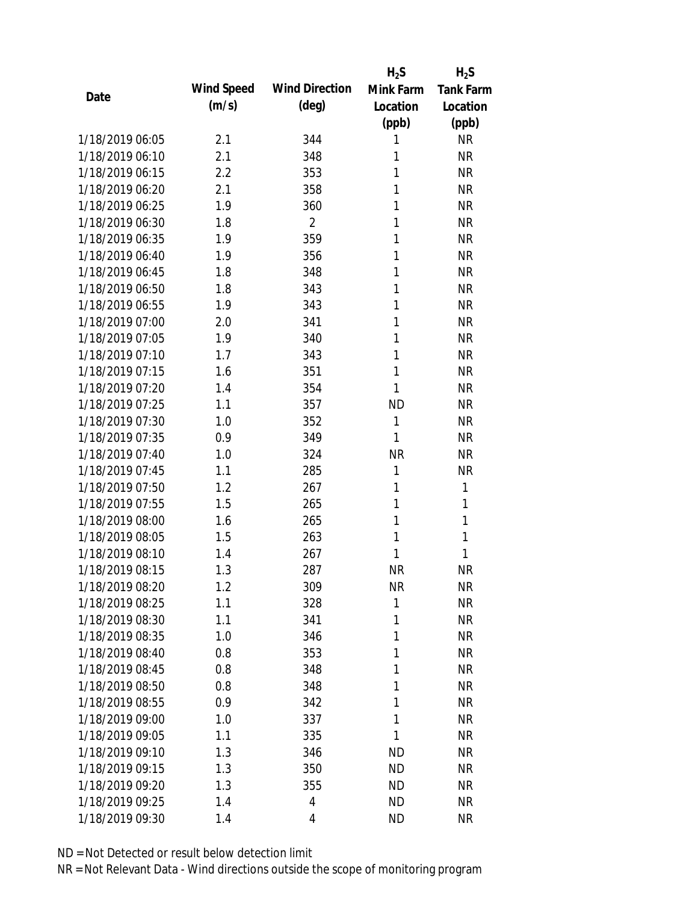| Date | Wind Speed (m/s) | Wind Direction (deg) | $H_2S$ Mink Farm Location (ppb) | $H_2S$ Tank Farm Location (ppb) |
|---|---|---|---|---|
| 1/18/2019 06:05 | 2.1 | 344 | 1 | NR |
| 1/18/2019 06:10 | 2.1 | 348 | 1 | NR |
| 1/18/2019 06:15 | 2.2 | 353 | 1 | NR |
| 1/18/2019 06:20 | 2.1 | 358 | 1 | NR |
| 1/18/2019 06:25 | 1.9 | 360 | 1 | NR |
| 1/18/2019 06:30 | 1.8 | 2 | 1 | NR |
| 1/18/2019 06:35 | 1.9 | 359 | 1 | NR |
| 1/18/2019 06:40 | 1.9 | 356 | 1 | NR |
| 1/18/2019 06:45 | 1.8 | 348 | 1 | NR |
| 1/18/2019 06:50 | 1.8 | 343 | 1 | NR |
| 1/18/2019 06:55 | 1.9 | 343 | 1 | NR |
| 1/18/2019 07:00 | 2.0 | 341 | 1 | NR |
| 1/18/2019 07:05 | 1.9 | 340 | 1 | NR |
| 1/18/2019 07:10 | 1.7 | 343 | 1 | NR |
| 1/18/2019 07:15 | 1.6 | 351 | 1 | NR |
| 1/18/2019 07:20 | 1.4 | 354 | 1 | NR |
| 1/18/2019 07:25 | 1.1 | 357 | ND | NR |
| 1/18/2019 07:30 | 1.0 | 352 | 1 | NR |
| 1/18/2019 07:35 | 0.9 | 349 | 1 | NR |
| 1/18/2019 07:40 | 1.0 | 324 | NR | NR |
| 1/18/2019 07:45 | 1.1 | 285 | 1 | NR |
| 1/18/2019 07:50 | 1.2 | 267 | 1 | 1 |
| 1/18/2019 07:55 | 1.5 | 265 | 1 | 1 |
| 1/18/2019 08:00 | 1.6 | 265 | 1 | 1 |
| 1/18/2019 08:05 | 1.5 | 263 | 1 | 1 |
| 1/18/2019 08:10 | 1.4 | 267 | 1 | 1 |
| 1/18/2019 08:15 | 1.3 | 287 | NR | NR |
| 1/18/2019 08:20 | 1.2 | 309 | NR | NR |
| 1/18/2019 08:25 | 1.1 | 328 | 1 | NR |
| 1/18/2019 08:30 | 1.1 | 341 | 1 | NR |
| 1/18/2019 08:35 | 1.0 | 346 | 1 | NR |
| 1/18/2019 08:40 | 0.8 | 353 | 1 | NR |
| 1/18/2019 08:45 | 0.8 | 348 | 1 | NR |
| 1/18/2019 08:50 | 0.8 | 348 | 1 | NR |
| 1/18/2019 08:55 | 0.9 | 342 | 1 | NR |
| 1/18/2019 09:00 | 1.0 | 337 | 1 | NR |
| 1/18/2019 09:05 | 1.1 | 335 | 1 | NR |
| 1/18/2019 09:10 | 1.3 | 346 | ND | NR |
| 1/18/2019 09:15 | 1.3 | 350 | ND | NR |
| 1/18/2019 09:20 | 1.3 | 355 | ND | NR |
| 1/18/2019 09:25 | 1.4 | 4 | ND | NR |
| 1/18/2019 09:30 | 1.4 | 4 | ND | NR |

ND = Not Detected or result below detection limit
NR = Not Relevant Data - Wind directions outside the scope of monitoring program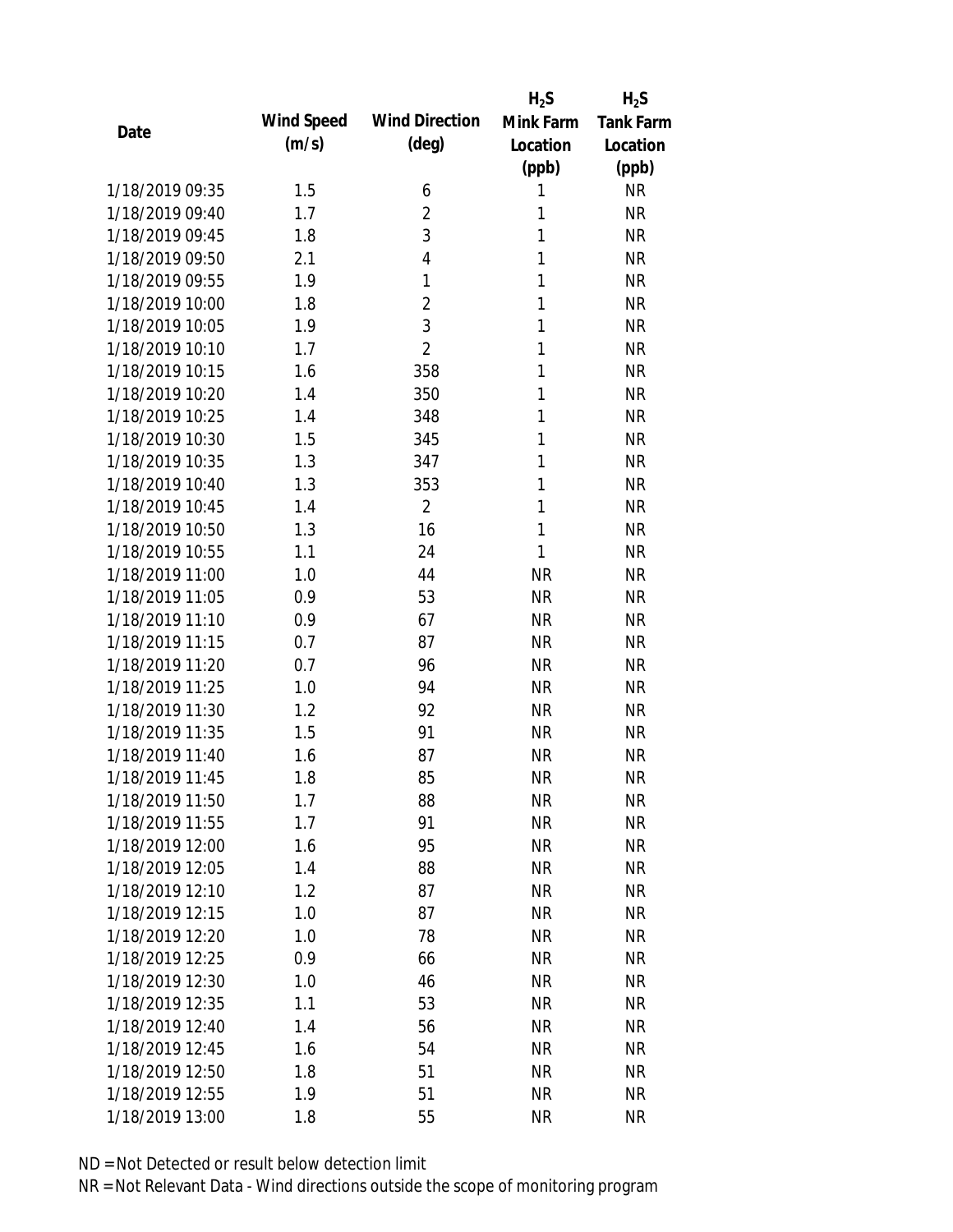| Date | Wind Speed (m/s) | Wind Direction (deg) | $H_2S$ Mink Farm Location (ppb) | $H_2S$ Tank Farm Location (ppb) |
|---|---|---|---|---|
| 1/18/2019 09:35 | 1.5 | 6 | 1 | NR |
| 1/18/2019 09:40 | 1.7 | 2 | 1 | NR |
| 1/18/2019 09:45 | 1.8 | 3 | 1 | NR |
| 1/18/2019 09:50 | 2.1 | 4 | 1 | NR |
| 1/18/2019 09:55 | 1.9 | 1 | 1 | NR |
| 1/18/2019 10:00 | 1.8 | 2 | 1 | NR |
| 1/18/2019 10:05 | 1.9 | 3 | 1 | NR |
| 1/18/2019 10:10 | 1.7 | 2 | 1 | NR |
| 1/18/2019 10:15 | 1.6 | 358 | 1 | NR |
| 1/18/2019 10:20 | 1.4 | 350 | 1 | NR |
| 1/18/2019 10:25 | 1.4 | 348 | 1 | NR |
| 1/18/2019 10:30 | 1.5 | 345 | 1 | NR |
| 1/18/2019 10:35 | 1.3 | 347 | 1 | NR |
| 1/18/2019 10:40 | 1.3 | 353 | 1 | NR |
| 1/18/2019 10:45 | 1.4 | 2 | 1 | NR |
| 1/18/2019 10:50 | 1.3 | 16 | 1 | NR |
| 1/18/2019 10:55 | 1.1 | 24 | 1 | NR |
| 1/18/2019 11:00 | 1.0 | 44 | NR | NR |
| 1/18/2019 11:05 | 0.9 | 53 | NR | NR |
| 1/18/2019 11:10 | 0.9 | 67 | NR | NR |
| 1/18/2019 11:15 | 0.7 | 87 | NR | NR |
| 1/18/2019 11:20 | 0.7 | 96 | NR | NR |
| 1/18/2019 11:25 | 1.0 | 94 | NR | NR |
| 1/18/2019 11:30 | 1.2 | 92 | NR | NR |
| 1/18/2019 11:35 | 1.5 | 91 | NR | NR |
| 1/18/2019 11:40 | 1.6 | 87 | NR | NR |
| 1/18/2019 11:45 | 1.8 | 85 | NR | NR |
| 1/18/2019 11:50 | 1.7 | 88 | NR | NR |
| 1/18/2019 11:55 | 1.7 | 91 | NR | NR |
| 1/18/2019 12:00 | 1.6 | 95 | NR | NR |
| 1/18/2019 12:05 | 1.4 | 88 | NR | NR |
| 1/18/2019 12:10 | 1.2 | 87 | NR | NR |
| 1/18/2019 12:15 | 1.0 | 87 | NR | NR |
| 1/18/2019 12:20 | 1.0 | 78 | NR | NR |
| 1/18/2019 12:25 | 0.9 | 66 | NR | NR |
| 1/18/2019 12:30 | 1.0 | 46 | NR | NR |
| 1/18/2019 12:35 | 1.1 | 53 | NR | NR |
| 1/18/2019 12:40 | 1.4 | 56 | NR | NR |
| 1/18/2019 12:45 | 1.6 | 54 | NR | NR |
| 1/18/2019 12:50 | 1.8 | 51 | NR | NR |
| 1/18/2019 12:55 | 1.9 | 51 | NR | NR |
| 1/18/2019 13:00 | 1.8 | 55 | NR | NR |

ND = Not Detected or result below detection limit

NR = Not Relevant Data - Wind directions outside the scope of monitoring program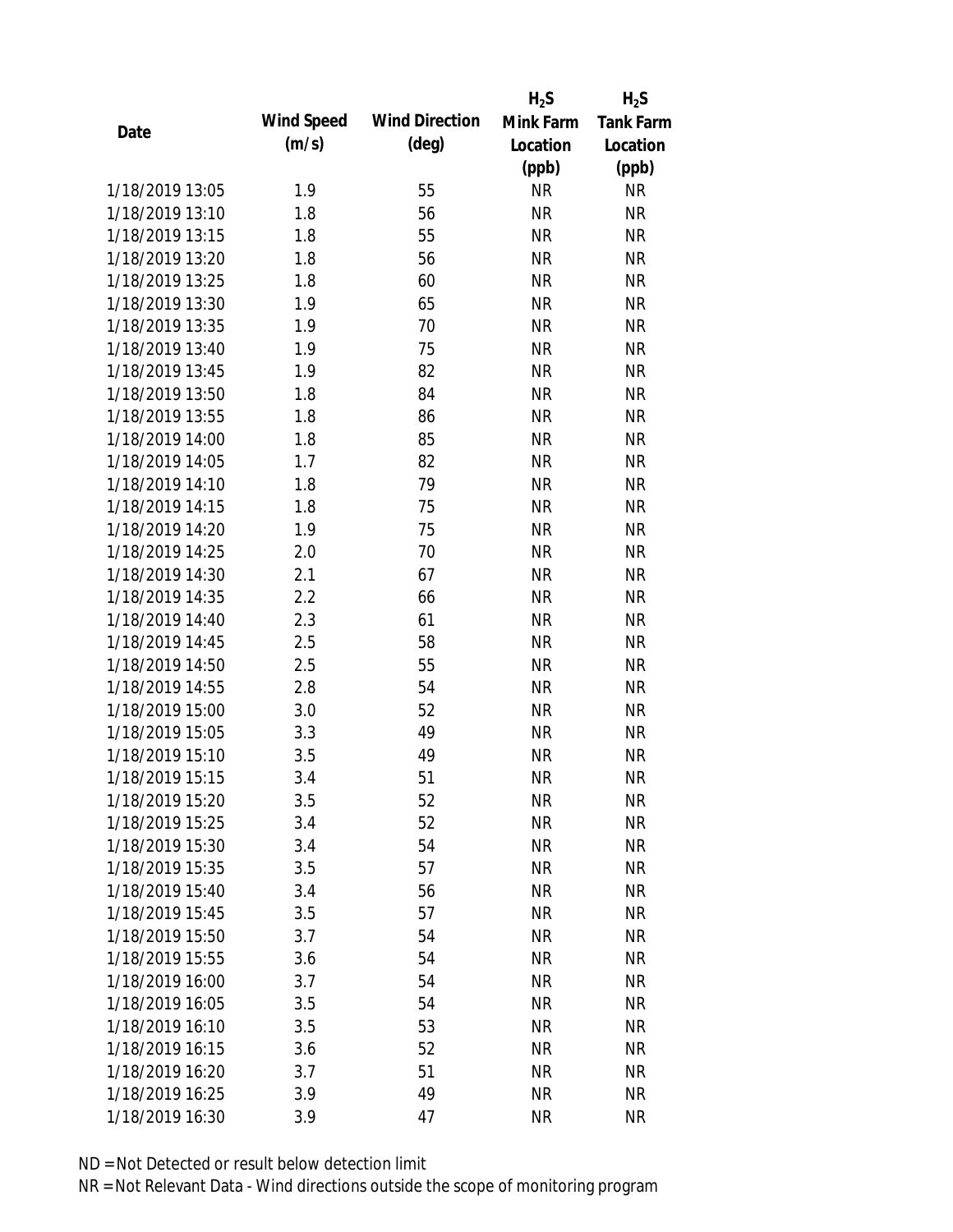| Date | Wind Speed (m/s) | Wind Direction (deg) | $H_2S$ Mink Farm Location (ppb) | $H_2S$ Tank Farm Location (ppb) |
|---|---|---|---|---|
| 1/18/2019 13:05 | 1.9 | 55 | NR | NR |
| 1/18/2019 13:10 | 1.8 | 56 | NR | NR |
| 1/18/2019 13:15 | 1.8 | 55 | NR | NR |
| 1/18/2019 13:20 | 1.8 | 56 | NR | NR |
| 1/18/2019 13:25 | 1.8 | 60 | NR | NR |
| 1/18/2019 13:30 | 1.9 | 65 | NR | NR |
| 1/18/2019 13:35 | 1.9 | 70 | NR | NR |
| 1/18/2019 13:40 | 1.9 | 75 | NR | NR |
| 1/18/2019 13:45 | 1.9 | 82 | NR | NR |
| 1/18/2019 13:50 | 1.8 | 84 | NR | NR |
| 1/18/2019 13:55 | 1.8 | 86 | NR | NR |
| 1/18/2019 14:00 | 1.8 | 85 | NR | NR |
| 1/18/2019 14:05 | 1.7 | 82 | NR | NR |
| 1/18/2019 14:10 | 1.8 | 79 | NR | NR |
| 1/18/2019 14:15 | 1.8 | 75 | NR | NR |
| 1/18/2019 14:20 | 1.9 | 75 | NR | NR |
| 1/18/2019 14:25 | 2.0 | 70 | NR | NR |
| 1/18/2019 14:30 | 2.1 | 67 | NR | NR |
| 1/18/2019 14:35 | 2.2 | 66 | NR | NR |
| 1/18/2019 14:40 | 2.3 | 61 | NR | NR |
| 1/18/2019 14:45 | 2.5 | 58 | NR | NR |
| 1/18/2019 14:50 | 2.5 | 55 | NR | NR |
| 1/18/2019 14:55 | 2.8 | 54 | NR | NR |
| 1/18/2019 15:00 | 3.0 | 52 | NR | NR |
| 1/18/2019 15:05 | 3.3 | 49 | NR | NR |
| 1/18/2019 15:10 | 3.5 | 49 | NR | NR |
| 1/18/2019 15:15 | 3.4 | 51 | NR | NR |
| 1/18/2019 15:20 | 3.5 | 52 | NR | NR |
| 1/18/2019 15:25 | 3.4 | 52 | NR | NR |
| 1/18/2019 15:30 | 3.4 | 54 | NR | NR |
| 1/18/2019 15:35 | 3.5 | 57 | NR | NR |
| 1/18/2019 15:40 | 3.4 | 56 | NR | NR |
| 1/18/2019 15:45 | 3.5 | 57 | NR | NR |
| 1/18/2019 15:50 | 3.7 | 54 | NR | NR |
| 1/18/2019 15:55 | 3.6 | 54 | NR | NR |
| 1/18/2019 16:00 | 3.7 | 54 | NR | NR |
| 1/18/2019 16:05 | 3.5 | 54 | NR | NR |
| 1/18/2019 16:10 | 3.5 | 53 | NR | NR |
| 1/18/2019 16:15 | 3.6 | 52 | NR | NR |
| 1/18/2019 16:20 | 3.7 | 51 | NR | NR |
| 1/18/2019 16:25 | 3.9 | 49 | NR | NR |
| 1/18/2019 16:30 | 3.9 | 47 | NR | NR |

ND = Not Detected or result below detection limit

NR = Not Relevant Data - Wind directions outside the scope of monitoring program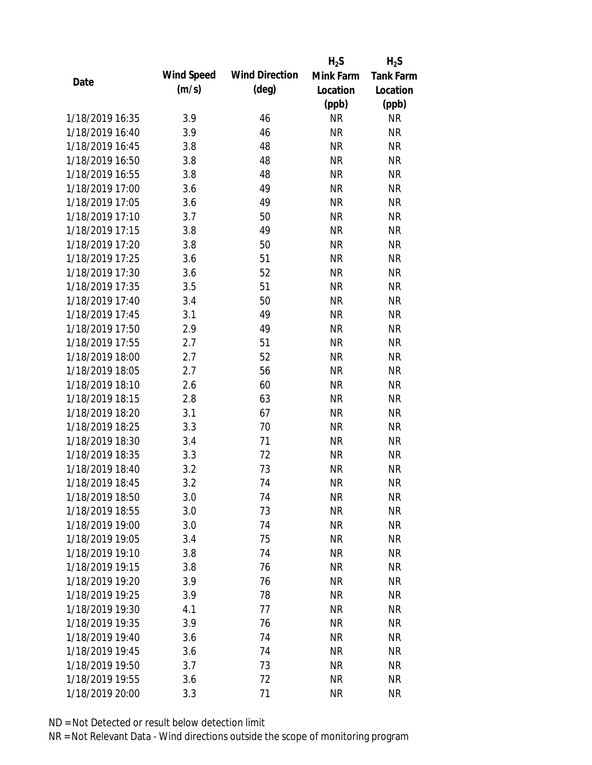| Date | Wind Speed (m/s) | Wind Direction (deg) | $H_2S$ Mink Farm Location (ppb) | $H_2S$ Tank Farm Location (ppb) |
|---|---|---|---|---|
| 1/18/2019 16:35 | 3.9 | 46 | NR | NR |
| 1/18/2019 16:40 | 3.9 | 46 | NR | NR |
| 1/18/2019 16:45 | 3.8 | 48 | NR | NR |
| 1/18/2019 16:50 | 3.8 | 48 | NR | NR |
| 1/18/2019 16:55 | 3.8 | 48 | NR | NR |
| 1/18/2019 17:00 | 3.6 | 49 | NR | NR |
| 1/18/2019 17:05 | 3.6 | 49 | NR | NR |
| 1/18/2019 17:10 | 3.7 | 50 | NR | NR |
| 1/18/2019 17:15 | 3.8 | 49 | NR | NR |
| 1/18/2019 17:20 | 3.8 | 50 | NR | NR |
| 1/18/2019 17:25 | 3.6 | 51 | NR | NR |
| 1/18/2019 17:30 | 3.6 | 52 | NR | NR |
| 1/18/2019 17:35 | 3.5 | 51 | NR | NR |
| 1/18/2019 17:40 | 3.4 | 50 | NR | NR |
| 1/18/2019 17:45 | 3.1 | 49 | NR | NR |
| 1/18/2019 17:50 | 2.9 | 49 | NR | NR |
| 1/18/2019 17:55 | 2.7 | 51 | NR | NR |
| 1/18/2019 18:00 | 2.7 | 52 | NR | NR |
| 1/18/2019 18:05 | 2.7 | 56 | NR | NR |
| 1/18/2019 18:10 | 2.6 | 60 | NR | NR |
| 1/18/2019 18:15 | 2.8 | 63 | NR | NR |
| 1/18/2019 18:20 | 3.1 | 67 | NR | NR |
| 1/18/2019 18:25 | 3.3 | 70 | NR | NR |
| 1/18/2019 18:30 | 3.4 | 71 | NR | NR |
| 1/18/2019 18:35 | 3.3 | 72 | NR | NR |
| 1/18/2019 18:40 | 3.2 | 73 | NR | NR |
| 1/18/2019 18:45 | 3.2 | 74 | NR | NR |
| 1/18/2019 18:50 | 3.0 | 74 | NR | NR |
| 1/18/2019 18:55 | 3.0 | 73 | NR | NR |
| 1/18/2019 19:00 | 3.0 | 74 | NR | NR |
| 1/18/2019 19:05 | 3.4 | 75 | NR | NR |
| 1/18/2019 19:10 | 3.8 | 74 | NR | NR |
| 1/18/2019 19:15 | 3.8 | 76 | NR | NR |
| 1/18/2019 19:20 | 3.9 | 76 | NR | NR |
| 1/18/2019 19:25 | 3.9 | 78 | NR | NR |
| 1/18/2019 19:30 | 4.1 | 77 | NR | NR |
| 1/18/2019 19:35 | 3.9 | 76 | NR | NR |
| 1/18/2019 19:40 | 3.6 | 74 | NR | NR |
| 1/18/2019 19:45 | 3.6 | 74 | NR | NR |
| 1/18/2019 19:50 | 3.7 | 73 | NR | NR |
| 1/18/2019 19:55 | 3.6 | 72 | NR | NR |
| 1/18/2019 20:00 | 3.3 | 71 | NR | NR |

ND = Not Detected or result below detection limit

NR = Not Relevant Data - Wind directions outside the scope of monitoring program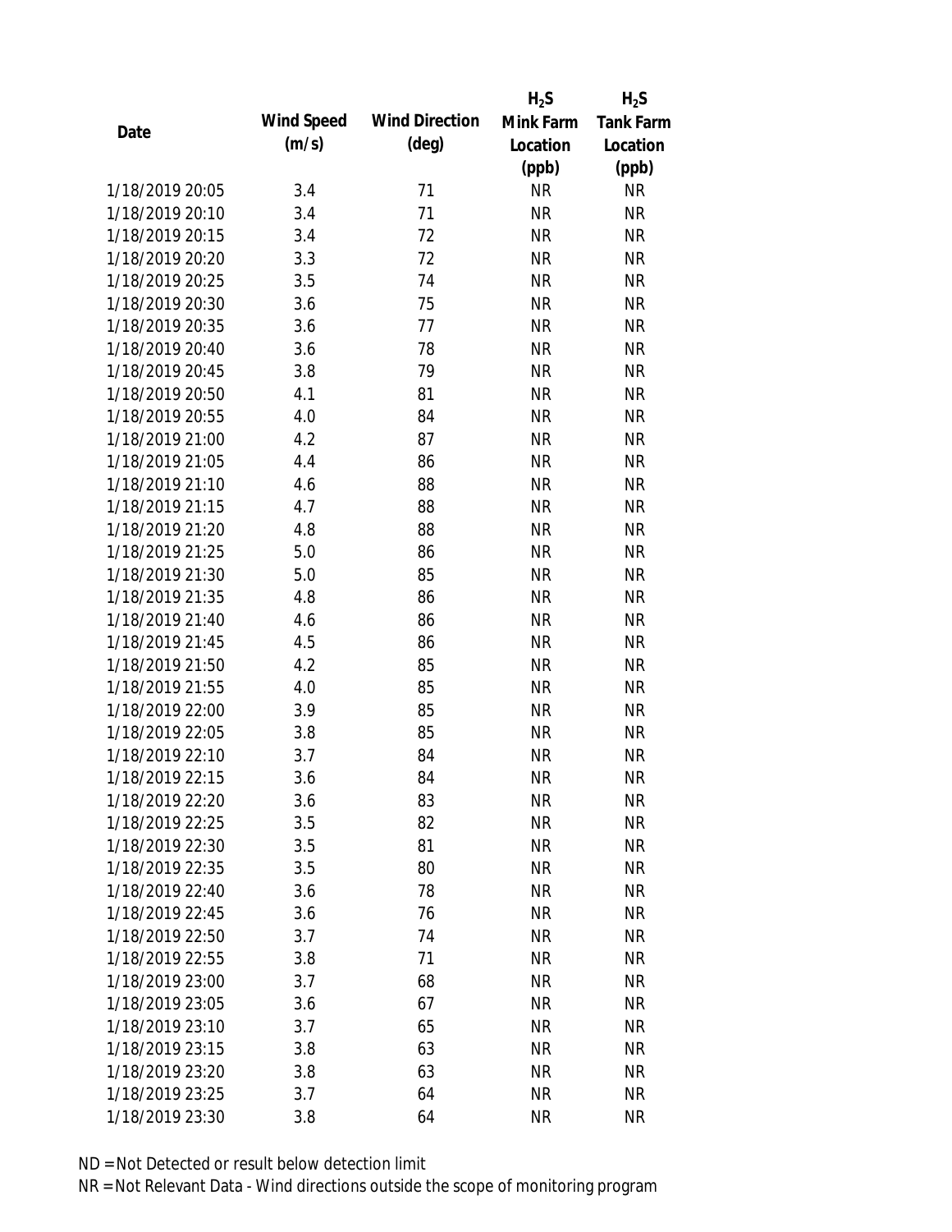| Date | Wind Speed (m/s) | Wind Direction (deg) | $H_2S$ Mink Farm Location (ppb) | $H_2S$ Tank Farm Location (ppb) |
|---|---|---|---|---|
| 1/18/2019 20:05 | 3.4 | 71 | NR | NR |
| 1/18/2019 20:10 | 3.4 | 71 | NR | NR |
| 1/18/2019 20:15 | 3.4 | 72 | NR | NR |
| 1/18/2019 20:20 | 3.3 | 72 | NR | NR |
| 1/18/2019 20:25 | 3.5 | 74 | NR | NR |
| 1/18/2019 20:30 | 3.6 | 75 | NR | NR |
| 1/18/2019 20:35 | 3.6 | 77 | NR | NR |
| 1/18/2019 20:40 | 3.6 | 78 | NR | NR |
| 1/18/2019 20:45 | 3.8 | 79 | NR | NR |
| 1/18/2019 20:50 | 4.1 | 81 | NR | NR |
| 1/18/2019 20:55 | 4.0 | 84 | NR | NR |
| 1/18/2019 21:00 | 4.2 | 87 | NR | NR |
| 1/18/2019 21:05 | 4.4 | 86 | NR | NR |
| 1/18/2019 21:10 | 4.6 | 88 | NR | NR |
| 1/18/2019 21:15 | 4.7 | 88 | NR | NR |
| 1/18/2019 21:20 | 4.8 | 88 | NR | NR |
| 1/18/2019 21:25 | 5.0 | 86 | NR | NR |
| 1/18/2019 21:30 | 5.0 | 85 | NR | NR |
| 1/18/2019 21:35 | 4.8 | 86 | NR | NR |
| 1/18/2019 21:40 | 4.6 | 86 | NR | NR |
| 1/18/2019 21:45 | 4.5 | 86 | NR | NR |
| 1/18/2019 21:50 | 4.2 | 85 | NR | NR |
| 1/18/2019 21:55 | 4.0 | 85 | NR | NR |
| 1/18/2019 22:00 | 3.9 | 85 | NR | NR |
| 1/18/2019 22:05 | 3.8 | 85 | NR | NR |
| 1/18/2019 22:10 | 3.7 | 84 | NR | NR |
| 1/18/2019 22:15 | 3.6 | 84 | NR | NR |
| 1/18/2019 22:20 | 3.6 | 83 | NR | NR |
| 1/18/2019 22:25 | 3.5 | 82 | NR | NR |
| 1/18/2019 22:30 | 3.5 | 81 | NR | NR |
| 1/18/2019 22:35 | 3.5 | 80 | NR | NR |
| 1/18/2019 22:40 | 3.6 | 78 | NR | NR |
| 1/18/2019 22:45 | 3.6 | 76 | NR | NR |
| 1/18/2019 22:50 | 3.7 | 74 | NR | NR |
| 1/18/2019 22:55 | 3.8 | 71 | NR | NR |
| 1/18/2019 23:00 | 3.7 | 68 | NR | NR |
| 1/18/2019 23:05 | 3.6 | 67 | NR | NR |
| 1/18/2019 23:10 | 3.7 | 65 | NR | NR |
| 1/18/2019 23:15 | 3.8 | 63 | NR | NR |
| 1/18/2019 23:20 | 3.8 | 63 | NR | NR |
| 1/18/2019 23:25 | 3.7 | 64 | NR | NR |
| 1/18/2019 23:30 | 3.8 | 64 | NR | NR |

ND = Not Detected or result below detection limit

NR = Not Relevant Data - Wind directions outside the scope of monitoring program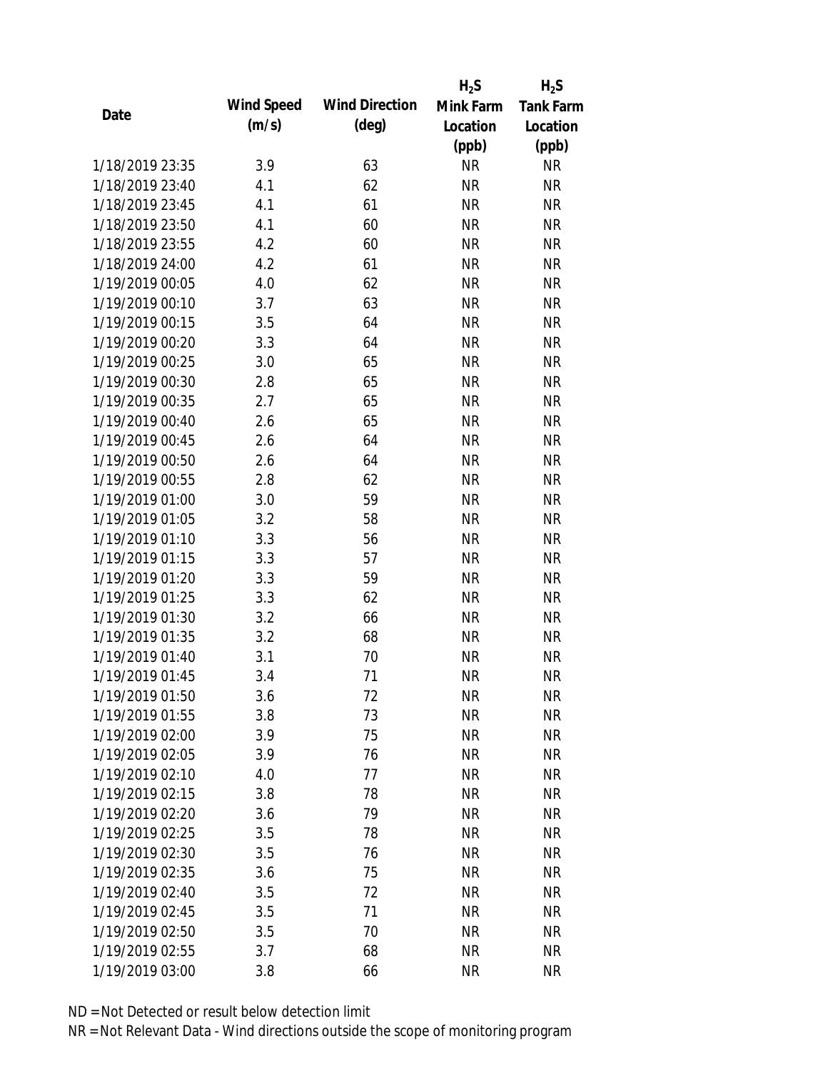| Date | Wind Speed (m/s) | Wind Direction (deg) | $H_2S$ Mink Farm Location (ppb) | $H_2S$ Tank Farm Location (ppb) |
|---|---|---|---|---|
| 1/18/2019 23:35 | 3.9 | 63 | NR | NR |
| 1/18/2019 23:40 | 4.1 | 62 | NR | NR |
| 1/18/2019 23:45 | 4.1 | 61 | NR | NR |
| 1/18/2019 23:50 | 4.1 | 60 | NR | NR |
| 1/18/2019 23:55 | 4.2 | 60 | NR | NR |
| 1/18/2019 24:00 | 4.2 | 61 | NR | NR |
| 1/19/2019 00:05 | 4.0 | 62 | NR | NR |
| 1/19/2019 00:10 | 3.7 | 63 | NR | NR |
| 1/19/2019 00:15 | 3.5 | 64 | NR | NR |
| 1/19/2019 00:20 | 3.3 | 64 | NR | NR |
| 1/19/2019 00:25 | 3.0 | 65 | NR | NR |
| 1/19/2019 00:30 | 2.8 | 65 | NR | NR |
| 1/19/2019 00:35 | 2.7 | 65 | NR | NR |
| 1/19/2019 00:40 | 2.6 | 65 | NR | NR |
| 1/19/2019 00:45 | 2.6 | 64 | NR | NR |
| 1/19/2019 00:50 | 2.6 | 64 | NR | NR |
| 1/19/2019 00:55 | 2.8 | 62 | NR | NR |
| 1/19/2019 01:00 | 3.0 | 59 | NR | NR |
| 1/19/2019 01:05 | 3.2 | 58 | NR | NR |
| 1/19/2019 01:10 | 3.3 | 56 | NR | NR |
| 1/19/2019 01:15 | 3.3 | 57 | NR | NR |
| 1/19/2019 01:20 | 3.3 | 59 | NR | NR |
| 1/19/2019 01:25 | 3.3 | 62 | NR | NR |
| 1/19/2019 01:30 | 3.2 | 66 | NR | NR |
| 1/19/2019 01:35 | 3.2 | 68 | NR | NR |
| 1/19/2019 01:40 | 3.1 | 70 | NR | NR |
| 1/19/2019 01:45 | 3.4 | 71 | NR | NR |
| 1/19/2019 01:50 | 3.6 | 72 | NR | NR |
| 1/19/2019 01:55 | 3.8 | 73 | NR | NR |
| 1/19/2019 02:00 | 3.9 | 75 | NR | NR |
| 1/19/2019 02:05 | 3.9 | 76 | NR | NR |
| 1/19/2019 02:10 | 4.0 | 77 | NR | NR |
| 1/19/2019 02:15 | 3.8 | 78 | NR | NR |
| 1/19/2019 02:20 | 3.6 | 79 | NR | NR |
| 1/19/2019 02:25 | 3.5 | 78 | NR | NR |
| 1/19/2019 02:30 | 3.5 | 76 | NR | NR |
| 1/19/2019 02:35 | 3.6 | 75 | NR | NR |
| 1/19/2019 02:40 | 3.5 | 72 | NR | NR |
| 1/19/2019 02:45 | 3.5 | 71 | NR | NR |
| 1/19/2019 02:50 | 3.5 | 70 | NR | NR |
| 1/19/2019 02:55 | 3.7 | 68 | NR | NR |
| 1/19/2019 03:00 | 3.8 | 66 | NR | NR |

ND = Not Detected or result below detection limit

NR = Not Relevant Data - Wind directions outside the scope of monitoring program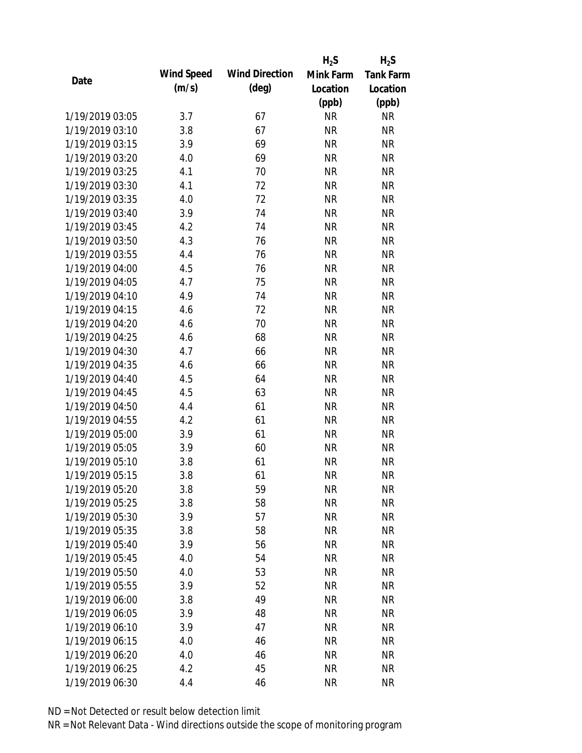| Date | Wind Speed (m/s) | Wind Direction (deg) | $H_2S$ Mink Farm Location (ppb) | $H_2S$ Tank Farm Location (ppb) |
| --- | --- | --- | --- | --- |
| 1/19/2019 03:05 | 3.7 | 67 | NR | NR |
| 1/19/2019 03:10 | 3.8 | 67 | NR | NR |
| 1/19/2019 03:15 | 3.9 | 69 | NR | NR |
| 1/19/2019 03:20 | 4.0 | 69 | NR | NR |
| 1/19/2019 03:25 | 4.1 | 70 | NR | NR |
| 1/19/2019 03:30 | 4.1 | 72 | NR | NR |
| 1/19/2019 03:35 | 4.0 | 72 | NR | NR |
| 1/19/2019 03:40 | 3.9 | 74 | NR | NR |
| 1/19/2019 03:45 | 4.2 | 74 | NR | NR |
| 1/19/2019 03:50 | 4.3 | 76 | NR | NR |
| 1/19/2019 03:55 | 4.4 | 76 | NR | NR |
| 1/19/2019 04:00 | 4.5 | 76 | NR | NR |
| 1/19/2019 04:05 | 4.7 | 75 | NR | NR |
| 1/19/2019 04:10 | 4.9 | 74 | NR | NR |
| 1/19/2019 04:15 | 4.6 | 72 | NR | NR |
| 1/19/2019 04:20 | 4.6 | 70 | NR | NR |
| 1/19/2019 04:25 | 4.6 | 68 | NR | NR |
| 1/19/2019 04:30 | 4.7 | 66 | NR | NR |
| 1/19/2019 04:35 | 4.6 | 66 | NR | NR |
| 1/19/2019 04:40 | 4.5 | 64 | NR | NR |
| 1/19/2019 04:45 | 4.5 | 63 | NR | NR |
| 1/19/2019 04:50 | 4.4 | 61 | NR | NR |
| 1/19/2019 04:55 | 4.2 | 61 | NR | NR |
| 1/19/2019 05:00 | 3.9 | 61 | NR | NR |
| 1/19/2019 05:05 | 3.9 | 60 | NR | NR |
| 1/19/2019 05:10 | 3.8 | 61 | NR | NR |
| 1/19/2019 05:15 | 3.8 | 61 | NR | NR |
| 1/19/2019 05:20 | 3.8 | 59 | NR | NR |
| 1/19/2019 05:25 | 3.8 | 58 | NR | NR |
| 1/19/2019 05:30 | 3.9 | 57 | NR | NR |
| 1/19/2019 05:35 | 3.8 | 58 | NR | NR |
| 1/19/2019 05:40 | 3.9 | 56 | NR | NR |
| 1/19/2019 05:45 | 4.0 | 54 | NR | NR |
| 1/19/2019 05:50 | 4.0 | 53 | NR | NR |
| 1/19/2019 05:55 | 3.9 | 52 | NR | NR |
| 1/19/2019 06:00 | 3.8 | 49 | NR | NR |
| 1/19/2019 06:05 | 3.9 | 48 | NR | NR |
| 1/19/2019 06:10 | 3.9 | 47 | NR | NR |
| 1/19/2019 06:15 | 4.0 | 46 | NR | NR |
| 1/19/2019 06:20 | 4.0 | 46 | NR | NR |
| 1/19/2019 06:25 | 4.2 | 45 | NR | NR |
| 1/19/2019 06:30 | 4.4 | 46 | NR | NR |

ND = Not Detected or result below detection limit

NR = Not Relevant Data - Wind directions outside the scope of monitoring program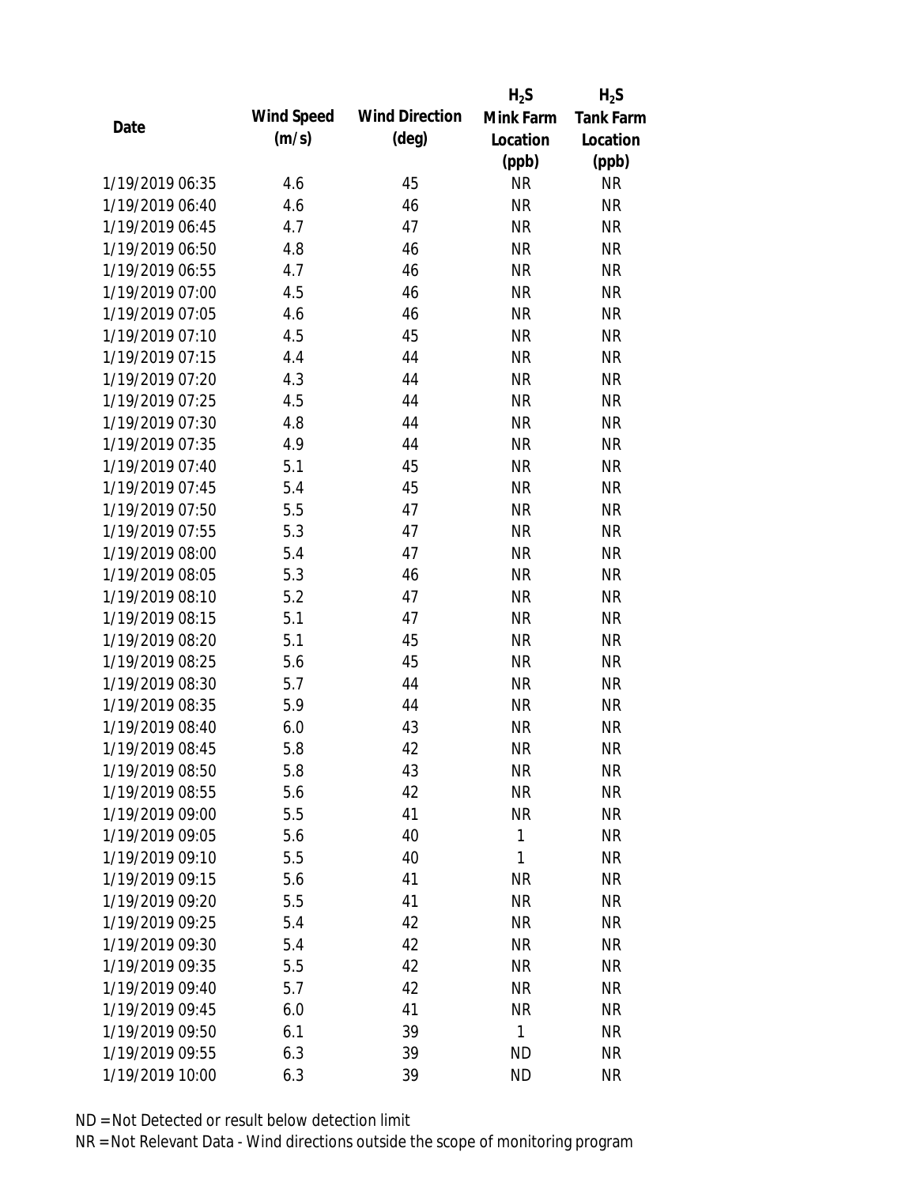| Date | Wind Speed (m/s) | Wind Direction (deg) | $H_2S$ Mink Farm Location (ppb) | $H_2S$ Tank Farm Location (ppb) |
|---|---|---|---|---|
| 1/19/2019 06:35 | 4.6 | 45 | NR | NR |
| 1/19/2019 06:40 | 4.6 | 46 | NR | NR |
| 1/19/2019 06:45 | 4.7 | 47 | NR | NR |
| 1/19/2019 06:50 | 4.8 | 46 | NR | NR |
| 1/19/2019 06:55 | 4.7 | 46 | NR | NR |
| 1/19/2019 07:00 | 4.5 | 46 | NR | NR |
| 1/19/2019 07:05 | 4.6 | 46 | NR | NR |
| 1/19/2019 07:10 | 4.5 | 45 | NR | NR |
| 1/19/2019 07:15 | 4.4 | 44 | NR | NR |
| 1/19/2019 07:20 | 4.3 | 44 | NR | NR |
| 1/19/2019 07:25 | 4.5 | 44 | NR | NR |
| 1/19/2019 07:30 | 4.8 | 44 | NR | NR |
| 1/19/2019 07:35 | 4.9 | 44 | NR | NR |
| 1/19/2019 07:40 | 5.1 | 45 | NR | NR |
| 1/19/2019 07:45 | 5.4 | 45 | NR | NR |
| 1/19/2019 07:50 | 5.5 | 47 | NR | NR |
| 1/19/2019 07:55 | 5.3 | 47 | NR | NR |
| 1/19/2019 08:00 | 5.4 | 47 | NR | NR |
| 1/19/2019 08:05 | 5.3 | 46 | NR | NR |
| 1/19/2019 08:10 | 5.2 | 47 | NR | NR |
| 1/19/2019 08:15 | 5.1 | 47 | NR | NR |
| 1/19/2019 08:20 | 5.1 | 45 | NR | NR |
| 1/19/2019 08:25 | 5.6 | 45 | NR | NR |
| 1/19/2019 08:30 | 5.7 | 44 | NR | NR |
| 1/19/2019 08:35 | 5.9 | 44 | NR | NR |
| 1/19/2019 08:40 | 6.0 | 43 | NR | NR |
| 1/19/2019 08:45 | 5.8 | 42 | NR | NR |
| 1/19/2019 08:50 | 5.8 | 43 | NR | NR |
| 1/19/2019 08:55 | 5.6 | 42 | NR | NR |
| 1/19/2019 09:00 | 5.5 | 41 | NR | NR |
| 1/19/2019 09:05 | 5.6 | 40 | 1 | NR |
| 1/19/2019 09:10 | 5.5 | 40 | 1 | NR |
| 1/19/2019 09:15 | 5.6 | 41 | NR | NR |
| 1/19/2019 09:20 | 5.5 | 41 | NR | NR |
| 1/19/2019 09:25 | 5.4 | 42 | NR | NR |
| 1/19/2019 09:30 | 5.4 | 42 | NR | NR |
| 1/19/2019 09:35 | 5.5 | 42 | NR | NR |
| 1/19/2019 09:40 | 5.7 | 42 | NR | NR |
| 1/19/2019 09:45 | 6.0 | 41 | NR | NR |
| 1/19/2019 09:50 | 6.1 | 39 | 1 | NR |
| 1/19/2019 09:55 | 6.3 | 39 | ND | NR |
| 1/19/2019 10:00 | 6.3 | 39 | ND | NR |

ND = Not Detected or result below detection limit

NR = Not Relevant Data - Wind directions outside the scope of monitoring program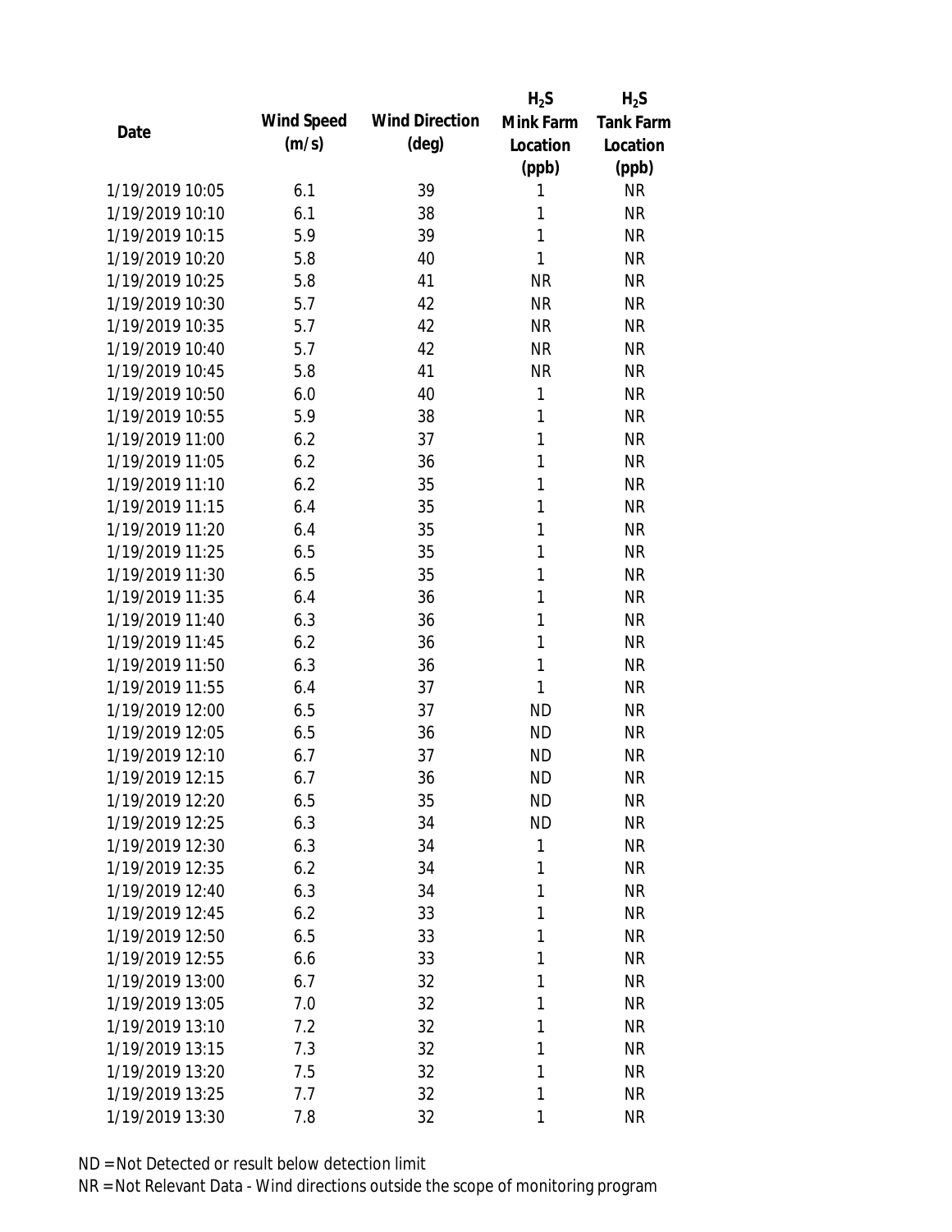| Date | Wind Speed (m/s) | Wind Direction (deg) | $H_2S$ Mink Farm Location (ppb) | $H_2S$ Tank Farm Location (ppb) |
|---|---|---|---|---|
| 1/19/2019 10:05 | 6.1 | 39 | 1 | NR |
| 1/19/2019 10:10 | 6.1 | 38 | 1 | NR |
| 1/19/2019 10:15 | 5.9 | 39 | 1 | NR |
| 1/19/2019 10:20 | 5.8 | 40 | 1 | NR |
| 1/19/2019 10:25 | 5.8 | 41 | NR | NR |
| 1/19/2019 10:30 | 5.7 | 42 | NR | NR |
| 1/19/2019 10:35 | 5.7 | 42 | NR | NR |
| 1/19/2019 10:40 | 5.7 | 42 | NR | NR |
| 1/19/2019 10:45 | 5.8 | 41 | NR | NR |
| 1/19/2019 10:50 | 6.0 | 40 | 1 | NR |
| 1/19/2019 10:55 | 5.9 | 38 | 1 | NR |
| 1/19/2019 11:00 | 6.2 | 37 | 1 | NR |
| 1/19/2019 11:05 | 6.2 | 36 | 1 | NR |
| 1/19/2019 11:10 | 6.2 | 35 | 1 | NR |
| 1/19/2019 11:15 | 6.4 | 35 | 1 | NR |
| 1/19/2019 11:20 | 6.4 | 35 | 1 | NR |
| 1/19/2019 11:25 | 6.5 | 35 | 1 | NR |
| 1/19/2019 11:30 | 6.5 | 35 | 1 | NR |
| 1/19/2019 11:35 | 6.4 | 36 | 1 | NR |
| 1/19/2019 11:40 | 6.3 | 36 | 1 | NR |
| 1/19/2019 11:45 | 6.2 | 36 | 1 | NR |
| 1/19/2019 11:50 | 6.3 | 36 | 1 | NR |
| 1/19/2019 11:55 | 6.4 | 37 | 1 | NR |
| 1/19/2019 12:00 | 6.5 | 37 | ND | NR |
| 1/19/2019 12:05 | 6.5 | 36 | ND | NR |
| 1/19/2019 12:10 | 6.7 | 37 | ND | NR |
| 1/19/2019 12:15 | 6.7 | 36 | ND | NR |
| 1/19/2019 12:20 | 6.5 | 35 | ND | NR |
| 1/19/2019 12:25 | 6.3 | 34 | ND | NR |
| 1/19/2019 12:30 | 6.3 | 34 | 1 | NR |
| 1/19/2019 12:35 | 6.2 | 34 | 1 | NR |
| 1/19/2019 12:40 | 6.3 | 34 | 1 | NR |
| 1/19/2019 12:45 | 6.2 | 33 | 1 | NR |
| 1/19/2019 12:50 | 6.5 | 33 | 1 | NR |
| 1/19/2019 12:55 | 6.6 | 33 | 1 | NR |
| 1/19/2019 13:00 | 6.7 | 32 | 1 | NR |
| 1/19/2019 13:05 | 7.0 | 32 | 1 | NR |
| 1/19/2019 13:10 | 7.2 | 32 | 1 | NR |
| 1/19/2019 13:15 | 7.3 | 32 | 1 | NR |
| 1/19/2019 13:20 | 7.5 | 32 | 1 | NR |
| 1/19/2019 13:25 | 7.7 | 32 | 1 | NR |
| 1/19/2019 13:30 | 7.8 | 32 | 1 | NR |

ND = Not Detected or result below detection limit

NR = Not Relevant Data - Wind directions outside the scope of monitoring program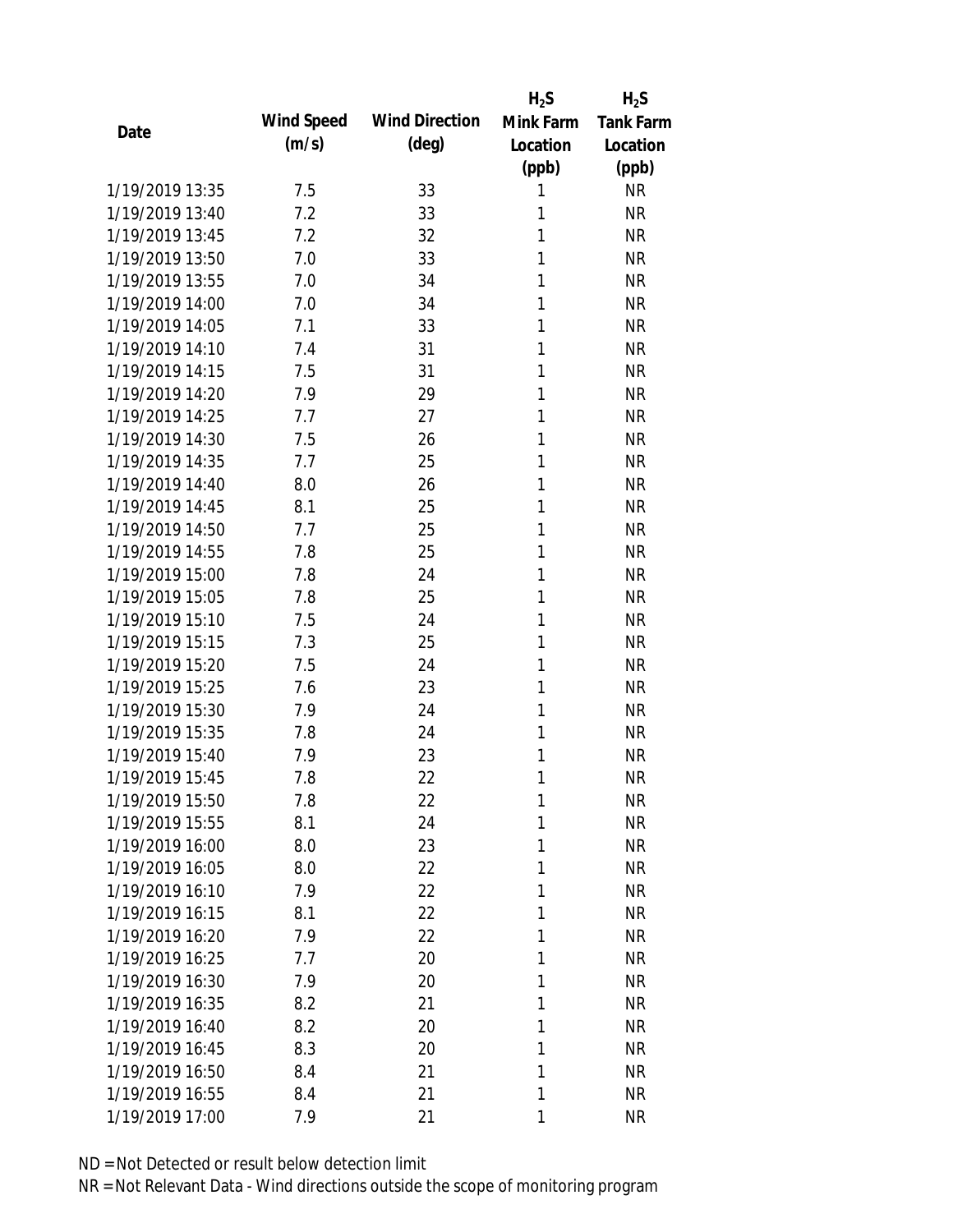| Date | Wind Speed (m/s) | Wind Direction (deg) | $H_2S$ Mink Farm Location (ppb) | $H_2S$ Tank Farm Location (ppb) |
|---|---|---|---|---|
| 1/19/2019 13:35 | 7.5 | 33 | 1 | NR |
| 1/19/2019 13:40 | 7.2 | 33 | 1 | NR |
| 1/19/2019 13:45 | 7.2 | 32 | 1 | NR |
| 1/19/2019 13:50 | 7.0 | 33 | 1 | NR |
| 1/19/2019 13:55 | 7.0 | 34 | 1 | NR |
| 1/19/2019 14:00 | 7.0 | 34 | 1 | NR |
| 1/19/2019 14:05 | 7.1 | 33 | 1 | NR |
| 1/19/2019 14:10 | 7.4 | 31 | 1 | NR |
| 1/19/2019 14:15 | 7.5 | 31 | 1 | NR |
| 1/19/2019 14:20 | 7.9 | 29 | 1 | NR |
| 1/19/2019 14:25 | 7.7 | 27 | 1 | NR |
| 1/19/2019 14:30 | 7.5 | 26 | 1 | NR |
| 1/19/2019 14:35 | 7.7 | 25 | 1 | NR |
| 1/19/2019 14:40 | 8.0 | 26 | 1 | NR |
| 1/19/2019 14:45 | 8.1 | 25 | 1 | NR |
| 1/19/2019 14:50 | 7.7 | 25 | 1 | NR |
| 1/19/2019 14:55 | 7.8 | 25 | 1 | NR |
| 1/19/2019 15:00 | 7.8 | 24 | 1 | NR |
| 1/19/2019 15:05 | 7.8 | 25 | 1 | NR |
| 1/19/2019 15:10 | 7.5 | 24 | 1 | NR |
| 1/19/2019 15:15 | 7.3 | 25 | 1 | NR |
| 1/19/2019 15:20 | 7.5 | 24 | 1 | NR |
| 1/19/2019 15:25 | 7.6 | 23 | 1 | NR |
| 1/19/2019 15:30 | 7.9 | 24 | 1 | NR |
| 1/19/2019 15:35 | 7.8 | 24 | 1 | NR |
| 1/19/2019 15:40 | 7.9 | 23 | 1 | NR |
| 1/19/2019 15:45 | 7.8 | 22 | 1 | NR |
| 1/19/2019 15:50 | 7.8 | 22 | 1 | NR |
| 1/19/2019 15:55 | 8.1 | 24 | 1 | NR |
| 1/19/2019 16:00 | 8.0 | 23 | 1 | NR |
| 1/19/2019 16:05 | 8.0 | 22 | 1 | NR |
| 1/19/2019 16:10 | 7.9 | 22 | 1 | NR |
| 1/19/2019 16:15 | 8.1 | 22 | 1 | NR |
| 1/19/2019 16:20 | 7.9 | 22 | 1 | NR |
| 1/19/2019 16:25 | 7.7 | 20 | 1 | NR |
| 1/19/2019 16:30 | 7.9 | 20 | 1 | NR |
| 1/19/2019 16:35 | 8.2 | 21 | 1 | NR |
| 1/19/2019 16:40 | 8.2 | 20 | 1 | NR |
| 1/19/2019 16:45 | 8.3 | 20 | 1 | NR |
| 1/19/2019 16:50 | 8.4 | 21 | 1 | NR |
| 1/19/2019 16:55 | 8.4 | 21 | 1 | NR |
| 1/19/2019 17:00 | 7.9 | 21 | 1 | NR |

ND = Not Detected or result below detection limit

NR = Not Relevant Data - Wind directions outside the scope of monitoring program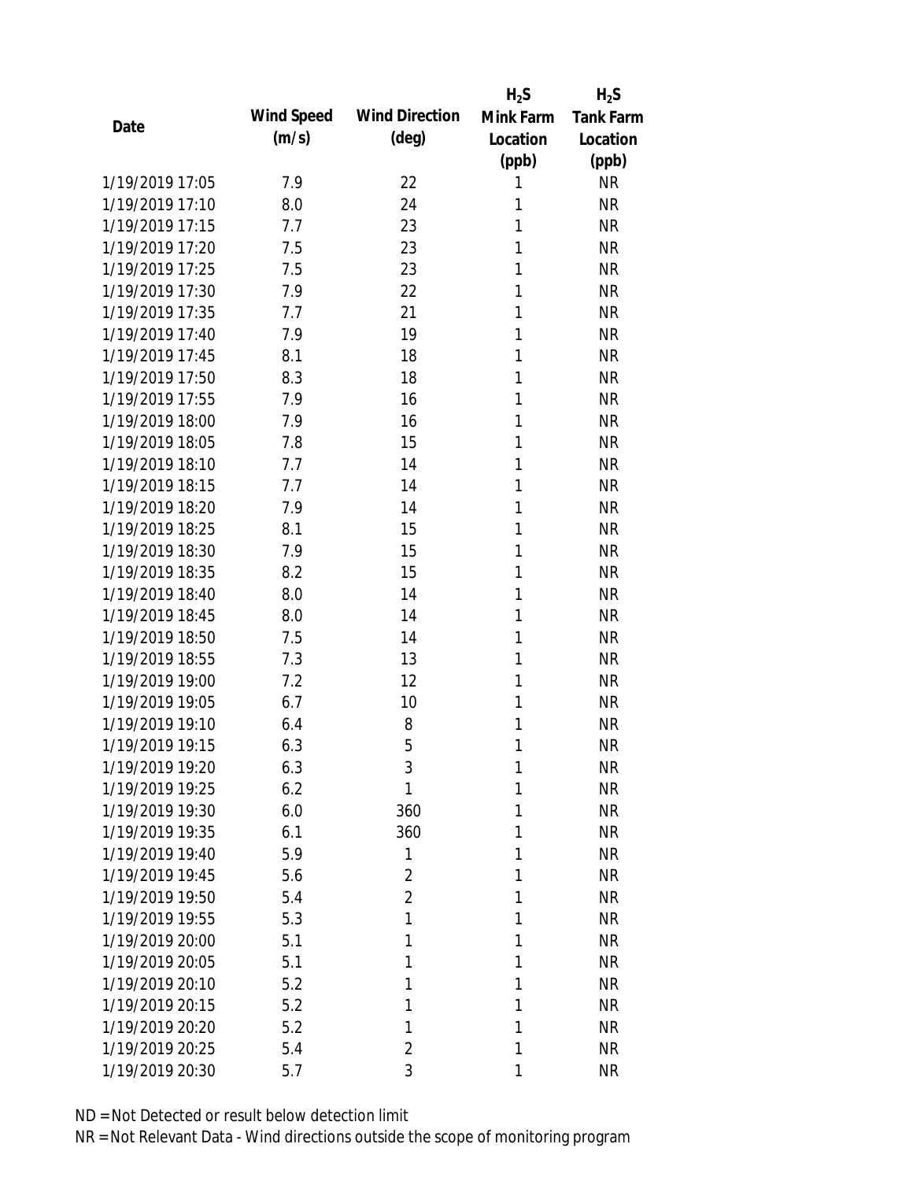| Date | Wind Speed (m/s) | Wind Direction (deg) | $H_2S$ Mink Farm Location (ppb) | $H_2S$ Tank Farm Location (ppb) |
|---|---|---|---|---|
| 1/19/2019 17:05 | 7.9 | 22 | 1 | NR |
| 1/19/2019 17:10 | 8.0 | 24 | 1 | NR |
| 1/19/2019 17:15 | 7.7 | 23 | 1 | NR |
| 1/19/2019 17:20 | 7.5 | 23 | 1 | NR |
| 1/19/2019 17:25 | 7.5 | 23 | 1 | NR |
| 1/19/2019 17:30 | 7.9 | 22 | 1 | NR |
| 1/19/2019 17:35 | 7.7 | 21 | 1 | NR |
| 1/19/2019 17:40 | 7.9 | 19 | 1 | NR |
| 1/19/2019 17:45 | 8.1 | 18 | 1 | NR |
| 1/19/2019 17:50 | 8.3 | 18 | 1 | NR |
| 1/19/2019 17:55 | 7.9 | 16 | 1 | NR |
| 1/19/2019 18:00 | 7.9 | 16 | 1 | NR |
| 1/19/2019 18:05 | 7.8 | 15 | 1 | NR |
| 1/19/2019 18:10 | 7.7 | 14 | 1 | NR |
| 1/19/2019 18:15 | 7.7 | 14 | 1 | NR |
| 1/19/2019 18:20 | 7.9 | 14 | 1 | NR |
| 1/19/2019 18:25 | 8.1 | 15 | 1 | NR |
| 1/19/2019 18:30 | 7.9 | 15 | 1 | NR |
| 1/19/2019 18:35 | 8.2 | 15 | 1 | NR |
| 1/19/2019 18:40 | 8.0 | 14 | 1 | NR |
| 1/19/2019 18:45 | 8.0 | 14 | 1 | NR |
| 1/19/2019 18:50 | 7.5 | 14 | 1 | NR |
| 1/19/2019 18:55 | 7.3 | 13 | 1 | NR |
| 1/19/2019 19:00 | 7.2 | 12 | 1 | NR |
| 1/19/2019 19:05 | 6.7 | 10 | 1 | NR |
| 1/19/2019 19:10 | 6.4 | 8 | 1 | NR |
| 1/19/2019 19:15 | 6.3 | 5 | 1 | NR |
| 1/19/2019 19:20 | 6.3 | 3 | 1 | NR |
| 1/19/2019 19:25 | 6.2 | 1 | 1 | NR |
| 1/19/2019 19:30 | 6.0 | 360 | 1 | NR |
| 1/19/2019 19:35 | 6.1 | 360 | 1 | NR |
| 1/19/2019 19:40 | 5.9 | 1 | 1 | NR |
| 1/19/2019 19:45 | 5.6 | 2 | 1 | NR |
| 1/19/2019 19:50 | 5.4 | 2 | 1 | NR |
| 1/19/2019 19:55 | 5.3 | 1 | 1 | NR |
| 1/19/2019 20:00 | 5.1 | 1 | 1 | NR |
| 1/19/2019 20:05 | 5.1 | 1 | 1 | NR |
| 1/19/2019 20:10 | 5.2 | 1 | 1 | NR |
| 1/19/2019 20:15 | 5.2 | 1 | 1 | NR |
| 1/19/2019 20:20 | 5.2 | 1 | 1 | NR |
| 1/19/2019 20:25 | 5.4 | 2 | 1 | NR |
| 1/19/2019 20:30 | 5.7 | 3 | 1 | NR |

ND = Not Detected or result below detection limit

NR = Not Relevant Data - Wind directions outside the scope of monitoring program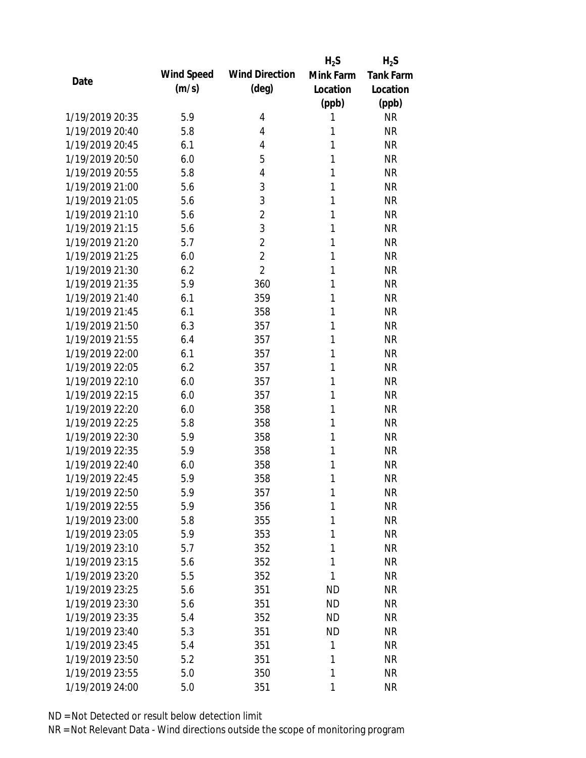| Date | Wind Speed (m/s) | Wind Direction (deg) | $H_2S$ Mink Farm Location (ppb) | $H_2S$ Tank Farm Location (ppb) |
|---|---|---|---|---|
| 1/19/2019 20:35 | 5.9 | 4 | 1 | NR |
| 1/19/2019 20:40 | 5.8 | 4 | 1 | NR |
| 1/19/2019 20:45 | 6.1 | 4 | 1 | NR |
| 1/19/2019 20:50 | 6.0 | 5 | 1 | NR |
| 1/19/2019 20:55 | 5.8 | 4 | 1 | NR |
| 1/19/2019 21:00 | 5.6 | 3 | 1 | NR |
| 1/19/2019 21:05 | 5.6 | 3 | 1 | NR |
| 1/19/2019 21:10 | 5.6 | 2 | 1 | NR |
| 1/19/2019 21:15 | 5.6 | 3 | 1 | NR |
| 1/19/2019 21:20 | 5.7 | 2 | 1 | NR |
| 1/19/2019 21:25 | 6.0 | 2 | 1 | NR |
| 1/19/2019 21:30 | 6.2 | 2 | 1 | NR |
| 1/19/2019 21:35 | 5.9 | 360 | 1 | NR |
| 1/19/2019 21:40 | 6.1 | 359 | 1 | NR |
| 1/19/2019 21:45 | 6.1 | 358 | 1 | NR |
| 1/19/2019 21:50 | 6.3 | 357 | 1 | NR |
| 1/19/2019 21:55 | 6.4 | 357 | 1 | NR |
| 1/19/2019 22:00 | 6.1 | 357 | 1 | NR |
| 1/19/2019 22:05 | 6.2 | 357 | 1 | NR |
| 1/19/2019 22:10 | 6.0 | 357 | 1 | NR |
| 1/19/2019 22:15 | 6.0 | 357 | 1 | NR |
| 1/19/2019 22:20 | 6.0 | 358 | 1 | NR |
| 1/19/2019 22:25 | 5.8 | 358 | 1 | NR |
| 1/19/2019 22:30 | 5.9 | 358 | 1 | NR |
| 1/19/2019 22:35 | 5.9 | 358 | 1 | NR |
| 1/19/2019 22:40 | 6.0 | 358 | 1 | NR |
| 1/19/2019 22:45 | 5.9 | 358 | 1 | NR |
| 1/19/2019 22:50 | 5.9 | 357 | 1 | NR |
| 1/19/2019 22:55 | 5.9 | 356 | 1 | NR |
| 1/19/2019 23:00 | 5.8 | 355 | 1 | NR |
| 1/19/2019 23:05 | 5.9 | 353 | 1 | NR |
| 1/19/2019 23:10 | 5.7 | 352 | 1 | NR |
| 1/19/2019 23:15 | 5.6 | 352 | 1 | NR |
| 1/19/2019 23:20 | 5.5 | 352 | 1 | NR |
| 1/19/2019 23:25 | 5.6 | 351 | ND | NR |
| 1/19/2019 23:30 | 5.6 | 351 | ND | NR |
| 1/19/2019 23:35 | 5.4 | 352 | ND | NR |
| 1/19/2019 23:40 | 5.3 | 351 | ND | NR |
| 1/19/2019 23:45 | 5.4 | 351 | 1 | NR |
| 1/19/2019 23:50 | 5.2 | 351 | 1 | NR |
| 1/19/2019 23:55 | 5.0 | 350 | 1 | NR |
| 1/19/2019 24:00 | 5.0 | 351 | 1 | NR |

ND = Not Detected or result below detection limit

NR = Not Relevant Data - Wind directions outside the scope of monitoring program